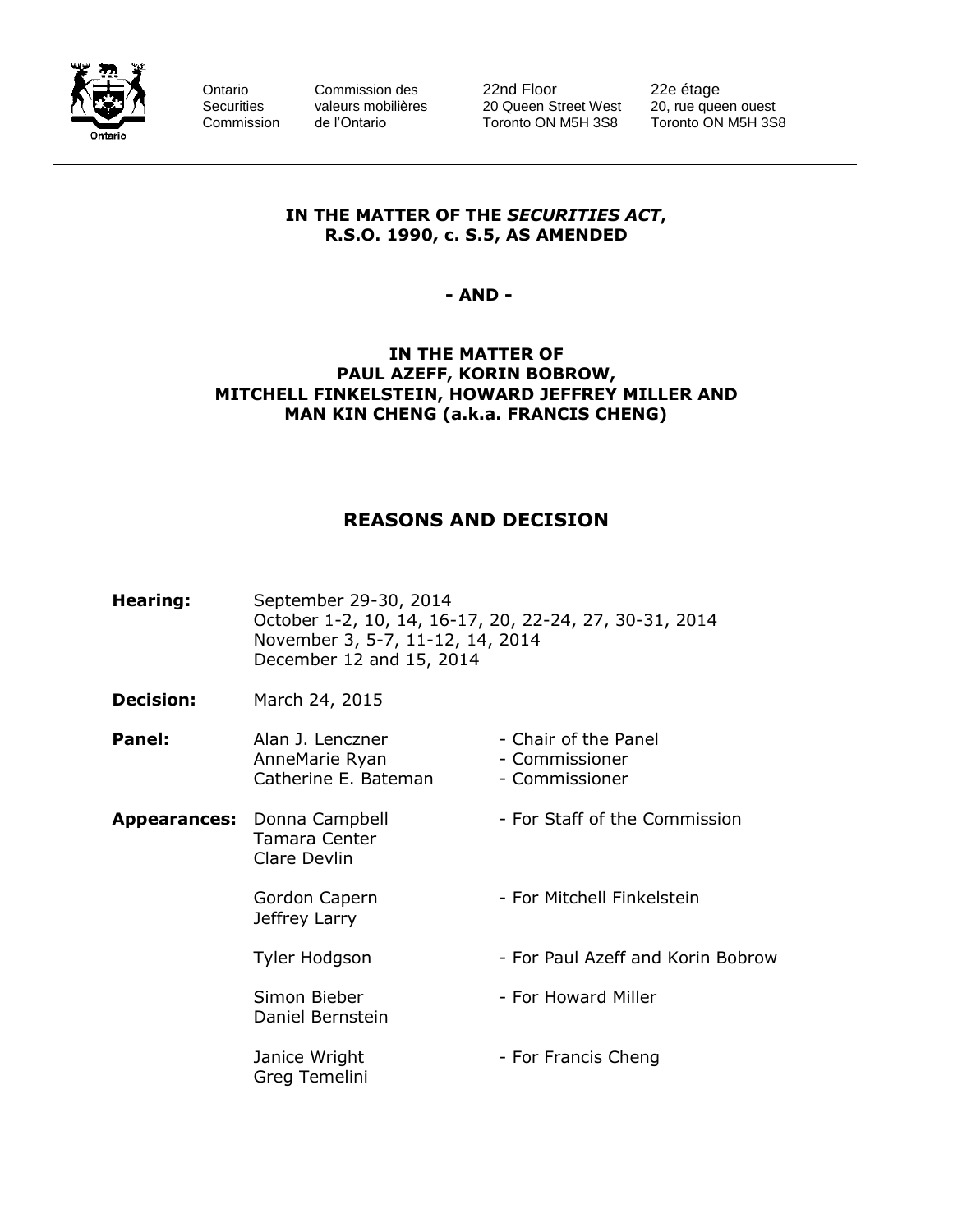Ontario Securities Commission | Commission des valeurs mobilières de l'Ontario | 22nd Floor, 20 Queen Street West, Toronto ON M5H 3S8 | 22e étage, 20, rue queen ouest, Toronto ON M5H 3S8

---

**IN THE MATTER OF THE *SECURITIES ACT*, R.S.O. 1990, c. S.5, AS AMENDED**

**- AND -**

**IN THE MATTER OF PAUL AZEFF, KORIN BOBROW, MITCHELL FINKELSTEIN, HOWARD JEFFREY MILLER AND MAN KIN CHENG (a.k.a. FRANCIS CHENG)**

# REASONS AND DECISION

**Hearing:** September 29-30, 2014
October 1-2, 10, 14, 16-17, 20, 22-24, 27, 30-31, 2014
November 3, 5-7, 11-12, 14, 2014
December 12 and 15, 2014

**Decision:** March 24, 2015

**Panel:**

| | |
|---|---|
| Alan J. Lenczner | - Chair of the Panel |
| AnneMarie Ryan | - Commissioner |
| Catherine E. Bateman | - Commissioner |

**Appearances:**

| | |
|---|---|
| Donna Campbell<br>Tamara Center<br>Clare Devlin | - For Staff of the Commission |
| Gordon Capern<br>Jeffrey Larry | - For Mitchell Finkelstein |
| Tyler Hodgson | - For Paul Azeff and Korin Bobrow |
| Simon Bieber<br>Daniel Bernstein | - For Howard Miller |
| Janice Wright<br>Greg Temelini | - For Francis Cheng |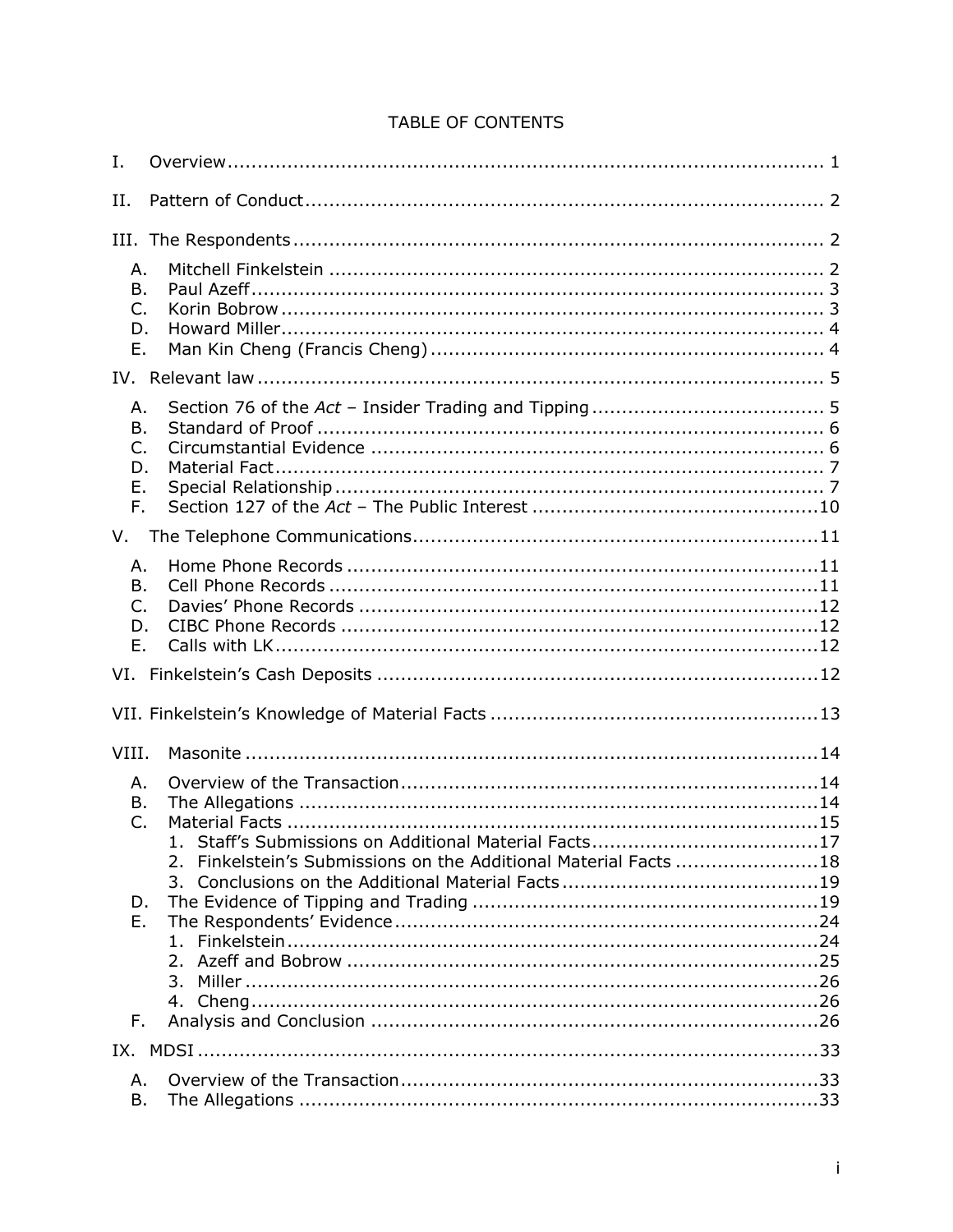TABLE OF CONTENTS

I. Overview ..... 1

II. Pattern of Conduct ..... 2

III. The Respondents ..... 2

- A. Mitchell Finkelstein ..... 2
- B. Paul Azeff ..... 3
- C. Korin Bobrow ..... 3
- D. Howard Miller ..... 4
- E. Man Kin Cheng (Francis Cheng) ..... 4

IV. Relevant law ..... 5

- A. Section 76 of the *Act* – Insider Trading and Tipping ..... 5
- B. Standard of Proof ..... 6
- C. Circumstantial Evidence ..... 6
- D. Material Fact ..... 7
- E. Special Relationship ..... 7
- F. Section 127 of the *Act* – The Public Interest ..... 10

V. The Telephone Communications ..... 11

- A. Home Phone Records ..... 11
- B. Cell Phone Records ..... 11
- C. Davies' Phone Records ..... 12
- D. CIBC Phone Records ..... 12
- E. Calls with LK ..... 12

VI. Finkelstein's Cash Deposits ..... 12

VII. Finkelstein's Knowledge of Material Facts ..... 13

VIII. Masonite ..... 14

- A. Overview of the Transaction ..... 14
- B. The Allegations ..... 14
- C. Material Facts ..... 15
  1. Staff's Submissions on Additional Material Facts ..... 17
  2. Finkelstein's Submissions on the Additional Material Facts ..... 18
  3. Conclusions on the Additional Material Facts ..... 19
- D. The Evidence of Tipping and Trading ..... 19
- E. The Respondents' Evidence ..... 24
  1. Finkelstein ..... 24
  2. Azeff and Bobrow ..... 25
  3. Miller ..... 26
  4. Cheng ..... 26
- F. Analysis and Conclusion ..... 26

IX. MDSI ..... 33

- A. Overview of the Transaction ..... 33
- B. The Allegations ..... 33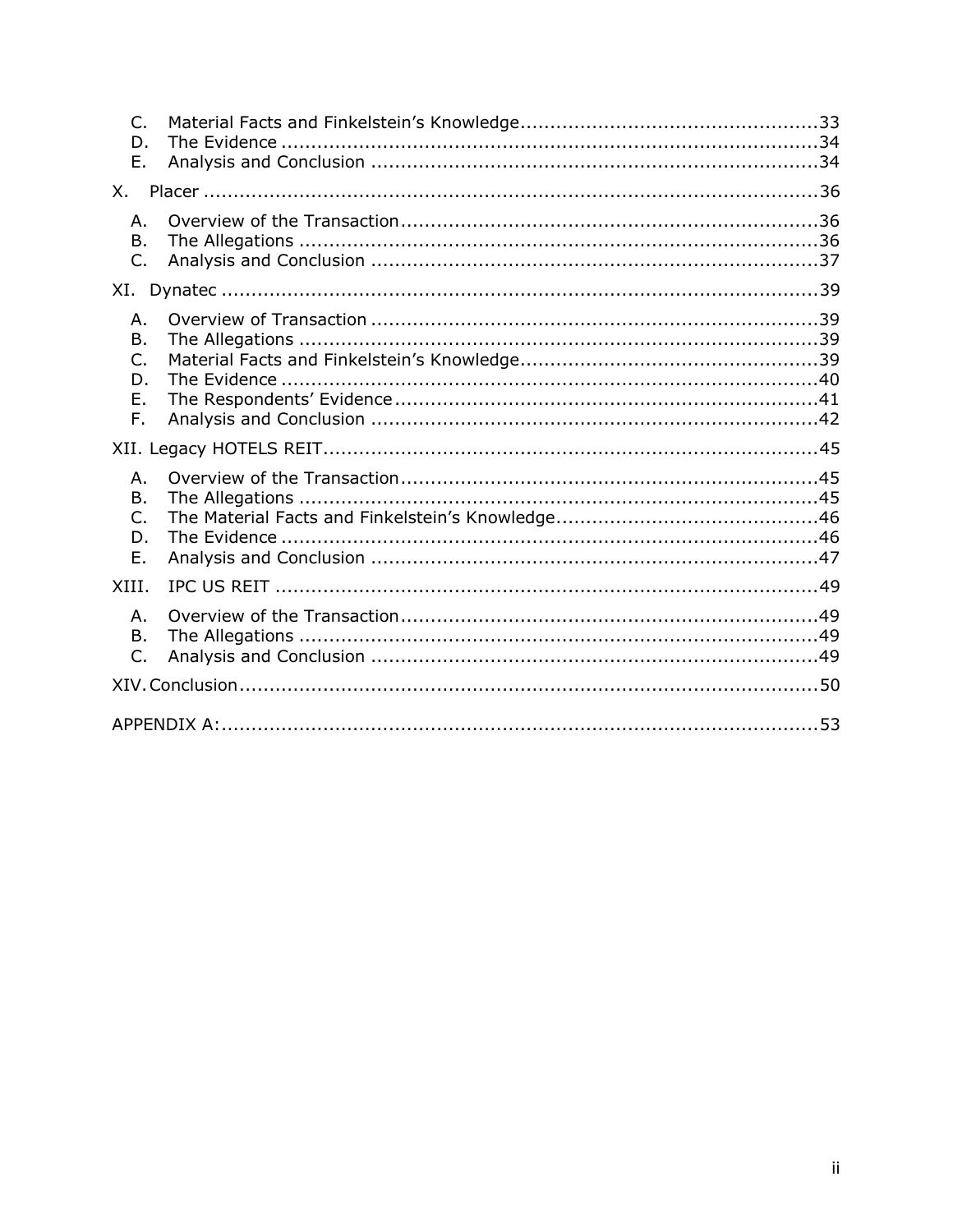C. Material Facts and Finkelstein's Knowledge ..... 33
D. The Evidence ..... 34
E. Analysis and Conclusion ..... 34

X. Placer ..... 36

A. Overview of the Transaction ..... 36
B. The Allegations ..... 36
C. Analysis and Conclusion ..... 37

XI. Dynatec ..... 39

A. Overview of Transaction ..... 39
B. The Allegations ..... 39
C. Material Facts and Finkelstein's Knowledge ..... 39
D. The Evidence ..... 40
E. The Respondents' Evidence ..... 41
F. Analysis and Conclusion ..... 42

XII. Legacy HOTELS REIT ..... 45

A. Overview of the Transaction ..... 45
B. The Allegations ..... 45
C. The Material Facts and Finkelstein's Knowledge ..... 46
D. The Evidence ..... 46
E. Analysis and Conclusion ..... 47

XIII. IPC US REIT ..... 49

A. Overview of the Transaction ..... 49
B. The Allegations ..... 49
C. Analysis and Conclusion ..... 49

XIV. Conclusion ..... 50

APPENDIX A: ..... 53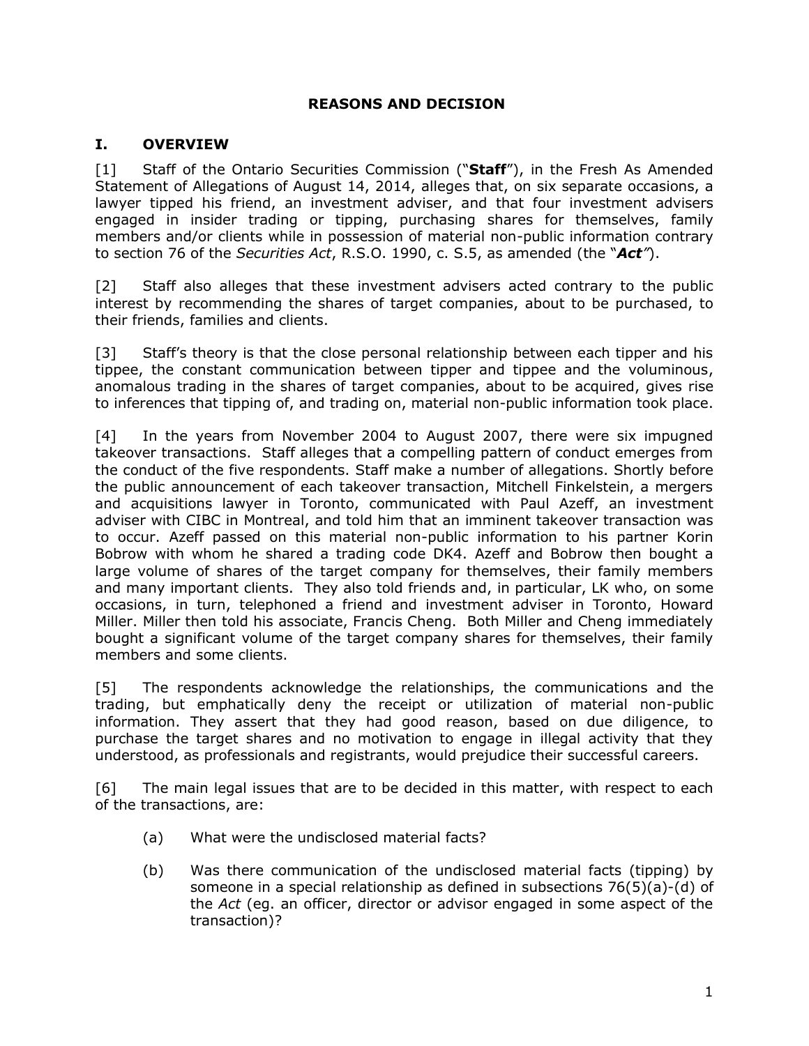## REASONS AND DECISION

## I. OVERVIEW

[1] Staff of the Ontario Securities Commission ("**Staff**"), in the Fresh As Amended Statement of Allegations of August 14, 2014, alleges that, on six separate occasions, a lawyer tipped his friend, an investment adviser, and that four investment advisers engaged in insider trading or tipping, purchasing shares for themselves, family members and/or clients while in possession of material non-public information contrary to section 76 of the *Securities Act*, R.S.O. 1990, c. S.5, as amended (the "***Act***").

[2] Staff also alleges that these investment advisers acted contrary to the public interest by recommending the shares of target companies, about to be purchased, to their friends, families and clients.

[3] Staff's theory is that the close personal relationship between each tipper and his tippee, the constant communication between tipper and tippee and the voluminous, anomalous trading in the shares of target companies, about to be acquired, gives rise to inferences that tipping of, and trading on, material non-public information took place.

[4] In the years from November 2004 to August 2007, there were six impugned takeover transactions. Staff alleges that a compelling pattern of conduct emerges from the conduct of the five respondents. Staff make a number of allegations. Shortly before the public announcement of each takeover transaction, Mitchell Finkelstein, a mergers and acquisitions lawyer in Toronto, communicated with Paul Azeff, an investment adviser with CIBC in Montreal, and told him that an imminent takeover transaction was to occur. Azeff passed on this material non-public information to his partner Korin Bobrow with whom he shared a trading code DK4. Azeff and Bobrow then bought a large volume of shares of the target company for themselves, their family members and many important clients. They also told friends and, in particular, LK who, on some occasions, in turn, telephoned a friend and investment adviser in Toronto, Howard Miller. Miller then told his associate, Francis Cheng. Both Miller and Cheng immediately bought a significant volume of the target company shares for themselves, their family members and some clients.

[5] The respondents acknowledge the relationships, the communications and the trading, but emphatically deny the receipt or utilization of material non-public information. They assert that they had good reason, based on due diligence, to purchase the target shares and no motivation to engage in illegal activity that they understood, as professionals and registrants, would prejudice their successful careers.

[6] The main legal issues that are to be decided in this matter, with respect to each of the transactions, are:

(a) What were the undisclosed material facts?

(b) Was there communication of the undisclosed material facts (tipping) by someone in a special relationship as defined in subsections 76(5)(a)-(d) of the *Act* (eg. an officer, director or advisor engaged in some aspect of the transaction)?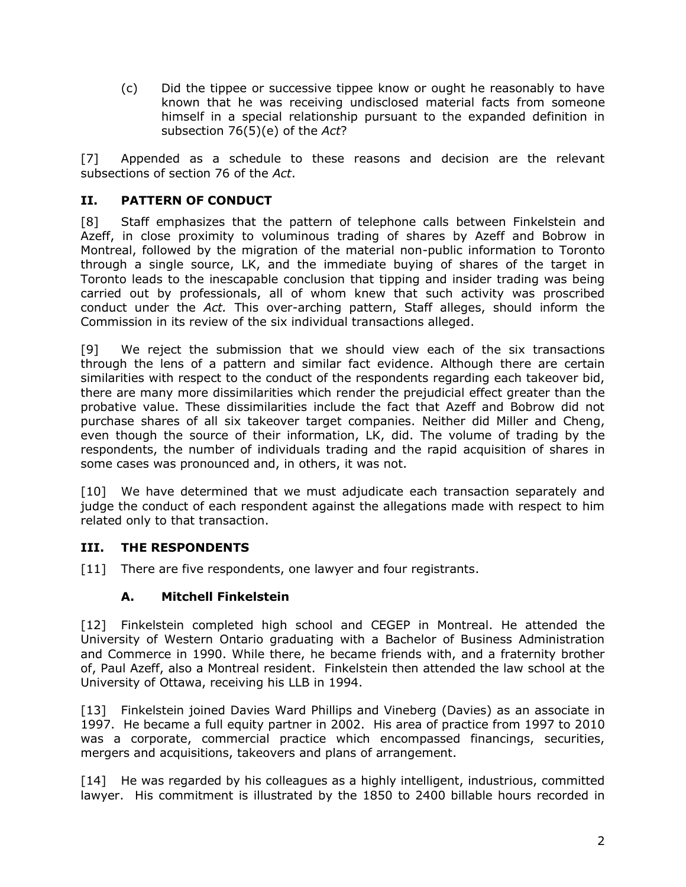(c) Did the tippee or successive tippee know or ought he reasonably to have known that he was receiving undisclosed material facts from someone himself in a special relationship pursuant to the expanded definition in subsection 76(5)(e) of the *Act*?

[7] Appended as a schedule to these reasons and decision are the relevant subsections of section 76 of the *Act*.

## II. PATTERN OF CONDUCT

[8] Staff emphasizes that the pattern of telephone calls between Finkelstein and Azeff, in close proximity to voluminous trading of shares by Azeff and Bobrow in Montreal, followed by the migration of the material non-public information to Toronto through a single source, LK, and the immediate buying of shares of the target in Toronto leads to the inescapable conclusion that tipping and insider trading was being carried out by professionals, all of whom knew that such activity was proscribed conduct under the *Act.* This over-arching pattern, Staff alleges, should inform the Commission in its review of the six individual transactions alleged.

[9] We reject the submission that we should view each of the six transactions through the lens of a pattern and similar fact evidence. Although there are certain similarities with respect to the conduct of the respondents regarding each takeover bid, there are many more dissimilarities which render the prejudicial effect greater than the probative value. These dissimilarities include the fact that Azeff and Bobrow did not purchase shares of all six takeover target companies. Neither did Miller and Cheng, even though the source of their information, LK, did. The volume of trading by the respondents, the number of individuals trading and the rapid acquisition of shares in some cases was pronounced and, in others, it was not.

[10] We have determined that we must adjudicate each transaction separately and judge the conduct of each respondent against the allegations made with respect to him related only to that transaction.

## III. THE RESPONDENTS

[11] There are five respondents, one lawyer and four registrants.

### A. Mitchell Finkelstein

[12] Finkelstein completed high school and CEGEP in Montreal. He attended the University of Western Ontario graduating with a Bachelor of Business Administration and Commerce in 1990. While there, he became friends with, and a fraternity brother of, Paul Azeff, also a Montreal resident. Finkelstein then attended the law school at the University of Ottawa, receiving his LLB in 1994.

[13] Finkelstein joined Davies Ward Phillips and Vineberg (Davies) as an associate in 1997. He became a full equity partner in 2002. His area of practice from 1997 to 2010 was a corporate, commercial practice which encompassed financings, securities, mergers and acquisitions, takeovers and plans of arrangement.

[14] He was regarded by his colleagues as a highly intelligent, industrious, committed lawyer. His commitment is illustrated by the 1850 to 2400 billable hours recorded in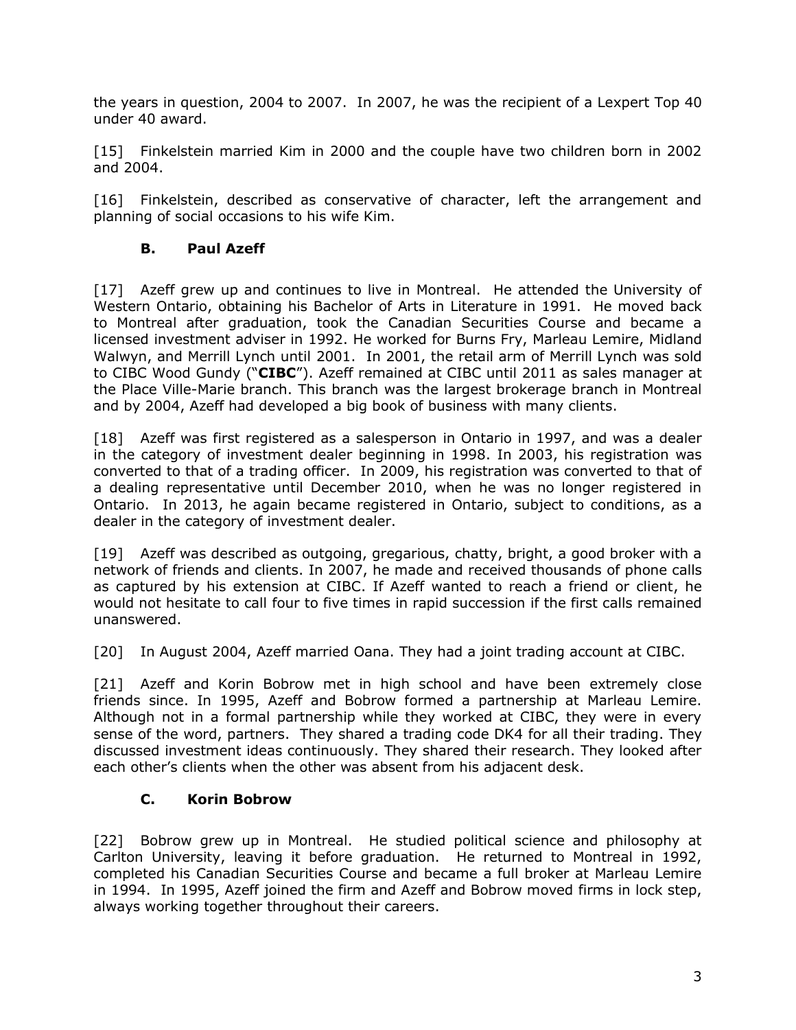the years in question, 2004 to 2007. In 2007, he was the recipient of a Lexpert Top 40 under 40 award.

[15] Finkelstein married Kim in 2000 and the couple have two children born in 2002 and 2004.

[16] Finkelstein, described as conservative of character, left the arrangement and planning of social occasions to his wife Kim.

### B. Paul Azeff

[17] Azeff grew up and continues to live in Montreal. He attended the University of Western Ontario, obtaining his Bachelor of Arts in Literature in 1991. He moved back to Montreal after graduation, took the Canadian Securities Course and became a licensed investment adviser in 1992. He worked for Burns Fry, Marleau Lemire, Midland Walwyn, and Merrill Lynch until 2001. In 2001, the retail arm of Merrill Lynch was sold to CIBC Wood Gundy ("**CIBC**"). Azeff remained at CIBC until 2011 as sales manager at the Place Ville-Marie branch. This branch was the largest brokerage branch in Montreal and by 2004, Azeff had developed a big book of business with many clients.

[18] Azeff was first registered as a salesperson in Ontario in 1997, and was a dealer in the category of investment dealer beginning in 1998. In 2003, his registration was converted to that of a trading officer. In 2009, his registration was converted to that of a dealing representative until December 2010, when he was no longer registered in Ontario. In 2013, he again became registered in Ontario, subject to conditions, as a dealer in the category of investment dealer.

[19] Azeff was described as outgoing, gregarious, chatty, bright, a good broker with a network of friends and clients. In 2007, he made and received thousands of phone calls as captured by his extension at CIBC. If Azeff wanted to reach a friend or client, he would not hesitate to call four to five times in rapid succession if the first calls remained unanswered.

[20] In August 2004, Azeff married Oana. They had a joint trading account at CIBC.

[21] Azeff and Korin Bobrow met in high school and have been extremely close friends since. In 1995, Azeff and Bobrow formed a partnership at Marleau Lemire. Although not in a formal partnership while they worked at CIBC, they were in every sense of the word, partners. They shared a trading code DK4 for all their trading. They discussed investment ideas continuously. They shared their research. They looked after each other's clients when the other was absent from his adjacent desk.

### C. Korin Bobrow

[22] Bobrow grew up in Montreal. He studied political science and philosophy at Carlton University, leaving it before graduation. He returned to Montreal in 1992, completed his Canadian Securities Course and became a full broker at Marleau Lemire in 1994. In 1995, Azeff joined the firm and Azeff and Bobrow moved firms in lock step, always working together throughout their careers.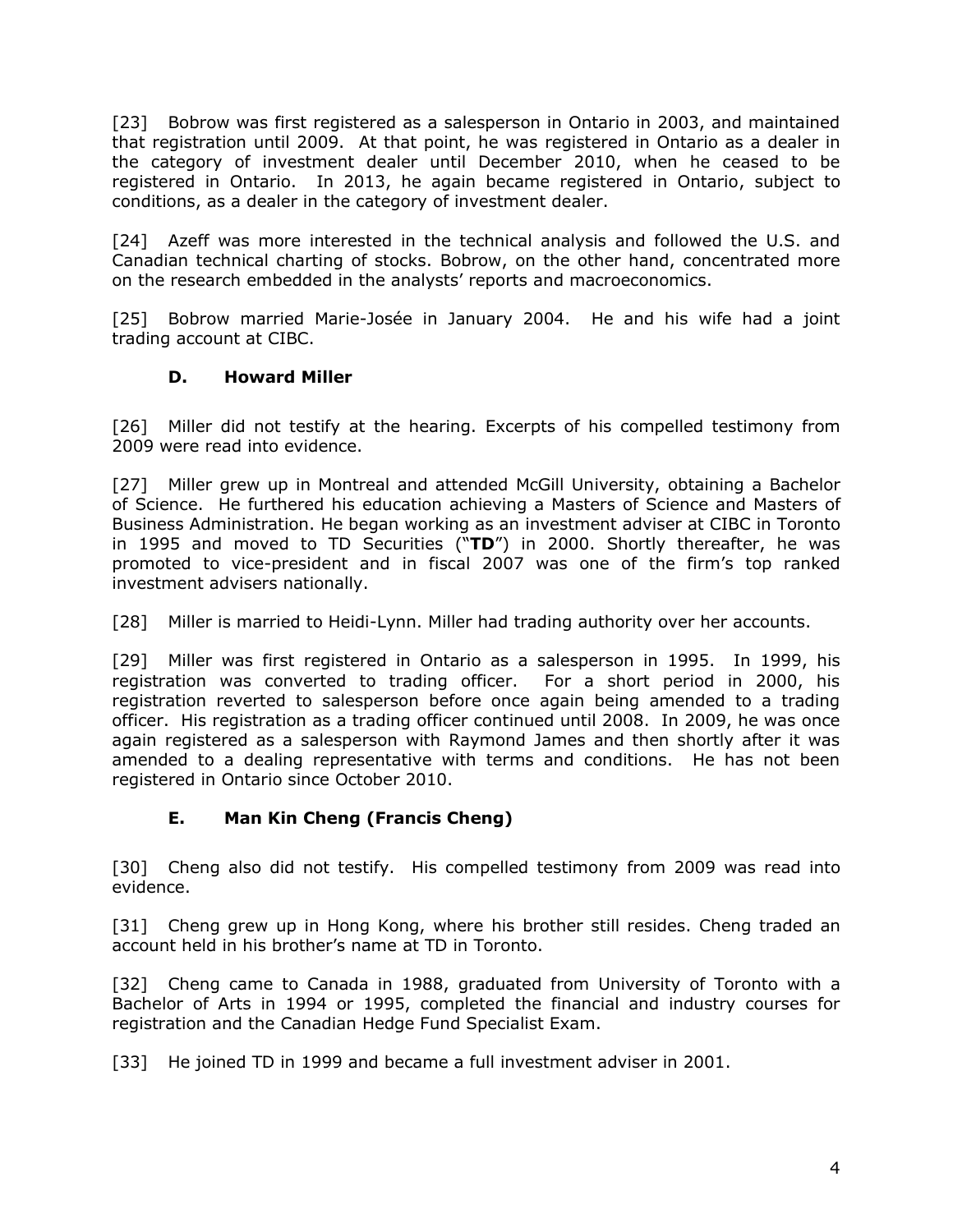[23] Bobrow was first registered as a salesperson in Ontario in 2003, and maintained that registration until 2009. At that point, he was registered in Ontario as a dealer in the category of investment dealer until December 2010, when he ceased to be registered in Ontario. In 2013, he again became registered in Ontario, subject to conditions, as a dealer in the category of investment dealer.

[24] Azeff was more interested in the technical analysis and followed the U.S. and Canadian technical charting of stocks. Bobrow, on the other hand, concentrated more on the research embedded in the analysts' reports and macroeconomics.

[25] Bobrow married Marie-Josée in January 2004. He and his wife had a joint trading account at CIBC.

### D. Howard Miller

[26] Miller did not testify at the hearing. Excerpts of his compelled testimony from 2009 were read into evidence.

[27] Miller grew up in Montreal and attended McGill University, obtaining a Bachelor of Science. He furthered his education achieving a Masters of Science and Masters of Business Administration. He began working as an investment adviser at CIBC in Toronto in 1995 and moved to TD Securities ("**TD**") in 2000. Shortly thereafter, he was promoted to vice-president and in fiscal 2007 was one of the firm's top ranked investment advisers nationally.

[28] Miller is married to Heidi-Lynn. Miller had trading authority over her accounts.

[29] Miller was first registered in Ontario as a salesperson in 1995. In 1999, his registration was converted to trading officer. For a short period in 2000, his registration reverted to salesperson before once again being amended to a trading officer. His registration as a trading officer continued until 2008. In 2009, he was once again registered as a salesperson with Raymond James and then shortly after it was amended to a dealing representative with terms and conditions. He has not been registered in Ontario since October 2010.

### E. Man Kin Cheng (Francis Cheng)

[30] Cheng also did not testify. His compelled testimony from 2009 was read into evidence.

[31] Cheng grew up in Hong Kong, where his brother still resides. Cheng traded an account held in his brother's name at TD in Toronto.

[32] Cheng came to Canada in 1988, graduated from University of Toronto with a Bachelor of Arts in 1994 or 1995, completed the financial and industry courses for registration and the Canadian Hedge Fund Specialist Exam.

[33] He joined TD in 1999 and became a full investment adviser in 2001.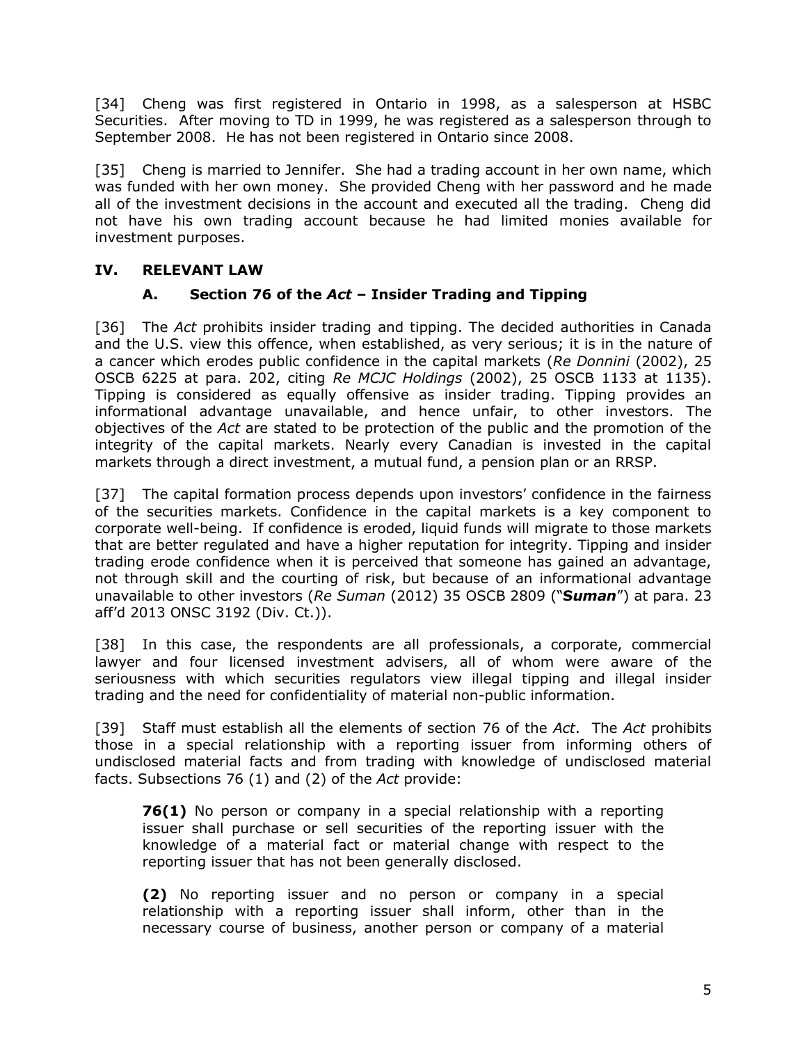[34] Cheng was first registered in Ontario in 1998, as a salesperson at HSBC Securities. After moving to TD in 1999, he was registered as a salesperson through to September 2008. He has not been registered in Ontario since 2008.

[35] Cheng is married to Jennifer. She had a trading account in her own name, which was funded with her own money. She provided Cheng with her password and he made all of the investment decisions in the account and executed all the trading. Cheng did not have his own trading account because he had limited monies available for investment purposes.

## IV. RELEVANT LAW

### A. Section 76 of the *Act* – Insider Trading and Tipping

[36] The *Act* prohibits insider trading and tipping. The decided authorities in Canada and the U.S. view this offence, when established, as very serious; it is in the nature of a cancer which erodes public confidence in the capital markets (*Re Donnini* (2002), 25 OSCB 6225 at para. 202, citing *Re MCJC Holdings* (2002), 25 OSCB 1133 at 1135). Tipping is considered as equally offensive as insider trading. Tipping provides an informational advantage unavailable, and hence unfair, to other investors. The objectives of the *Act* are stated to be protection of the public and the promotion of the integrity of the capital markets. Nearly every Canadian is invested in the capital markets through a direct investment, a mutual fund, a pension plan or an RRSP.

[37] The capital formation process depends upon investors' confidence in the fairness of the securities markets. Confidence in the capital markets is a key component to corporate well-being. If confidence is eroded, liquid funds will migrate to those markets that are better regulated and have a higher reputation for integrity. Tipping and insider trading erode confidence when it is perceived that someone has gained an advantage, not through skill and the courting of risk, but because of an informational advantage unavailable to other investors (*Re Suman* (2012) 35 OSCB 2809 ("***Suman***") at para. 23 aff'd 2013 ONSC 3192 (Div. Ct.)).

[38] In this case, the respondents are all professionals, a corporate, commercial lawyer and four licensed investment advisers, all of whom were aware of the seriousness with which securities regulators view illegal tipping and illegal insider trading and the need for confidentiality of material non-public information.

[39] Staff must establish all the elements of section 76 of the *Act*. The *Act* prohibits those in a special relationship with a reporting issuer from informing others of undisclosed material facts and from trading with knowledge of undisclosed material facts. Subsections 76 (1) and (2) of the *Act* provide:

> **76(1)** No person or company in a special relationship with a reporting issuer shall purchase or sell securities of the reporting issuer with the knowledge of a material fact or material change with respect to the reporting issuer that has not been generally disclosed.
>
> **(2)** No reporting issuer and no person or company in a special relationship with a reporting issuer shall inform, other than in the necessary course of business, another person or company of a material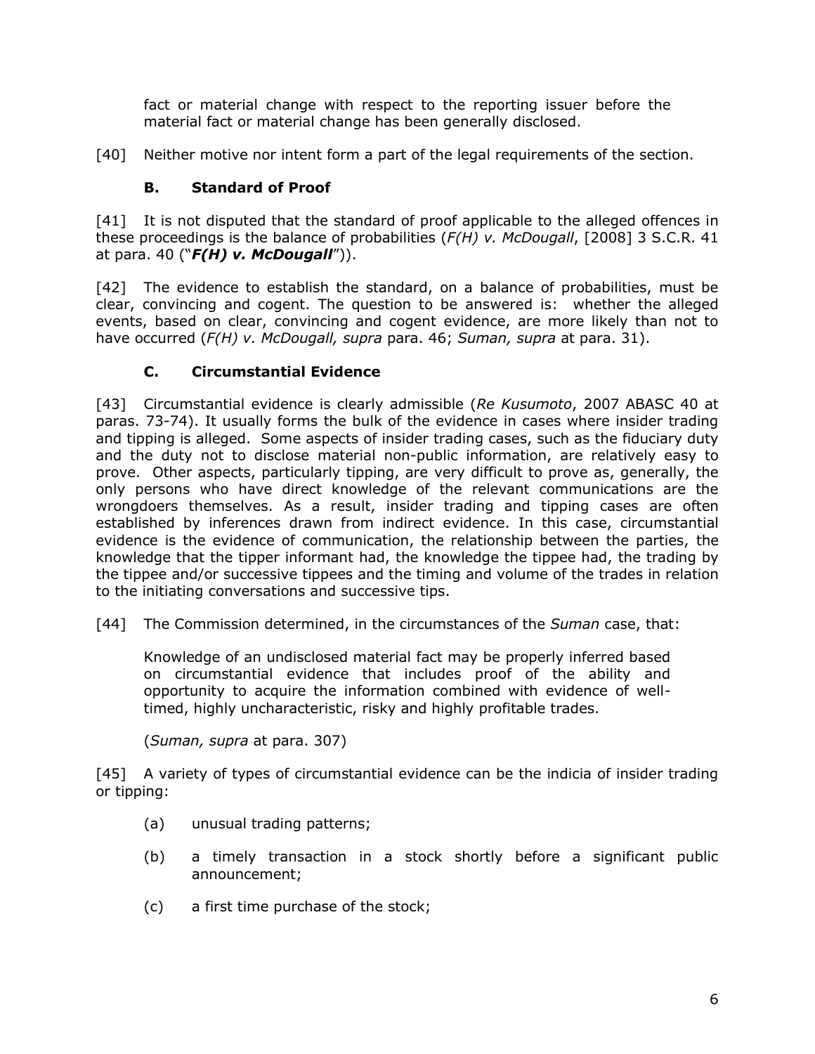fact or material change with respect to the reporting issuer before the material fact or material change has been generally disclosed.

[40] Neither motive nor intent form a part of the legal requirements of the section.

### B. Standard of Proof

[41] It is not disputed that the standard of proof applicable to the alleged offences in these proceedings is the balance of probabilities (*F(H) v. McDougall*, [2008] 3 S.C.R. 41 at para. 40 ("***F(H) v. McDougall***")).

[42] The evidence to establish the standard, on a balance of probabilities, must be clear, convincing and cogent. The question to be answered is: whether the alleged events, based on clear, convincing and cogent evidence, are more likely than not to have occurred (*F(H) v. McDougall, supra* para. 46; *Suman, supra* at para. 31).

### C. Circumstantial Evidence

[43] Circumstantial evidence is clearly admissible (*Re Kusumoto*, 2007 ABASC 40 at paras. 73-74). It usually forms the bulk of the evidence in cases where insider trading and tipping is alleged. Some aspects of insider trading cases, such as the fiduciary duty and the duty not to disclose material non-public information, are relatively easy to prove. Other aspects, particularly tipping, are very difficult to prove as, generally, the only persons who have direct knowledge of the relevant communications are the wrongdoers themselves. As a result, insider trading and tipping cases are often established by inferences drawn from indirect evidence. In this case, circumstantial evidence is the evidence of communication, the relationship between the parties, the knowledge that the tipper informant had, the knowledge the tippee had, the trading by the tippee and/or successive tippees and the timing and volume of the trades in relation to the initiating conversations and successive tips.

[44] The Commission determined, in the circumstances of the *Suman* case, that:

> Knowledge of an undisclosed material fact may be properly inferred based on circumstantial evidence that includes proof of the ability and opportunity to acquire the information combined with evidence of well-timed, highly uncharacteristic, risky and highly profitable trades.
>
> (*Suman, supra* at para. 307)

[45] A variety of types of circumstantial evidence can be the indicia of insider trading or tipping:

(a) unusual trading patterns;

(b) a timely transaction in a stock shortly before a significant public announcement;

(c) a first time purchase of the stock;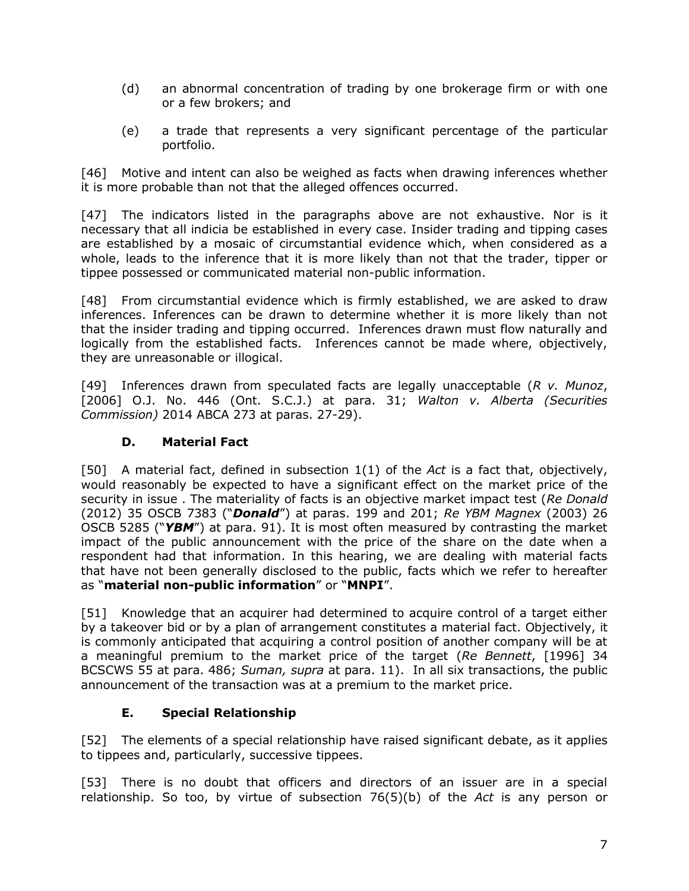(d) an abnormal concentration of trading by one brokerage firm or with one or a few brokers; and

(e) a trade that represents a very significant percentage of the particular portfolio.

[46] Motive and intent can also be weighed as facts when drawing inferences whether it is more probable than not that the alleged offences occurred.

[47] The indicators listed in the paragraphs above are not exhaustive. Nor is it necessary that all indicia be established in every case. Insider trading and tipping cases are established by a mosaic of circumstantial evidence which, when considered as a whole, leads to the inference that it is more likely than not that the trader, tipper or tippee possessed or communicated material non-public information.

[48] From circumstantial evidence which is firmly established, we are asked to draw inferences. Inferences can be drawn to determine whether it is more likely than not that the insider trading and tipping occurred. Inferences drawn must flow naturally and logically from the established facts. Inferences cannot be made where, objectively, they are unreasonable or illogical.

[49] Inferences drawn from speculated facts are legally unacceptable (*R v. Munoz*, [2006] O.J. No. 446 (Ont. S.C.J.) at para. 31; *Walton v. Alberta (Securities Commission)* 2014 ABCA 273 at paras. 27-29).

### D. Material Fact

[50] A material fact, defined in subsection 1(1) of the *Act* is a fact that, objectively, would reasonably be expected to have a significant effect on the market price of the security in issue . The materiality of facts is an objective market impact test (*Re Donald* (2012) 35 OSCB 7383 ("***Donald***") at paras. 199 and 201; *Re YBM Magnex* (2003) 26 OSCB 5285 ("***YBM***") at para. 91). It is most often measured by contrasting the market impact of the public announcement with the price of the share on the date when a respondent had that information. In this hearing, we are dealing with material facts that have not been generally disclosed to the public, facts which we refer to hereafter as "**material non-public information**" or "**MNPI**".

[51] Knowledge that an acquirer had determined to acquire control of a target either by a takeover bid or by a plan of arrangement constitutes a material fact. Objectively, it is commonly anticipated that acquiring a control position of another company will be at a meaningful premium to the market price of the target (*Re Bennett*, [1996] 34 BCSCWS 55 at para. 486; *Suman, supra* at para. 11). In all six transactions, the public announcement of the transaction was at a premium to the market price.

### E. Special Relationship

[52] The elements of a special relationship have raised significant debate, as it applies to tippees and, particularly, successive tippees.

[53] There is no doubt that officers and directors of an issuer are in a special relationship. So too, by virtue of subsection 76(5)(b) of the *Act* is any person or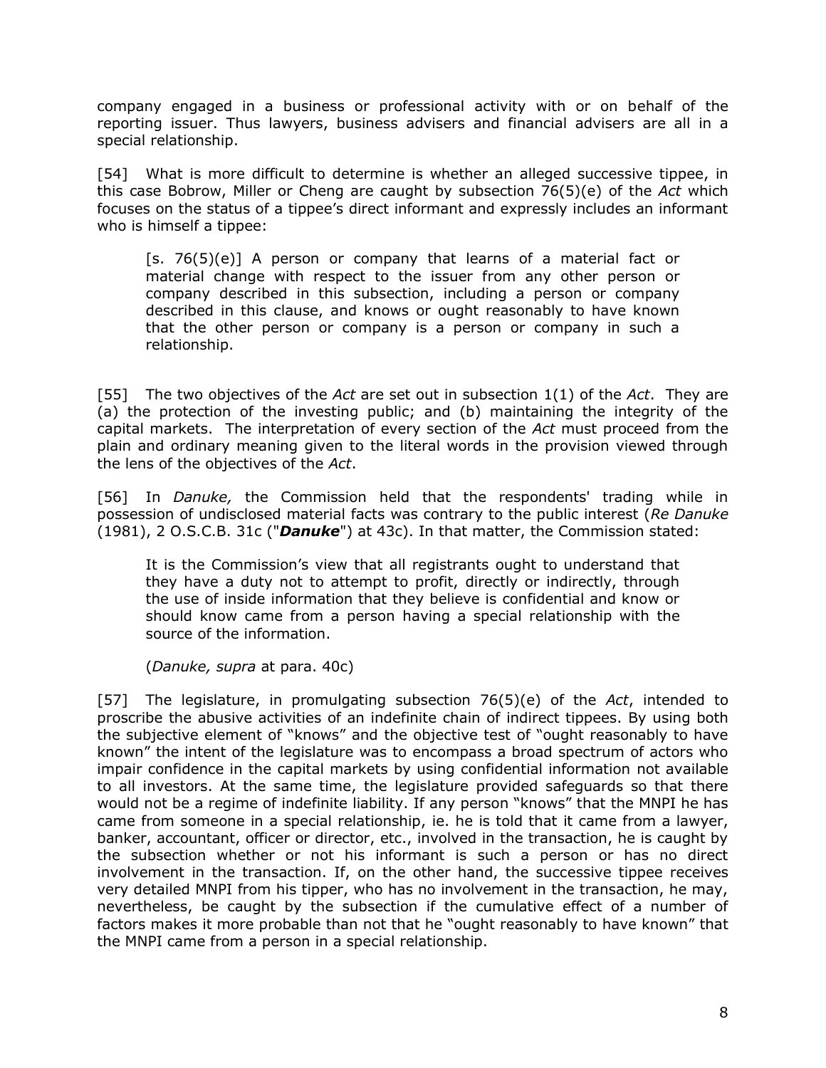company engaged in a business or professional activity with or on behalf of the reporting issuer. Thus lawyers, business advisers and financial advisers are all in a special relationship.

[54] What is more difficult to determine is whether an alleged successive tippee, in this case Bobrow, Miller or Cheng are caught by subsection 76(5)(e) of the *Act* which focuses on the status of a tippee's direct informant and expressly includes an informant who is himself a tippee:

> [s. 76(5)(e)] A person or company that learns of a material fact or material change with respect to the issuer from any other person or company described in this subsection, including a person or company described in this clause, and knows or ought reasonably to have known that the other person or company is a person or company in such a relationship.

[55] The two objectives of the *Act* are set out in subsection 1(1) of the *Act*. They are (a) the protection of the investing public; and (b) maintaining the integrity of the capital markets. The interpretation of every section of the *Act* must proceed from the plain and ordinary meaning given to the literal words in the provision viewed through the lens of the objectives of the *Act*.

[56] In *Danuke,* the Commission held that the respondents' trading while in possession of undisclosed material facts was contrary to the public interest (*Re Danuke* (1981), 2 O.S.C.B. 31c ("***Danuke***") at 43c). In that matter, the Commission stated:

> It is the Commission's view that all registrants ought to understand that they have a duty not to attempt to profit, directly or indirectly, through the use of inside information that they believe is confidential and know or should know came from a person having a special relationship with the source of the information.
>
> (*Danuke, supra* at para. 40c)

[57] The legislature, in promulgating subsection 76(5)(e) of the *Act*, intended to proscribe the abusive activities of an indefinite chain of indirect tippees. By using both the subjective element of "knows" and the objective test of "ought reasonably to have known" the intent of the legislature was to encompass a broad spectrum of actors who impair confidence in the capital markets by using confidential information not available to all investors. At the same time, the legislature provided safeguards so that there would not be a regime of indefinite liability. If any person "knows" that the MNPI he has came from someone in a special relationship, ie. he is told that it came from a lawyer, banker, accountant, officer or director, etc., involved in the transaction, he is caught by the subsection whether or not his informant is such a person or has no direct involvement in the transaction. If, on the other hand, the successive tippee receives very detailed MNPI from his tipper, who has no involvement in the transaction, he may, nevertheless, be caught by the subsection if the cumulative effect of a number of factors makes it more probable than not that he "ought reasonably to have known" that the MNPI came from a person in a special relationship.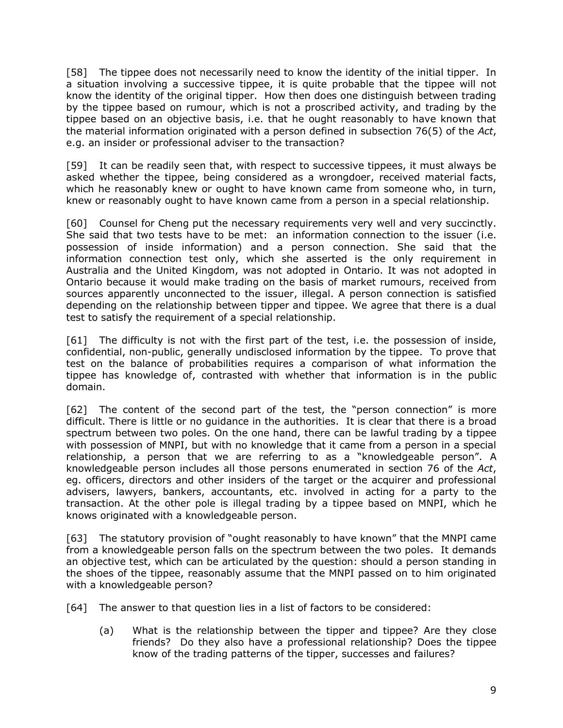[58] The tippee does not necessarily need to know the identity of the initial tipper. In a situation involving a successive tippee, it is quite probable that the tippee will not know the identity of the original tipper. How then does one distinguish between trading by the tippee based on rumour, which is not a proscribed activity, and trading by the tippee based on an objective basis, i.e. that he ought reasonably to have known that the material information originated with a person defined in subsection 76(5) of the *Act*, e.g. an insider or professional adviser to the transaction?

[59] It can be readily seen that, with respect to successive tippees, it must always be asked whether the tippee, being considered as a wrongdoer, received material facts, which he reasonably knew or ought to have known came from someone who, in turn, knew or reasonably ought to have known came from a person in a special relationship.

[60] Counsel for Cheng put the necessary requirements very well and very succinctly. She said that two tests have to be met: an information connection to the issuer (i.e. possession of inside information) and a person connection. She said that the information connection test only, which she asserted is the only requirement in Australia and the United Kingdom, was not adopted in Ontario. It was not adopted in Ontario because it would make trading on the basis of market rumours, received from sources apparently unconnected to the issuer, illegal. A person connection is satisfied depending on the relationship between tipper and tippee. We agree that there is a dual test to satisfy the requirement of a special relationship.

[61] The difficulty is not with the first part of the test, i.e. the possession of inside, confidential, non-public, generally undisclosed information by the tippee. To prove that test on the balance of probabilities requires a comparison of what information the tippee has knowledge of, contrasted with whether that information is in the public domain.

[62] The content of the second part of the test, the "person connection" is more difficult. There is little or no guidance in the authorities. It is clear that there is a broad spectrum between two poles. On the one hand, there can be lawful trading by a tippee with possession of MNPI, but with no knowledge that it came from a person in a special relationship, a person that we are referring to as a "knowledgeable person". A knowledgeable person includes all those persons enumerated in section 76 of the *Act*, eg. officers, directors and other insiders of the target or the acquirer and professional advisers, lawyers, bankers, accountants, etc. involved in acting for a party to the transaction. At the other pole is illegal trading by a tippee based on MNPI, which he knows originated with a knowledgeable person.

[63] The statutory provision of "ought reasonably to have known" that the MNPI came from a knowledgeable person falls on the spectrum between the two poles. It demands an objective test, which can be articulated by the question: should a person standing in the shoes of the tippee, reasonably assume that the MNPI passed on to him originated with a knowledgeable person?

[64] The answer to that question lies in a list of factors to be considered:

(a) What is the relationship between the tipper and tippee? Are they close friends? Do they also have a professional relationship? Does the tippee know of the trading patterns of the tipper, successes and failures?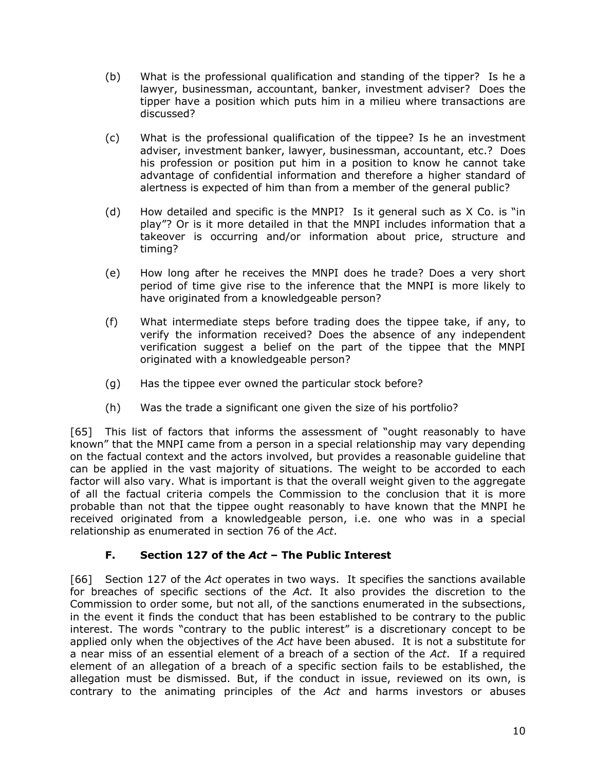(b) What is the professional qualification and standing of the tipper? Is he a lawyer, businessman, accountant, banker, investment adviser? Does the tipper have a position which puts him in a milieu where transactions are discussed?

(c) What is the professional qualification of the tippee? Is he an investment adviser, investment banker, lawyer, businessman, accountant, etc.? Does his profession or position put him in a position to know he cannot take advantage of confidential information and therefore a higher standard of alertness is expected of him than from a member of the general public?

(d) How detailed and specific is the MNPI? Is it general such as X Co. is "in play"? Or is it more detailed in that the MNPI includes information that a takeover is occurring and/or information about price, structure and timing?

(e) How long after he receives the MNPI does he trade? Does a very short period of time give rise to the inference that the MNPI is more likely to have originated from a knowledgeable person?

(f) What intermediate steps before trading does the tippee take, if any, to verify the information received? Does the absence of any independent verification suggest a belief on the part of the tippee that the MNPI originated with a knowledgeable person?

(g) Has the tippee ever owned the particular stock before?

(h) Was the trade a significant one given the size of his portfolio?

[65] This list of factors that informs the assessment of "ought reasonably to have known" that the MNPI came from a person in a special relationship may vary depending on the factual context and the actors involved, but provides a reasonable guideline that can be applied in the vast majority of situations. The weight to be accorded to each factor will also vary. What is important is that the overall weight given to the aggregate of all the factual criteria compels the Commission to the conclusion that it is more probable than not that the tippee ought reasonably to have known that the MNPI he received originated from a knowledgeable person, i.e. one who was in a special relationship as enumerated in section 76 of the *Act*.

### F. Section 127 of the *Act* – The Public Interest

[66] Section 127 of the *Act* operates in two ways. It specifies the sanctions available for breaches of specific sections of the *Act.* It also provides the discretion to the Commission to order some, but not all, of the sanctions enumerated in the subsections, in the event it finds the conduct that has been established to be contrary to the public interest. The words "contrary to the public interest" is a discretionary concept to be applied only when the objectives of the *Act* have been abused. It is not a substitute for a near miss of an essential element of a breach of a section of the *Act*. If a required element of an allegation of a breach of a specific section fails to be established, the allegation must be dismissed. But, if the conduct in issue, reviewed on its own, is contrary to the animating principles of the *Act* and harms investors or abuses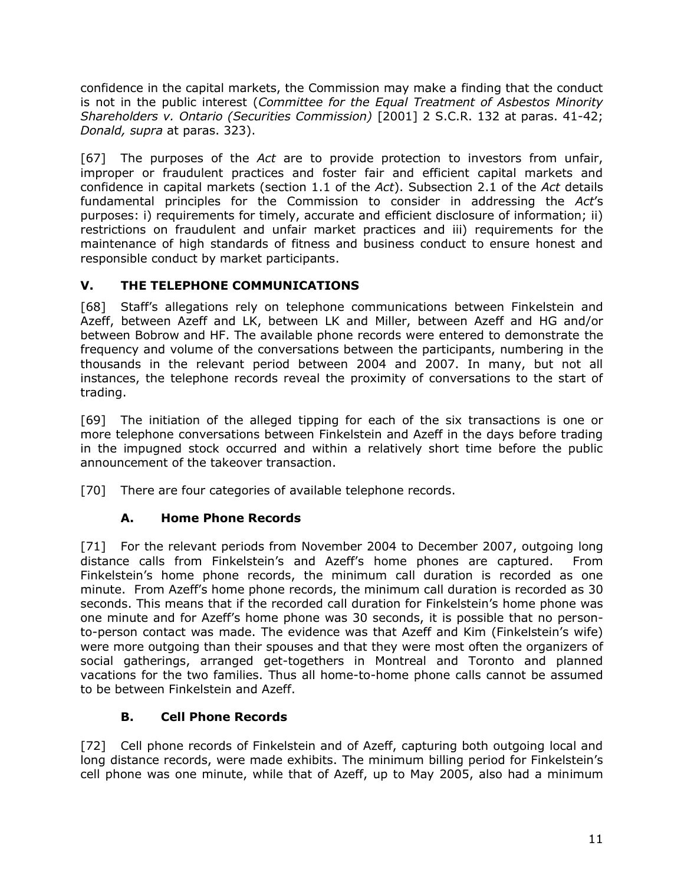confidence in the capital markets, the Commission may make a finding that the conduct is not in the public interest (*Committee for the Equal Treatment of Asbestos Minority Shareholders v. Ontario (Securities Commission)* [2001] 2 S.C.R. 132 at paras. 41-42; *Donald, supra* at paras. 323).

[67] The purposes of the *Act* are to provide protection to investors from unfair, improper or fraudulent practices and foster fair and efficient capital markets and confidence in capital markets (section 1.1 of the *Act*). Subsection 2.1 of the *Act* details fundamental principles for the Commission to consider in addressing the *Act*'s purposes: i) requirements for timely, accurate and efficient disclosure of information; ii) restrictions on fraudulent and unfair market practices and iii) requirements for the maintenance of high standards of fitness and business conduct to ensure honest and responsible conduct by market participants.

## V. THE TELEPHONE COMMUNICATIONS

[68] Staff's allegations rely on telephone communications between Finkelstein and Azeff, between Azeff and LK, between LK and Miller, between Azeff and HG and/or between Bobrow and HF. The available phone records were entered to demonstrate the frequency and volume of the conversations between the participants, numbering in the thousands in the relevant period between 2004 and 2007. In many, but not all instances, the telephone records reveal the proximity of conversations to the start of trading.

[69] The initiation of the alleged tipping for each of the six transactions is one or more telephone conversations between Finkelstein and Azeff in the days before trading in the impugned stock occurred and within a relatively short time before the public announcement of the takeover transaction.

[70] There are four categories of available telephone records.

### A. Home Phone Records

[71] For the relevant periods from November 2004 to December 2007, outgoing long distance calls from Finkelstein's and Azeff's home phones are captured. From Finkelstein's home phone records, the minimum call duration is recorded as one minute. From Azeff's home phone records, the minimum call duration is recorded as 30 seconds. This means that if the recorded call duration for Finkelstein's home phone was one minute and for Azeff's home phone was 30 seconds, it is possible that no person-to-person contact was made. The evidence was that Azeff and Kim (Finkelstein's wife) were more outgoing than their spouses and that they were most often the organizers of social gatherings, arranged get-togethers in Montreal and Toronto and planned vacations for the two families. Thus all home-to-home phone calls cannot be assumed to be between Finkelstein and Azeff.

### B. Cell Phone Records

[72] Cell phone records of Finkelstein and of Azeff, capturing both outgoing local and long distance records, were made exhibits. The minimum billing period for Finkelstein's cell phone was one minute, while that of Azeff, up to May 2005, also had a minimum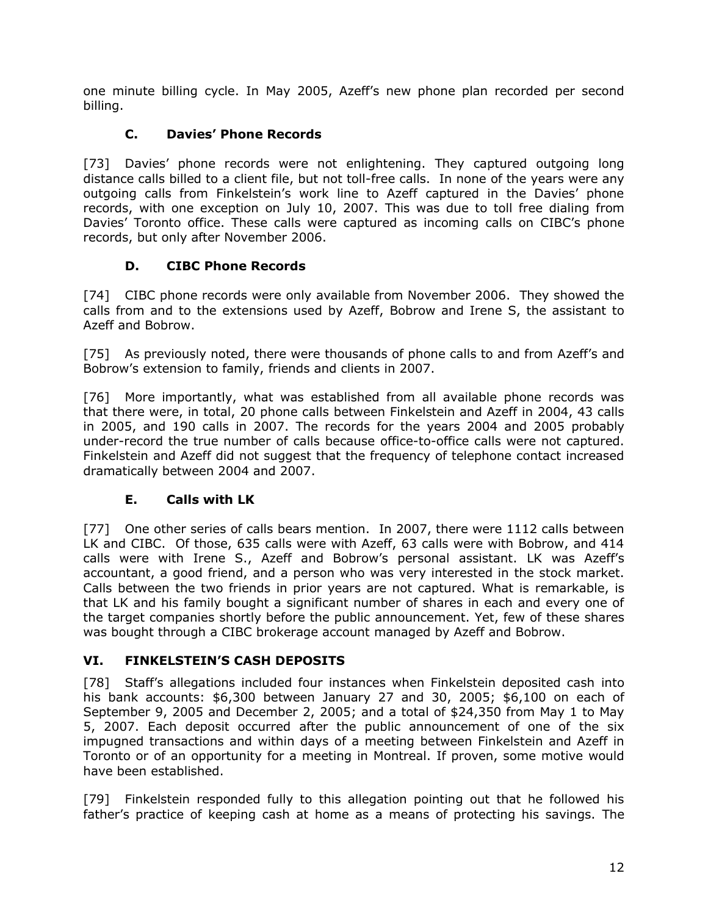one minute billing cycle. In May 2005, Azeff's new phone plan recorded per second billing.

### C. Davies' Phone Records

[73] Davies' phone records were not enlightening. They captured outgoing long distance calls billed to a client file, but not toll-free calls. In none of the years were any outgoing calls from Finkelstein's work line to Azeff captured in the Davies' phone records, with one exception on July 10, 2007. This was due to toll free dialing from Davies' Toronto office. These calls were captured as incoming calls on CIBC's phone records, but only after November 2006.

### D. CIBC Phone Records

[74] CIBC phone records were only available from November 2006. They showed the calls from and to the extensions used by Azeff, Bobrow and Irene S, the assistant to Azeff and Bobrow.

[75] As previously noted, there were thousands of phone calls to and from Azeff's and Bobrow's extension to family, friends and clients in 2007.

[76] More importantly, what was established from all available phone records was that there were, in total, 20 phone calls between Finkelstein and Azeff in 2004, 43 calls in 2005, and 190 calls in 2007. The records for the years 2004 and 2005 probably under-record the true number of calls because office-to-office calls were not captured. Finkelstein and Azeff did not suggest that the frequency of telephone contact increased dramatically between 2004 and 2007.

### E. Calls with LK

[77] One other series of calls bears mention. In 2007, there were 1112 calls between LK and CIBC. Of those, 635 calls were with Azeff, 63 calls were with Bobrow, and 414 calls were with Irene S., Azeff and Bobrow's personal assistant. LK was Azeff's accountant, a good friend, and a person who was very interested in the stock market. Calls between the two friends in prior years are not captured. What is remarkable, is that LK and his family bought a significant number of shares in each and every one of the target companies shortly before the public announcement. Yet, few of these shares was bought through a CIBC brokerage account managed by Azeff and Bobrow.

## VI. FINKELSTEIN'S CASH DEPOSITS

[78] Staff's allegations included four instances when Finkelstein deposited cash into his bank accounts: $6,300 between January 27 and 30, 2005; $6,100 on each of September 9, 2005 and December 2, 2005; and a total of $24,350 from May 1 to May 5, 2007. Each deposit occurred after the public announcement of one of the six impugned transactions and within days of a meeting between Finkelstein and Azeff in Toronto or of an opportunity for a meeting in Montreal. If proven, some motive would have been established.

[79] Finkelstein responded fully to this allegation pointing out that he followed his father's practice of keeping cash at home as a means of protecting his savings. The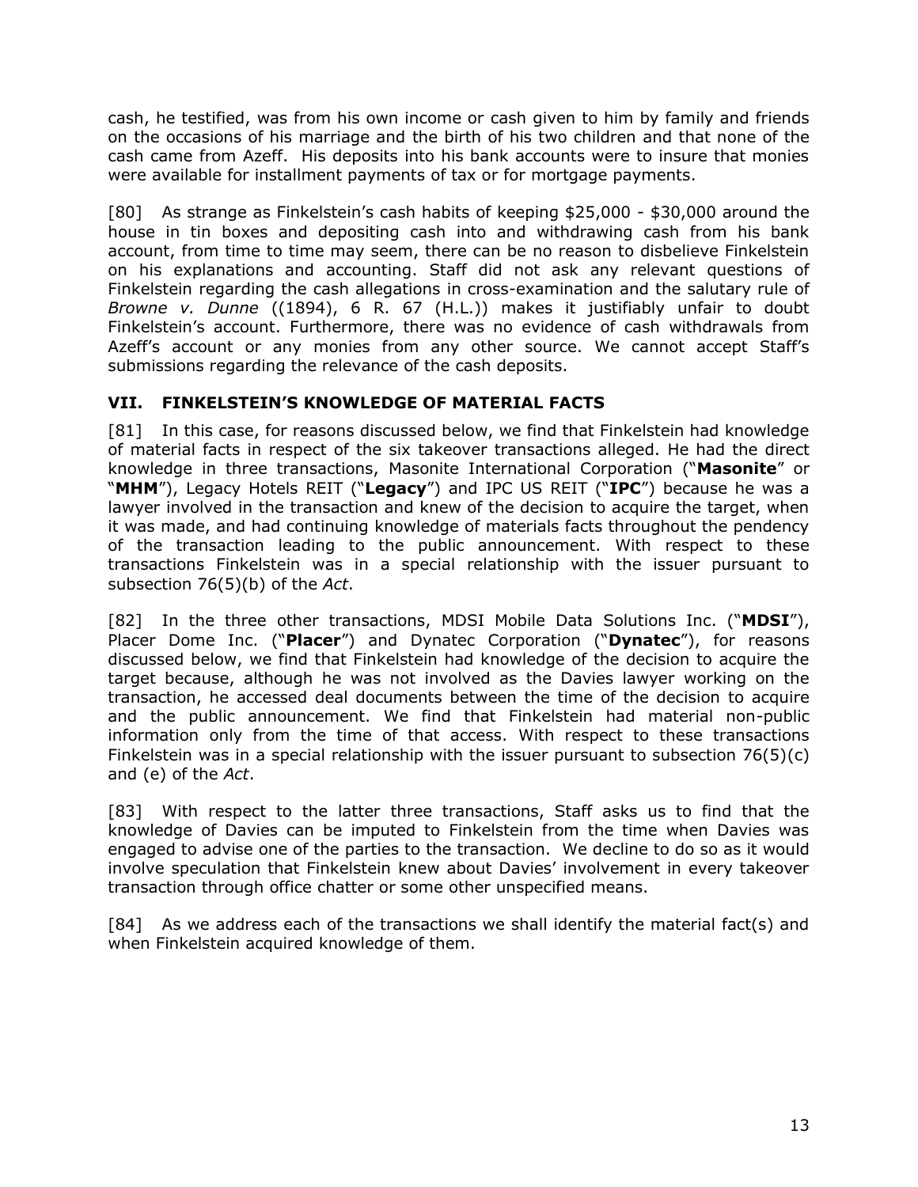cash, he testified, was from his own income or cash given to him by family and friends on the occasions of his marriage and the birth of his two children and that none of the cash came from Azeff. His deposits into his bank accounts were to insure that monies were available for installment payments of tax or for mortgage payments.

[80] As strange as Finkelstein's cash habits of keeping $25,000 - $30,000 around the house in tin boxes and depositing cash into and withdrawing cash from his bank account, from time to time may seem, there can be no reason to disbelieve Finkelstein on his explanations and accounting. Staff did not ask any relevant questions of Finkelstein regarding the cash allegations in cross-examination and the salutary rule of *Browne v. Dunne* ((1894), 6 R. 67 (H.L.)) makes it justifiably unfair to doubt Finkelstein's account. Furthermore, there was no evidence of cash withdrawals from Azeff's account or any monies from any other source. We cannot accept Staff's submissions regarding the relevance of the cash deposits.

## VII. FINKELSTEIN'S KNOWLEDGE OF MATERIAL FACTS

[81] In this case, for reasons discussed below, we find that Finkelstein had knowledge of material facts in respect of the six takeover transactions alleged. He had the direct knowledge in three transactions, Masonite International Corporation ("**Masonite**" or "**MHM**"), Legacy Hotels REIT ("**Legacy**") and IPC US REIT ("**IPC**") because he was a lawyer involved in the transaction and knew of the decision to acquire the target, when it was made, and had continuing knowledge of materials facts throughout the pendency of the transaction leading to the public announcement. With respect to these transactions Finkelstein was in a special relationship with the issuer pursuant to subsection 76(5)(b) of the *Act*.

[82] In the three other transactions, MDSI Mobile Data Solutions Inc. ("**MDSI**"), Placer Dome Inc. ("**Placer**") and Dynatec Corporation ("**Dynatec**"), for reasons discussed below, we find that Finkelstein had knowledge of the decision to acquire the target because, although he was not involved as the Davies lawyer working on the transaction, he accessed deal documents between the time of the decision to acquire and the public announcement. We find that Finkelstein had material non-public information only from the time of that access. With respect to these transactions Finkelstein was in a special relationship with the issuer pursuant to subsection 76(5)(c) and (e) of the *Act*.

[83] With respect to the latter three transactions, Staff asks us to find that the knowledge of Davies can be imputed to Finkelstein from the time when Davies was engaged to advise one of the parties to the transaction. We decline to do so as it would involve speculation that Finkelstein knew about Davies' involvement in every takeover transaction through office chatter or some other unspecified means.

[84] As we address each of the transactions we shall identify the material fact(s) and when Finkelstein acquired knowledge of them.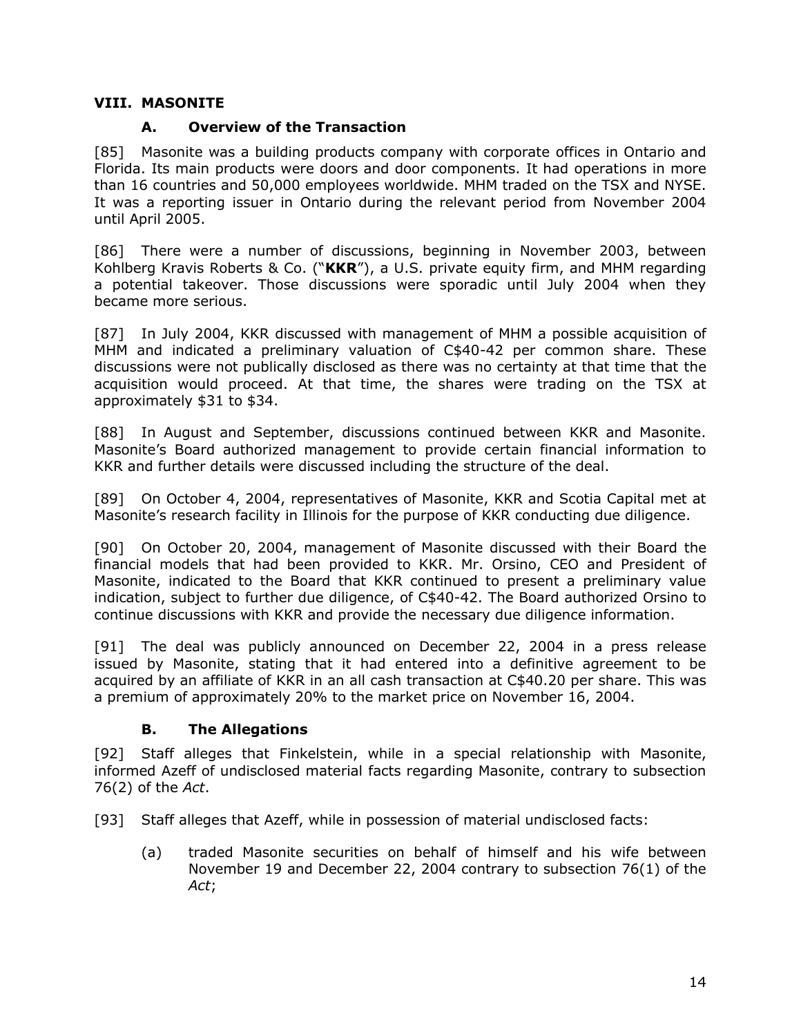## VIII. MASONITE

### A. Overview of the Transaction

[85] Masonite was a building products company with corporate offices in Ontario and Florida. Its main products were doors and door components. It had operations in more than 16 countries and 50,000 employees worldwide. MHM traded on the TSX and NYSE. It was a reporting issuer in Ontario during the relevant period from November 2004 until April 2005.

[86] There were a number of discussions, beginning in November 2003, between Kohlberg Kravis Roberts & Co. ("**KKR**"), a U.S. private equity firm, and MHM regarding a potential takeover. Those discussions were sporadic until July 2004 when they became more serious.

[87] In July 2004, KKR discussed with management of MHM a possible acquisition of MHM and indicated a preliminary valuation of C$40-42 per common share. These discussions were not publically disclosed as there was no certainty at that time that the acquisition would proceed. At that time, the shares were trading on the TSX at approximately $31 to $34.

[88] In August and September, discussions continued between KKR and Masonite. Masonite's Board authorized management to provide certain financial information to KKR and further details were discussed including the structure of the deal.

[89] On October 4, 2004, representatives of Masonite, KKR and Scotia Capital met at Masonite's research facility in Illinois for the purpose of KKR conducting due diligence.

[90] On October 20, 2004, management of Masonite discussed with their Board the financial models that had been provided to KKR. Mr. Orsino, CEO and President of Masonite, indicated to the Board that KKR continued to present a preliminary value indication, subject to further due diligence, of C$40-42. The Board authorized Orsino to continue discussions with KKR and provide the necessary due diligence information.

[91] The deal was publicly announced on December 22, 2004 in a press release issued by Masonite, stating that it had entered into a definitive agreement to be acquired by an affiliate of KKR in an all cash transaction at C$40.20 per share. This was a premium of approximately 20% to the market price on November 16, 2004.

### B. The Allegations

[92] Staff alleges that Finkelstein, while in a special relationship with Masonite, informed Azeff of undisclosed material facts regarding Masonite, contrary to subsection 76(2) of the *Act*.

[93] Staff alleges that Azeff, while in possession of material undisclosed facts:

(a) traded Masonite securities on behalf of himself and his wife between November 19 and December 22, 2004 contrary to subsection 76(1) of the *Act*;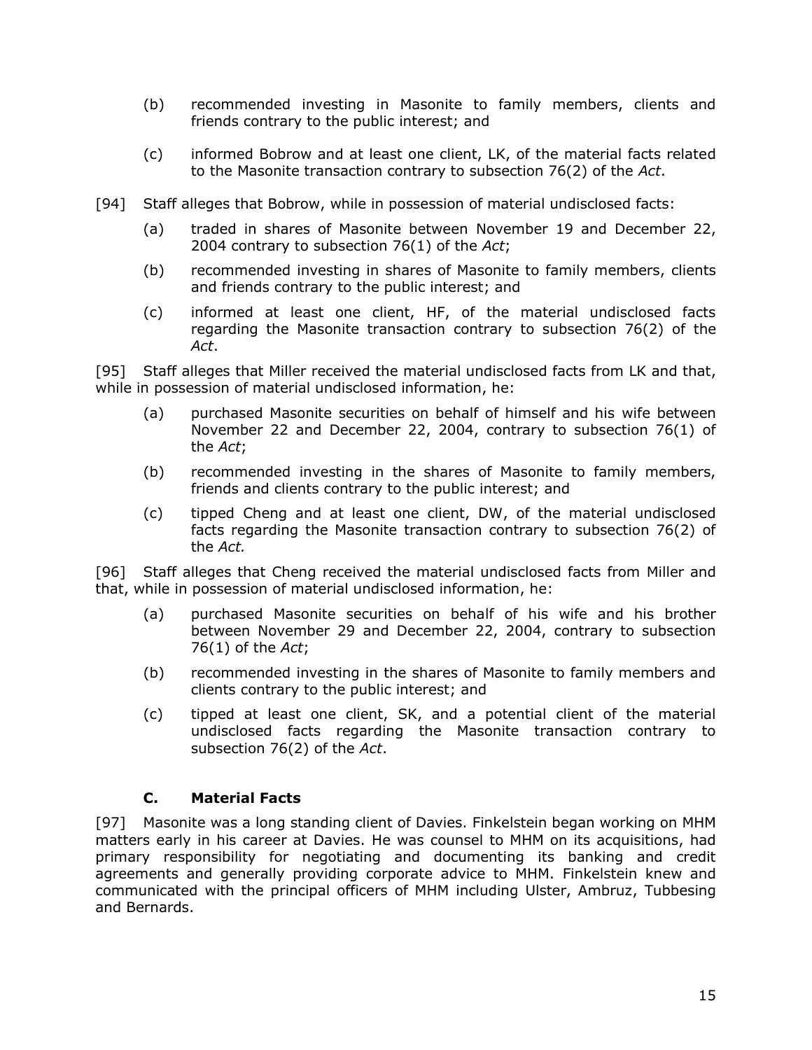(b) recommended investing in Masonite to family members, clients and friends contrary to the public interest; and

(c) informed Bobrow and at least one client, LK, of the material facts related to the Masonite transaction contrary to subsection 76(2) of the *Act*.

[94] Staff alleges that Bobrow, while in possession of material undisclosed facts:

(a) traded in shares of Masonite between November 19 and December 22, 2004 contrary to subsection 76(1) of the *Act*;

(b) recommended investing in shares of Masonite to family members, clients and friends contrary to the public interest; and

(c) informed at least one client, HF, of the material undisclosed facts regarding the Masonite transaction contrary to subsection 76(2) of the *Act*.

[95] Staff alleges that Miller received the material undisclosed facts from LK and that, while in possession of material undisclosed information, he:

(a) purchased Masonite securities on behalf of himself and his wife between November 22 and December 22, 2004, contrary to subsection 76(1) of the *Act*;

(b) recommended investing in the shares of Masonite to family members, friends and clients contrary to the public interest; and

(c) tipped Cheng and at least one client, DW, of the material undisclosed facts regarding the Masonite transaction contrary to subsection 76(2) of the *Act.*

[96] Staff alleges that Cheng received the material undisclosed facts from Miller and that, while in possession of material undisclosed information, he:

(a) purchased Masonite securities on behalf of his wife and his brother between November 29 and December 22, 2004, contrary to subsection 76(1) of the *Act*;

(b) recommended investing in the shares of Masonite to family members and clients contrary to the public interest; and

(c) tipped at least one client, SK, and a potential client of the material undisclosed facts regarding the Masonite transaction contrary to subsection 76(2) of the *Act*.

### C. Material Facts

[97] Masonite was a long standing client of Davies. Finkelstein began working on MHM matters early in his career at Davies. He was counsel to MHM on its acquisitions, had primary responsibility for negotiating and documenting its banking and credit agreements and generally providing corporate advice to MHM. Finkelstein knew and communicated with the principal officers of MHM including Ulster, Ambruz, Tubbesing and Bernards.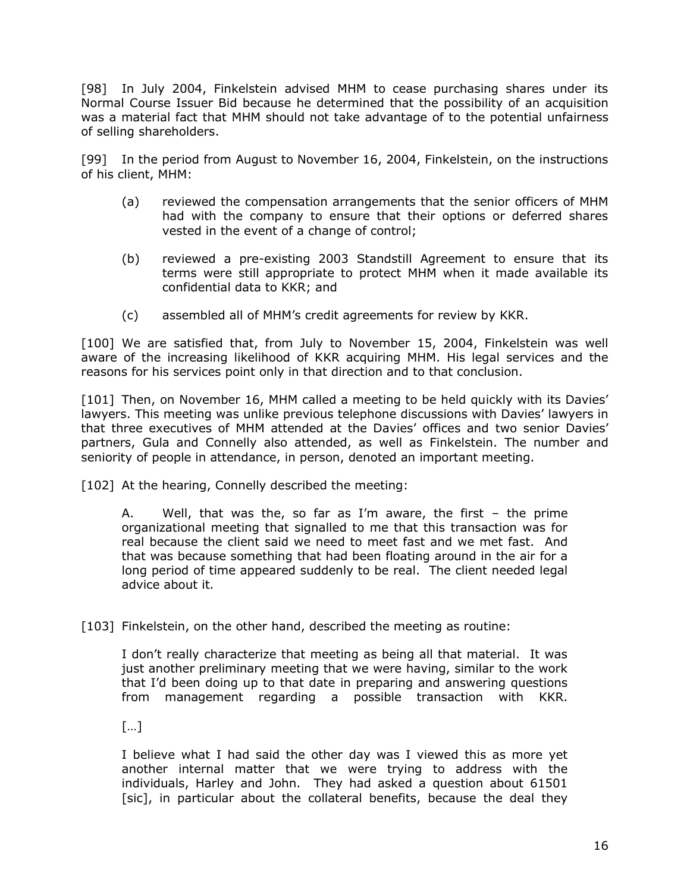[98] In July 2004, Finkelstein advised MHM to cease purchasing shares under its Normal Course Issuer Bid because he determined that the possibility of an acquisition was a material fact that MHM should not take advantage of to the potential unfairness of selling shareholders.

[99] In the period from August to November 16, 2004, Finkelstein, on the instructions of his client, MHM:

> (a) reviewed the compensation arrangements that the senior officers of MHM had with the company to ensure that their options or deferred shares vested in the event of a change of control;
>
> (b) reviewed a pre-existing 2003 Standstill Agreement to ensure that its terms were still appropriate to protect MHM when it made available its confidential data to KKR; and
>
> (c) assembled all of MHM's credit agreements for review by KKR.

[100] We are satisfied that, from July to November 15, 2004, Finkelstein was well aware of the increasing likelihood of KKR acquiring MHM. His legal services and the reasons for his services point only in that direction and to that conclusion.

[101] Then, on November 16, MHM called a meeting to be held quickly with its Davies' lawyers. This meeting was unlike previous telephone discussions with Davies' lawyers in that three executives of MHM attended at the Davies' offices and two senior Davies' partners, Gula and Connelly also attended, as well as Finkelstein. The number and seniority of people in attendance, in person, denoted an important meeting.

[102] At the hearing, Connelly described the meeting:

> A. Well, that was the, so far as I'm aware, the first – the prime organizational meeting that signalled to me that this transaction was for real because the client said we need to meet fast and we met fast. And that was because something that had been floating around in the air for a long period of time appeared suddenly to be real. The client needed legal advice about it.

[103] Finkelstein, on the other hand, described the meeting as routine:

> I don't really characterize that meeting as being all that material. It was just another preliminary meeting that we were having, similar to the work that I'd been doing up to that date in preparing and answering questions from management regarding a possible transaction with KKR.
>
> […]
>
> I believe what I had said the other day was I viewed this as more yet another internal matter that we were trying to address with the individuals, Harley and John. They had asked a question about 61501 [sic], in particular about the collateral benefits, because the deal they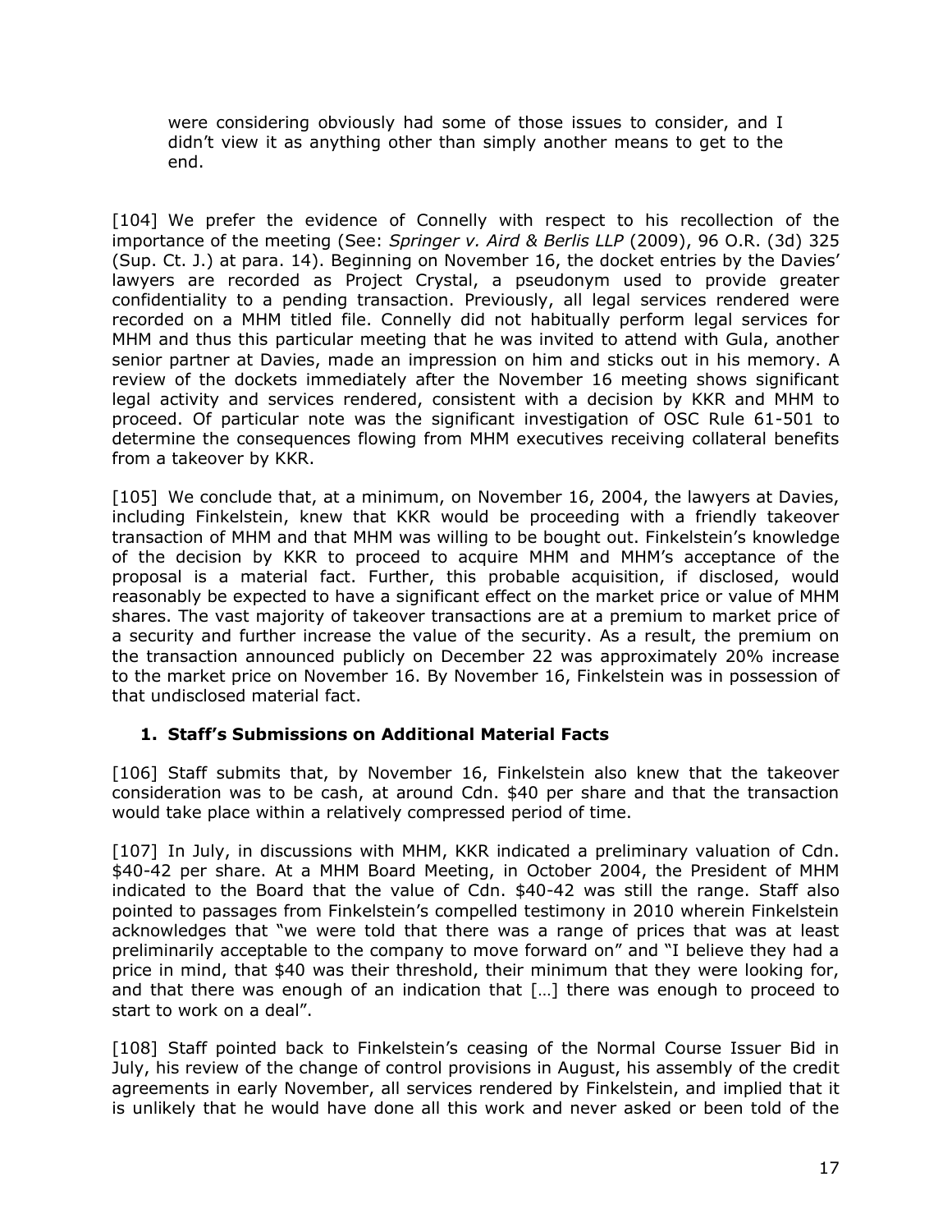were considering obviously had some of those issues to consider, and I didn't view it as anything other than simply another means to get to the end.

[104] We prefer the evidence of Connelly with respect to his recollection of the importance of the meeting (See: *Springer v. Aird & Berlis LLP* (2009), 96 O.R. (3d) 325 (Sup. Ct. J.) at para. 14). Beginning on November 16, the docket entries by the Davies' lawyers are recorded as Project Crystal, a pseudonym used to provide greater confidentiality to a pending transaction. Previously, all legal services rendered were recorded on a MHM titled file. Connelly did not habitually perform legal services for MHM and thus this particular meeting that he was invited to attend with Gula, another senior partner at Davies, made an impression on him and sticks out in his memory. A review of the dockets immediately after the November 16 meeting shows significant legal activity and services rendered, consistent with a decision by KKR and MHM to proceed. Of particular note was the significant investigation of OSC Rule 61-501 to determine the consequences flowing from MHM executives receiving collateral benefits from a takeover by KKR.

[105] We conclude that, at a minimum, on November 16, 2004, the lawyers at Davies, including Finkelstein, knew that KKR would be proceeding with a friendly takeover transaction of MHM and that MHM was willing to be bought out. Finkelstein's knowledge of the decision by KKR to proceed to acquire MHM and MHM's acceptance of the proposal is a material fact. Further, this probable acquisition, if disclosed, would reasonably be expected to have a significant effect on the market price or value of MHM shares. The vast majority of takeover transactions are at a premium to market price of a security and further increase the value of the security. As a result, the premium on the transaction announced publicly on December 22 was approximately 20% increase to the market price on November 16. By November 16, Finkelstein was in possession of that undisclosed material fact.

### 1. Staff's Submissions on Additional Material Facts

[106] Staff submits that, by November 16, Finkelstein also knew that the takeover consideration was to be cash, at around Cdn. $40 per share and that the transaction would take place within a relatively compressed period of time.

[107] In July, in discussions with MHM, KKR indicated a preliminary valuation of Cdn. $40-42 per share. At a MHM Board Meeting, in October 2004, the President of MHM indicated to the Board that the value of Cdn. $40-42 was still the range. Staff also pointed to passages from Finkelstein's compelled testimony in 2010 wherein Finkelstein acknowledges that "we were told that there was a range of prices that was at least preliminarily acceptable to the company to move forward on" and "I believe they had a price in mind, that $40 was their threshold, their minimum that they were looking for, and that there was enough of an indication that […] there was enough to proceed to start to work on a deal".

[108] Staff pointed back to Finkelstein's ceasing of the Normal Course Issuer Bid in July, his review of the change of control provisions in August, his assembly of the credit agreements in early November, all services rendered by Finkelstein, and implied that it is unlikely that he would have done all this work and never asked or been told of the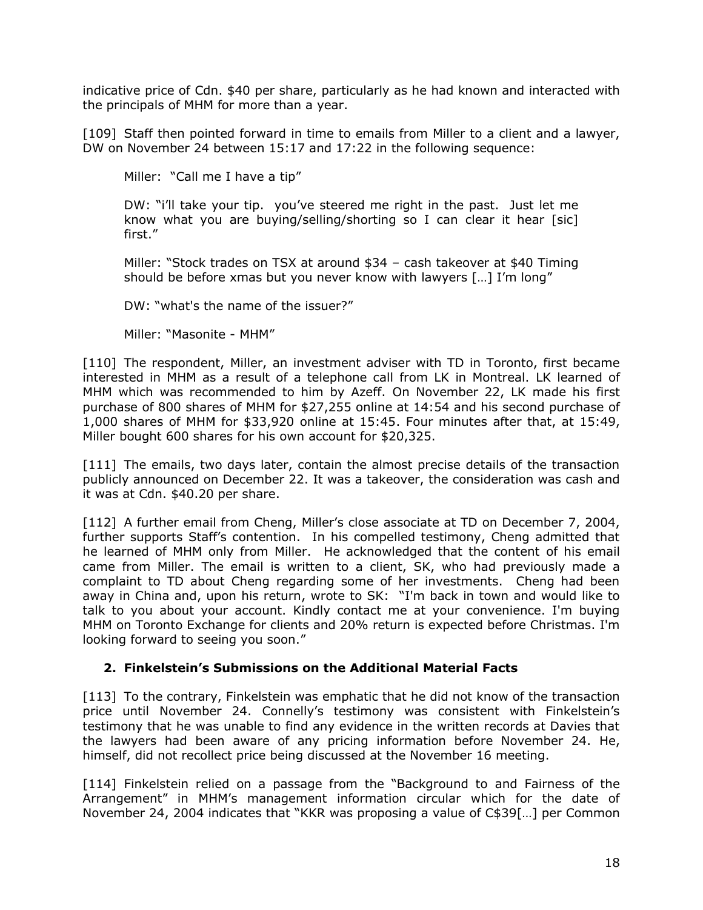indicative price of Cdn. $40 per share, particularly as he had known and interacted with the principals of MHM for more than a year.

[109] Staff then pointed forward in time to emails from Miller to a client and a lawyer, DW on November 24 between 15:17 and 17:22 in the following sequence:

> Miller: "Call me I have a tip"
>
> DW: "i'll take your tip. you've steered me right in the past. Just let me know what you are buying/selling/shorting so I can clear it hear [sic] first."
>
> Miller: "Stock trades on TSX at around $34 – cash takeover at $40 Timing should be before xmas but you never know with lawyers […] I'm long"
>
> DW: "what's the name of the issuer?"
>
> Miller: "Masonite - MHM"

[110] The respondent, Miller, an investment adviser with TD in Toronto, first became interested in MHM as a result of a telephone call from LK in Montreal. LK learned of MHM which was recommended to him by Azeff. On November 22, LK made his first purchase of 800 shares of MHM for $27,255 online at 14:54 and his second purchase of 1,000 shares of MHM for $33,920 online at 15:45. Four minutes after that, at 15:49, Miller bought 600 shares for his own account for $20,325.

[111] The emails, two days later, contain the almost precise details of the transaction publicly announced on December 22. It was a takeover, the consideration was cash and it was at Cdn. $40.20 per share.

[112] A further email from Cheng, Miller's close associate at TD on December 7, 2004, further supports Staff's contention. In his compelled testimony, Cheng admitted that he learned of MHM only from Miller. He acknowledged that the content of his email came from Miller. The email is written to a client, SK, who had previously made a complaint to TD about Cheng regarding some of her investments. Cheng had been away in China and, upon his return, wrote to SK: "I'm back in town and would like to talk to you about your account. Kindly contact me at your convenience. I'm buying MHM on Toronto Exchange for clients and 20% return is expected before Christmas. I'm looking forward to seeing you soon."

### 2. Finkelstein's Submissions on the Additional Material Facts

[113] To the contrary, Finkelstein was emphatic that he did not know of the transaction price until November 24. Connelly's testimony was consistent with Finkelstein's testimony that he was unable to find any evidence in the written records at Davies that the lawyers had been aware of any pricing information before November 24. He, himself, did not recollect price being discussed at the November 16 meeting.

[114] Finkelstein relied on a passage from the "Background to and Fairness of the Arrangement" in MHM's management information circular which for the date of November 24, 2004 indicates that "KKR was proposing a value of C$39[…] per Common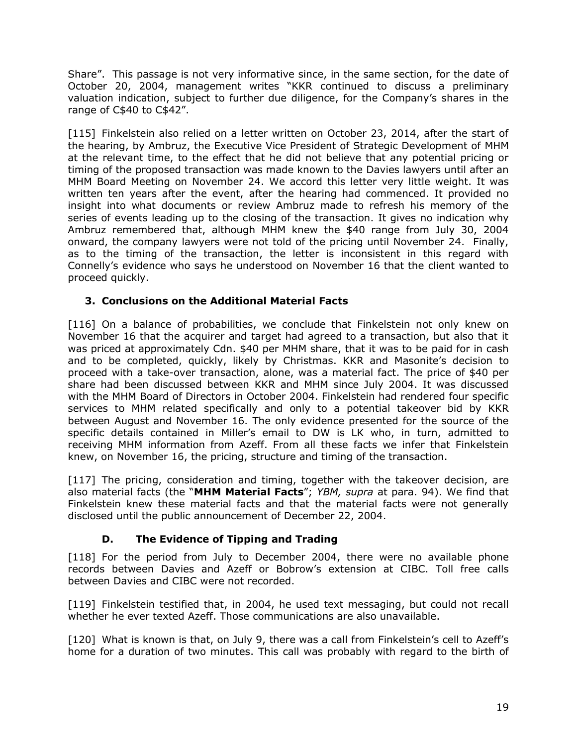Share". This passage is not very informative since, in the same section, for the date of October 20, 2004, management writes "KKR continued to discuss a preliminary valuation indication, subject to further due diligence, for the Company's shares in the range of C$40 to C$42".

[115] Finkelstein also relied on a letter written on October 23, 2014, after the start of the hearing, by Ambruz, the Executive Vice President of Strategic Development of MHM at the relevant time, to the effect that he did not believe that any potential pricing or timing of the proposed transaction was made known to the Davies lawyers until after an MHM Board Meeting on November 24. We accord this letter very little weight. It was written ten years after the event, after the hearing had commenced. It provided no insight into what documents or review Ambruz made to refresh his memory of the series of events leading up to the closing of the transaction. It gives no indication why Ambruz remembered that, although MHM knew the $40 range from July 30, 2004 onward, the company lawyers were not told of the pricing until November 24. Finally, as to the timing of the transaction, the letter is inconsistent in this regard with Connelly's evidence who says he understood on November 16 that the client wanted to proceed quickly.

### 3. Conclusions on the Additional Material Facts

[116] On a balance of probabilities, we conclude that Finkelstein not only knew on November 16 that the acquirer and target had agreed to a transaction, but also that it was priced at approximately Cdn. $40 per MHM share, that it was to be paid for in cash and to be completed, quickly, likely by Christmas. KKR and Masonite's decision to proceed with a take-over transaction, alone, was a material fact. The price of $40 per share had been discussed between KKR and MHM since July 2004. It was discussed with the MHM Board of Directors in October 2004. Finkelstein had rendered four specific services to MHM related specifically and only to a potential takeover bid by KKR between August and November 16. The only evidence presented for the source of the specific details contained in Miller's email to DW is LK who, in turn, admitted to receiving MHM information from Azeff. From all these facts we infer that Finkelstein knew, on November 16, the pricing, structure and timing of the transaction.

[117] The pricing, consideration and timing, together with the takeover decision, are also material facts (the "**MHM Material Facts**"; *YBM, supra* at para. 94). We find that Finkelstein knew these material facts and that the material facts were not generally disclosed until the public announcement of December 22, 2004.

## D. The Evidence of Tipping and Trading

[118] For the period from July to December 2004, there were no available phone records between Davies and Azeff or Bobrow's extension at CIBC. Toll free calls between Davies and CIBC were not recorded.

[119] Finkelstein testified that, in 2004, he used text messaging, but could not recall whether he ever texted Azeff. Those communications are also unavailable.

[120] What is known is that, on July 9, there was a call from Finkelstein's cell to Azeff's home for a duration of two minutes. This call was probably with regard to the birth of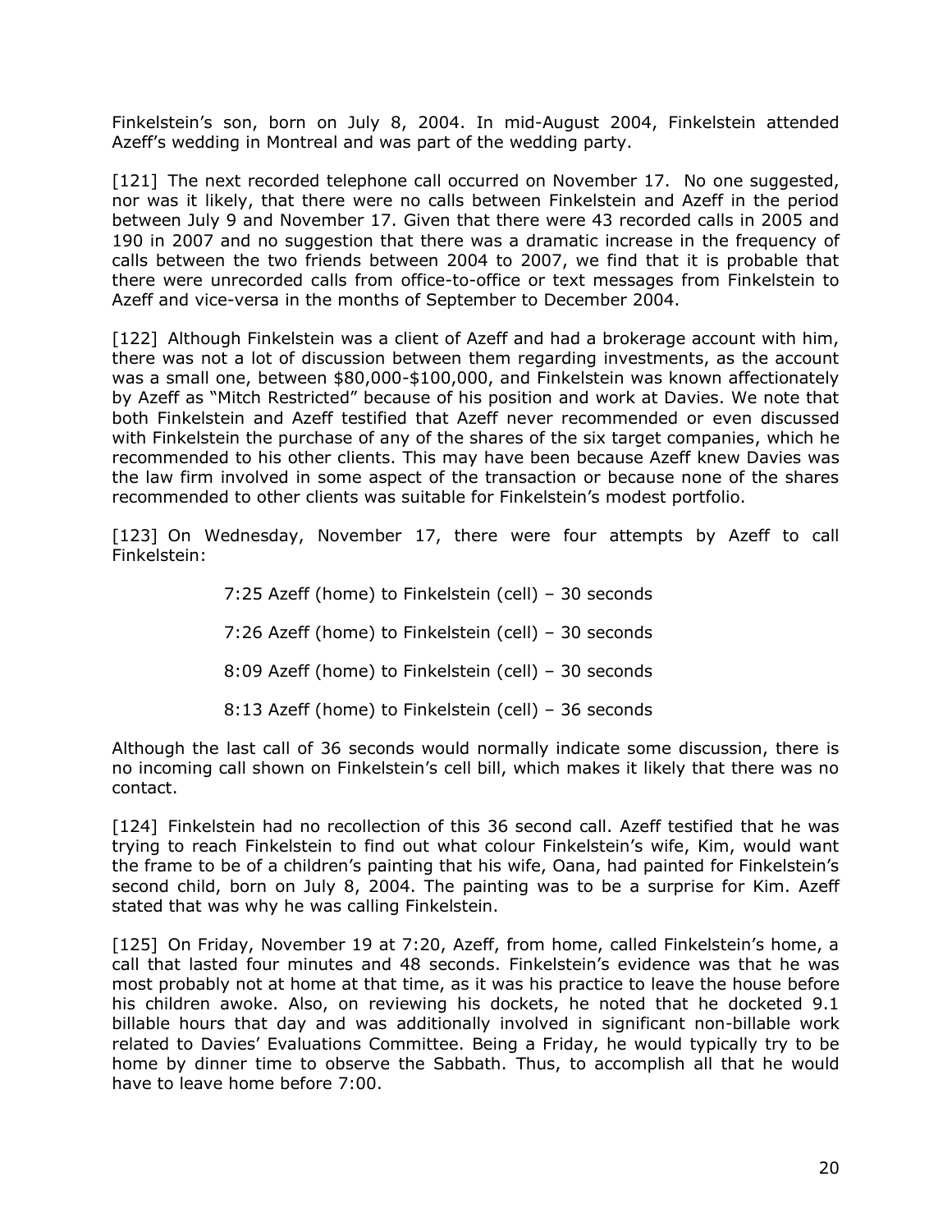Finkelstein's son, born on July 8, 2004. In mid-August 2004, Finkelstein attended Azeff's wedding in Montreal and was part of the wedding party.

[121] The next recorded telephone call occurred on November 17. No one suggested, nor was it likely, that there were no calls between Finkelstein and Azeff in the period between July 9 and November 17. Given that there were 43 recorded calls in 2005 and 190 in 2007 and no suggestion that there was a dramatic increase in the frequency of calls between the two friends between 2004 to 2007, we find that it is probable that there were unrecorded calls from office-to-office or text messages from Finkelstein to Azeff and vice-versa in the months of September to December 2004.

[122] Although Finkelstein was a client of Azeff and had a brokerage account with him, there was not a lot of discussion between them regarding investments, as the account was a small one, between $80,000-$100,000, and Finkelstein was known affectionately by Azeff as "Mitch Restricted" because of his position and work at Davies. We note that both Finkelstein and Azeff testified that Azeff never recommended or even discussed with Finkelstein the purchase of any of the shares of the six target companies, which he recommended to his other clients. This may have been because Azeff knew Davies was the law firm involved in some aspect of the transaction or because none of the shares recommended to other clients was suitable for Finkelstein's modest portfolio.

[123] On Wednesday, November 17, there were four attempts by Azeff to call Finkelstein:

> 7:25 Azeff (home) to Finkelstein (cell) – 30 seconds
>
> 7:26 Azeff (home) to Finkelstein (cell) – 30 seconds
>
> 8:09 Azeff (home) to Finkelstein (cell) – 30 seconds
>
> 8:13 Azeff (home) to Finkelstein (cell) – 36 seconds

Although the last call of 36 seconds would normally indicate some discussion, there is no incoming call shown on Finkelstein's cell bill, which makes it likely that there was no contact.

[124] Finkelstein had no recollection of this 36 second call. Azeff testified that he was trying to reach Finkelstein to find out what colour Finkelstein's wife, Kim, would want the frame to be of a children's painting that his wife, Oana, had painted for Finkelstein's second child, born on July 8, 2004. The painting was to be a surprise for Kim. Azeff stated that was why he was calling Finkelstein.

[125] On Friday, November 19 at 7:20, Azeff, from home, called Finkelstein's home, a call that lasted four minutes and 48 seconds. Finkelstein's evidence was that he was most probably not at home at that time, as it was his practice to leave the house before his children awoke. Also, on reviewing his dockets, he noted that he docketed 9.1 billable hours that day and was additionally involved in significant non-billable work related to Davies' Evaluations Committee. Being a Friday, he would typically try to be home by dinner time to observe the Sabbath. Thus, to accomplish all that he would have to leave home before 7:00.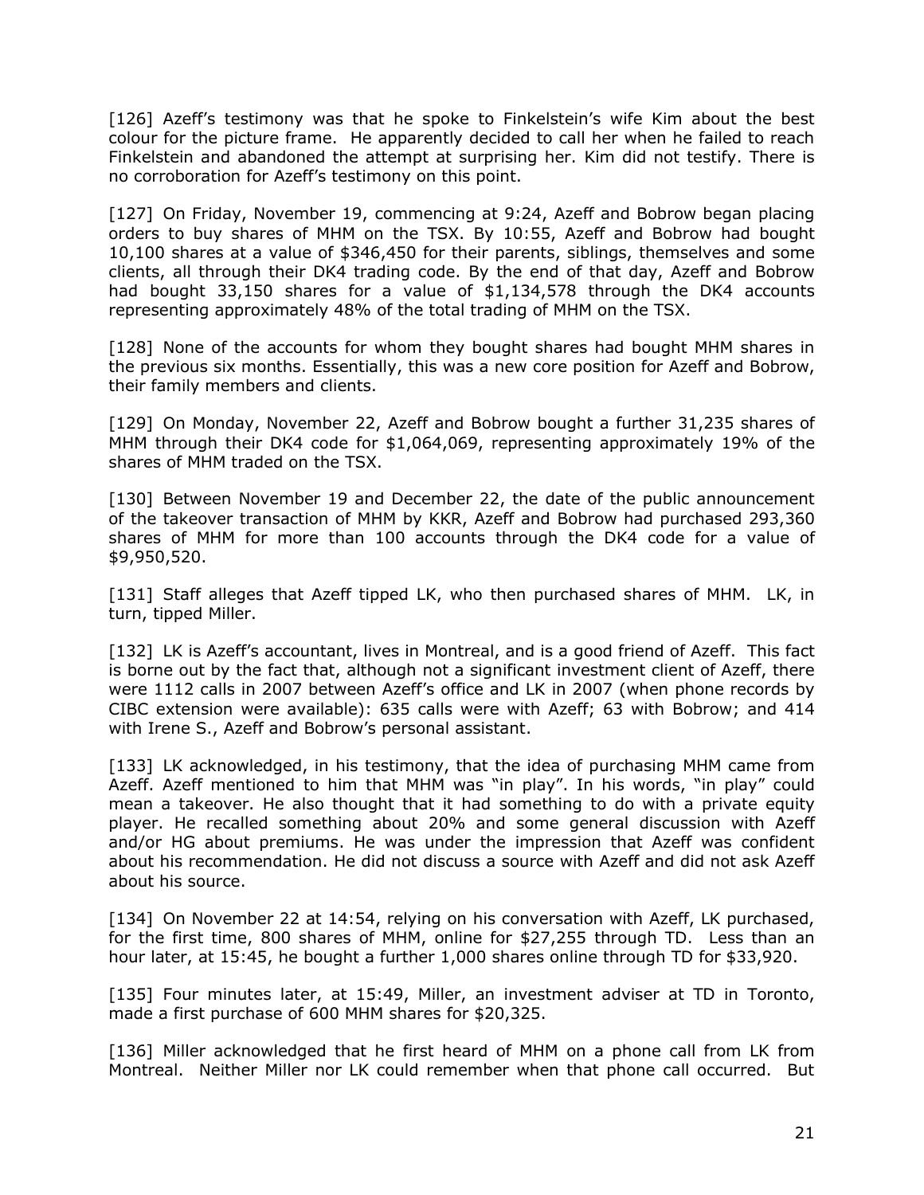[126] Azeff's testimony was that he spoke to Finkelstein's wife Kim about the best colour for the picture frame. He apparently decided to call her when he failed to reach Finkelstein and abandoned the attempt at surprising her. Kim did not testify. There is no corroboration for Azeff's testimony on this point.

[127] On Friday, November 19, commencing at 9:24, Azeff and Bobrow began placing orders to buy shares of MHM on the TSX. By 10:55, Azeff and Bobrow had bought 10,100 shares at a value of $346,450 for their parents, siblings, themselves and some clients, all through their DK4 trading code. By the end of that day, Azeff and Bobrow had bought 33,150 shares for a value of $1,134,578 through the DK4 accounts representing approximately 48% of the total trading of MHM on the TSX.

[128] None of the accounts for whom they bought shares had bought MHM shares in the previous six months. Essentially, this was a new core position for Azeff and Bobrow, their family members and clients.

[129] On Monday, November 22, Azeff and Bobrow bought a further 31,235 shares of MHM through their DK4 code for $1,064,069, representing approximately 19% of the shares of MHM traded on the TSX.

[130] Between November 19 and December 22, the date of the public announcement of the takeover transaction of MHM by KKR, Azeff and Bobrow had purchased 293,360 shares of MHM for more than 100 accounts through the DK4 code for a value of $9,950,520.

[131] Staff alleges that Azeff tipped LK, who then purchased shares of MHM. LK, in turn, tipped Miller.

[132] LK is Azeff's accountant, lives in Montreal, and is a good friend of Azeff. This fact is borne out by the fact that, although not a significant investment client of Azeff, there were 1112 calls in 2007 between Azeff's office and LK in 2007 (when phone records by CIBC extension were available): 635 calls were with Azeff; 63 with Bobrow; and 414 with Irene S., Azeff and Bobrow's personal assistant.

[133] LK acknowledged, in his testimony, that the idea of purchasing MHM came from Azeff. Azeff mentioned to him that MHM was "in play". In his words, "in play" could mean a takeover. He also thought that it had something to do with a private equity player. He recalled something about 20% and some general discussion with Azeff and/or HG about premiums. He was under the impression that Azeff was confident about his recommendation. He did not discuss a source with Azeff and did not ask Azeff about his source.

[134] On November 22 at 14:54, relying on his conversation with Azeff, LK purchased, for the first time, 800 shares of MHM, online for $27,255 through TD. Less than an hour later, at 15:45, he bought a further 1,000 shares online through TD for $33,920.

[135] Four minutes later, at 15:49, Miller, an investment adviser at TD in Toronto, made a first purchase of 600 MHM shares for $20,325.

[136] Miller acknowledged that he first heard of MHM on a phone call from LK from Montreal. Neither Miller nor LK could remember when that phone call occurred. But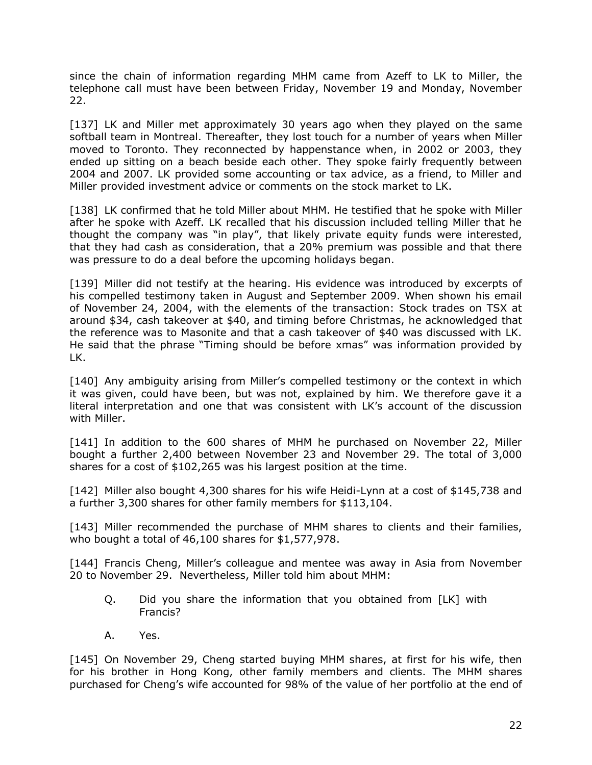since the chain of information regarding MHM came from Azeff to LK to Miller, the telephone call must have been between Friday, November 19 and Monday, November 22.

[137] LK and Miller met approximately 30 years ago when they played on the same softball team in Montreal. Thereafter, they lost touch for a number of years when Miller moved to Toronto. They reconnected by happenstance when, in 2002 or 2003, they ended up sitting on a beach beside each other. They spoke fairly frequently between 2004 and 2007. LK provided some accounting or tax advice, as a friend, to Miller and Miller provided investment advice or comments on the stock market to LK.

[138] LK confirmed that he told Miller about MHM. He testified that he spoke with Miller after he spoke with Azeff. LK recalled that his discussion included telling Miller that he thought the company was "in play", that likely private equity funds were interested, that they had cash as consideration, that a 20% premium was possible and that there was pressure to do a deal before the upcoming holidays began.

[139] Miller did not testify at the hearing. His evidence was introduced by excerpts of his compelled testimony taken in August and September 2009. When shown his email of November 24, 2004, with the elements of the transaction: Stock trades on TSX at around $34, cash takeover at $40, and timing before Christmas, he acknowledged that the reference was to Masonite and that a cash takeover of $40 was discussed with LK. He said that the phrase "Timing should be before xmas" was information provided by LK.

[140] Any ambiguity arising from Miller's compelled testimony or the context in which it was given, could have been, but was not, explained by him. We therefore gave it a literal interpretation and one that was consistent with LK's account of the discussion with Miller.

[141] In addition to the 600 shares of MHM he purchased on November 22, Miller bought a further 2,400 between November 23 and November 29. The total of 3,000 shares for a cost of $102,265 was his largest position at the time.

[142] Miller also bought 4,300 shares for his wife Heidi-Lynn at a cost of $145,738 and a further 3,300 shares for other family members for $113,104.

[143] Miller recommended the purchase of MHM shares to clients and their families, who bought a total of 46,100 shares for $1,577,978.

[144] Francis Cheng, Miller's colleague and mentee was away in Asia from November 20 to November 29. Nevertheless, Miller told him about MHM:

> Q. Did you share the information that you obtained from [LK] with Francis?
>
> A. Yes.

[145] On November 29, Cheng started buying MHM shares, at first for his wife, then for his brother in Hong Kong, other family members and clients. The MHM shares purchased for Cheng's wife accounted for 98% of the value of her portfolio at the end of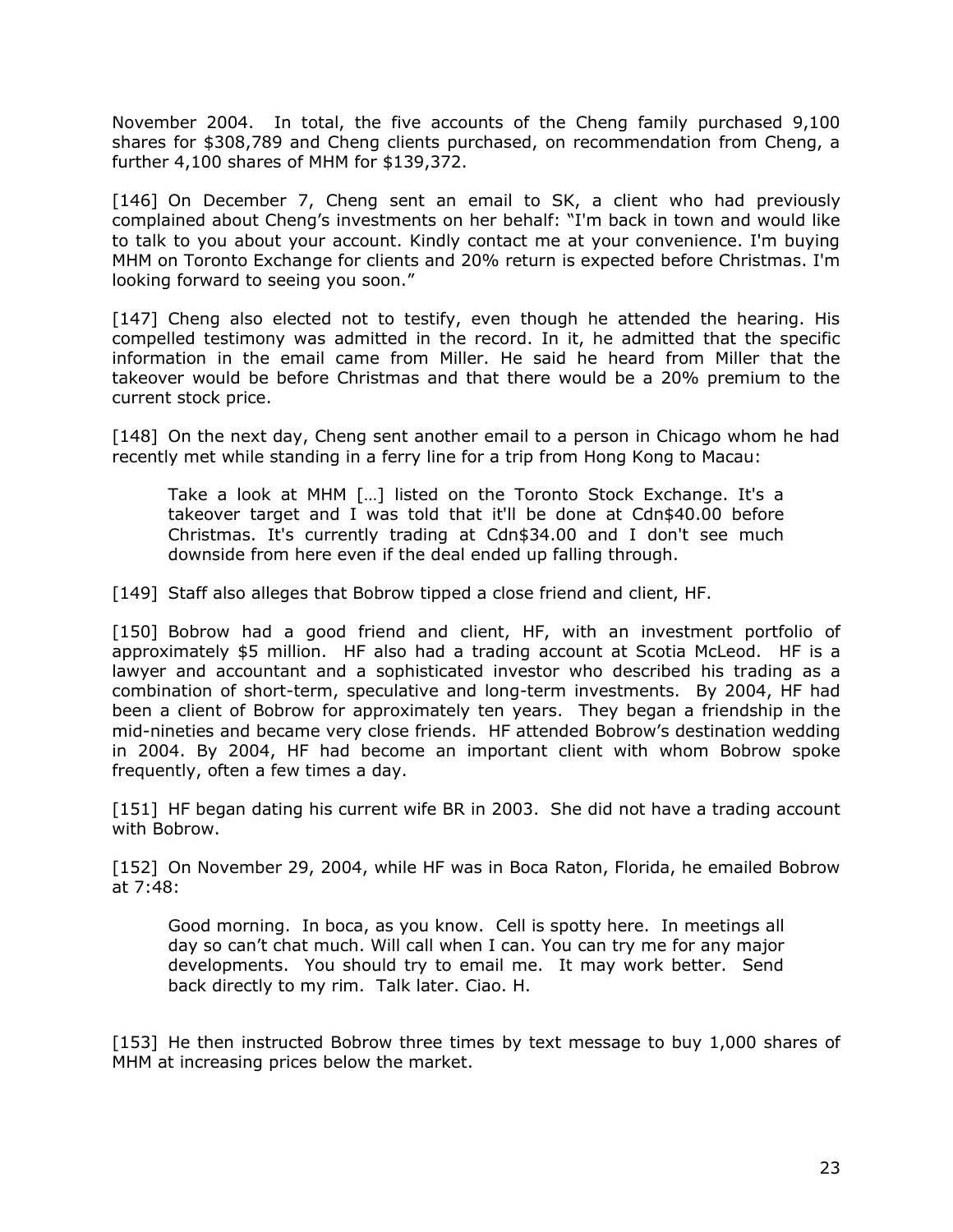November 2004. In total, the five accounts of the Cheng family purchased 9,100 shares for $308,789 and Cheng clients purchased, on recommendation from Cheng, a further 4,100 shares of MHM for $139,372.

[146] On December 7, Cheng sent an email to SK, a client who had previously complained about Cheng's investments on her behalf: "I'm back in town and would like to talk to you about your account. Kindly contact me at your convenience. I'm buying MHM on Toronto Exchange for clients and 20% return is expected before Christmas. I'm looking forward to seeing you soon."

[147] Cheng also elected not to testify, even though he attended the hearing. His compelled testimony was admitted in the record. In it, he admitted that the specific information in the email came from Miller. He said he heard from Miller that the takeover would be before Christmas and that there would be a 20% premium to the current stock price.

[148] On the next day, Cheng sent another email to a person in Chicago whom he had recently met while standing in a ferry line for a trip from Hong Kong to Macau:

> Take a look at MHM […] listed on the Toronto Stock Exchange. It's a takeover target and I was told that it'll be done at Cdn$40.00 before Christmas. It's currently trading at Cdn$34.00 and I don't see much downside from here even if the deal ended up falling through.

[149] Staff also alleges that Bobrow tipped a close friend and client, HF.

[150] Bobrow had a good friend and client, HF, with an investment portfolio of approximately $5 million. HF also had a trading account at Scotia McLeod. HF is a lawyer and accountant and a sophisticated investor who described his trading as a combination of short-term, speculative and long-term investments. By 2004, HF had been a client of Bobrow for approximately ten years. They began a friendship in the mid-nineties and became very close friends. HF attended Bobrow's destination wedding in 2004. By 2004, HF had become an important client with whom Bobrow spoke frequently, often a few times a day.

[151] HF began dating his current wife BR in 2003. She did not have a trading account with Bobrow.

[152] On November 29, 2004, while HF was in Boca Raton, Florida, he emailed Bobrow at 7:48:

> Good morning. In boca, as you know. Cell is spotty here. In meetings all day so can't chat much. Will call when I can. You can try me for any major developments. You should try to email me. It may work better. Send back directly to my rim. Talk later. Ciao. H.

[153] He then instructed Bobrow three times by text message to buy 1,000 shares of MHM at increasing prices below the market.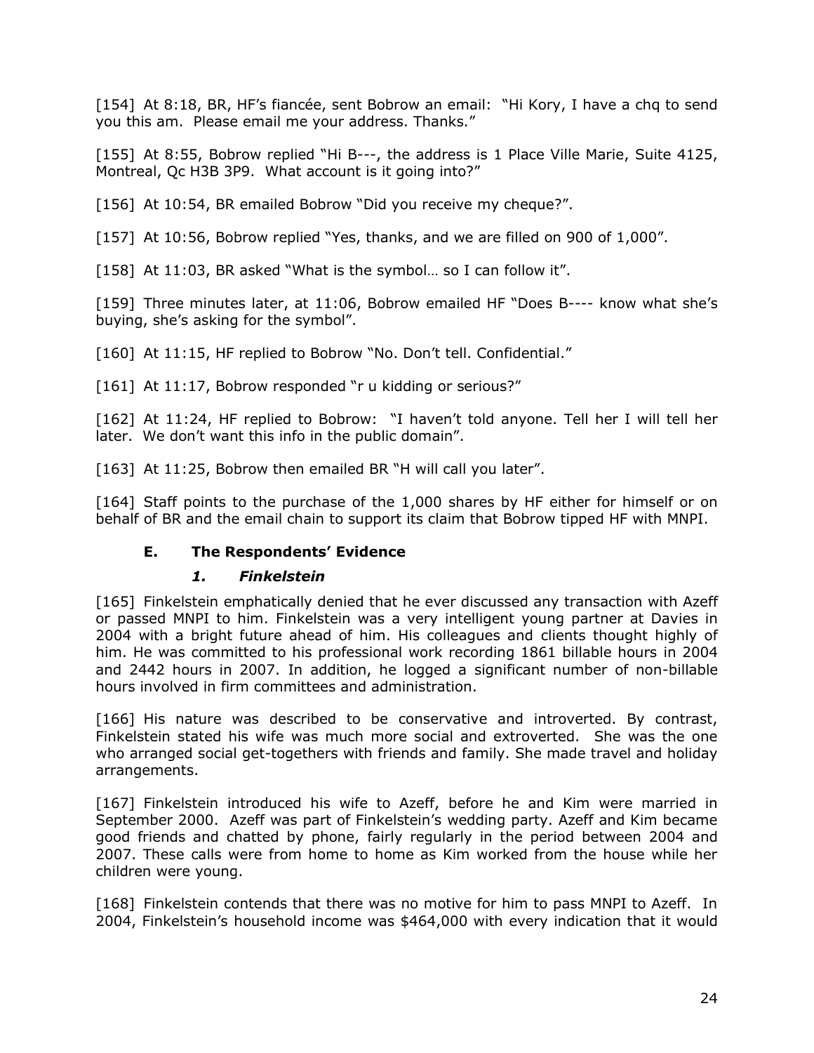[154] At 8:18, BR, HF's fiancée, sent Bobrow an email: "Hi Kory, I have a chq to send you this am. Please email me your address. Thanks."

[155] At 8:55, Bobrow replied "Hi B---, the address is 1 Place Ville Marie, Suite 4125, Montreal, Qc H3B 3P9. What account is it going into?"

[156] At 10:54, BR emailed Bobrow "Did you receive my cheque?".

[157] At 10:56, Bobrow replied "Yes, thanks, and we are filled on 900 of 1,000".

[158] At 11:03, BR asked "What is the symbol… so I can follow it".

[159] Three minutes later, at 11:06, Bobrow emailed HF "Does B---- know what she's buying, she's asking for the symbol".

[160] At 11:15, HF replied to Bobrow "No. Don't tell. Confidential."

[161] At 11:17, Bobrow responded "r u kidding or serious?"

[162] At 11:24, HF replied to Bobrow: "I haven't told anyone. Tell her I will tell her later. We don't want this info in the public domain".

[163] At 11:25, Bobrow then emailed BR "H will call you later".

[164] Staff points to the purchase of the 1,000 shares by HF either for himself or on behalf of BR and the email chain to support its claim that Bobrow tipped HF with MNPI.

### E. The Respondents' Evidence

#### *1. Finkelstein*

[165] Finkelstein emphatically denied that he ever discussed any transaction with Azeff or passed MNPI to him. Finkelstein was a very intelligent young partner at Davies in 2004 with a bright future ahead of him. His colleagues and clients thought highly of him. He was committed to his professional work recording 1861 billable hours in 2004 and 2442 hours in 2007. In addition, he logged a significant number of non-billable hours involved in firm committees and administration.

[166] His nature was described to be conservative and introverted. By contrast, Finkelstein stated his wife was much more social and extroverted. She was the one who arranged social get-togethers with friends and family. She made travel and holiday arrangements.

[167] Finkelstein introduced his wife to Azeff, before he and Kim were married in September 2000. Azeff was part of Finkelstein's wedding party. Azeff and Kim became good friends and chatted by phone, fairly regularly in the period between 2004 and 2007. These calls were from home to home as Kim worked from the house while her children were young.

[168] Finkelstein contends that there was no motive for him to pass MNPI to Azeff. In 2004, Finkelstein's household income was $464,000 with every indication that it would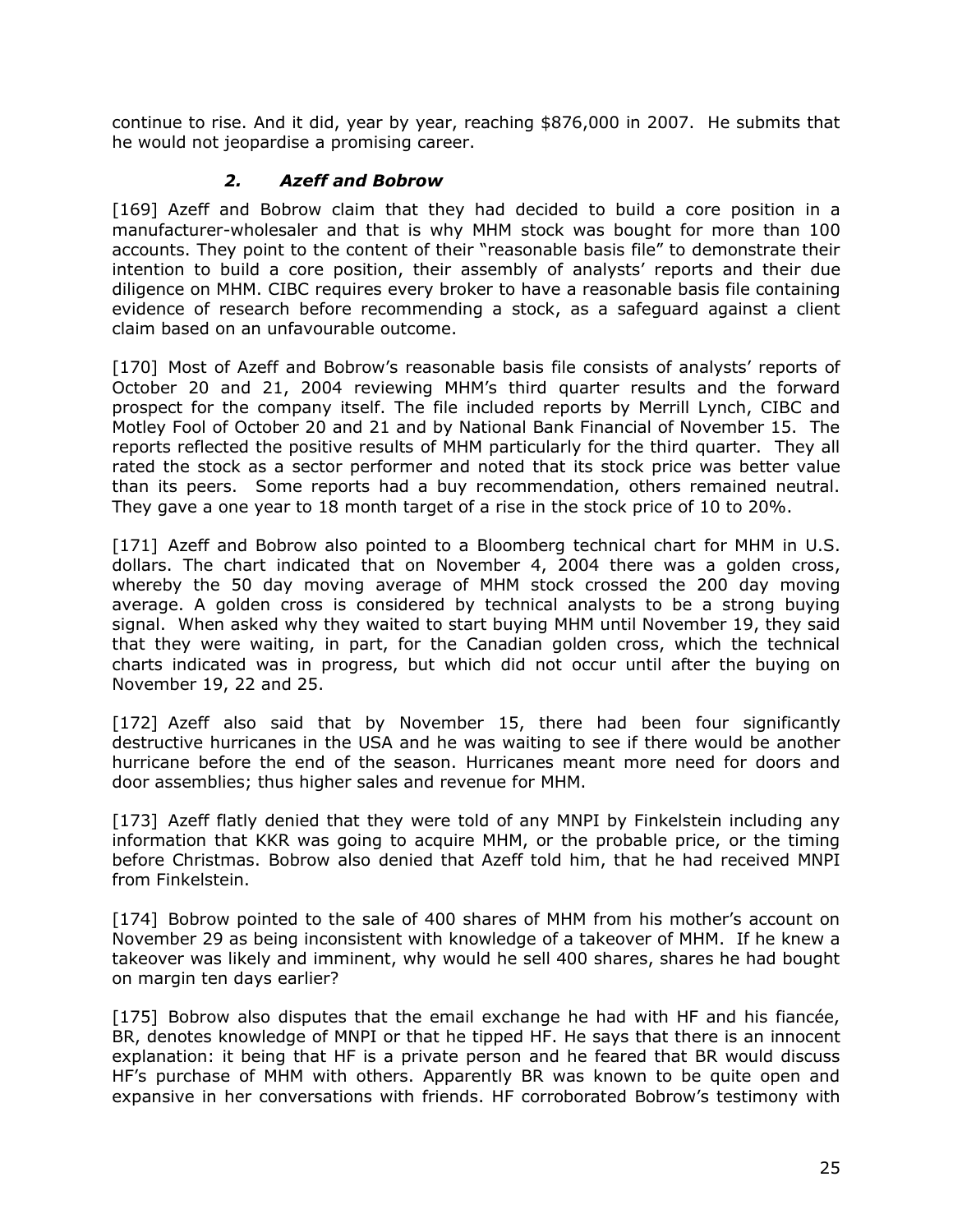continue to rise. And it did, year by year, reaching $876,000 in 2007. He submits that he would not jeopardise a promising career.

### *2. Azeff and Bobrow*

[169] Azeff and Bobrow claim that they had decided to build a core position in a manufacturer-wholesaler and that is why MHM stock was bought for more than 100 accounts. They point to the content of their "reasonable basis file" to demonstrate their intention to build a core position, their assembly of analysts' reports and their due diligence on MHM. CIBC requires every broker to have a reasonable basis file containing evidence of research before recommending a stock, as a safeguard against a client claim based on an unfavourable outcome.

[170] Most of Azeff and Bobrow's reasonable basis file consists of analysts' reports of October 20 and 21, 2004 reviewing MHM's third quarter results and the forward prospect for the company itself. The file included reports by Merrill Lynch, CIBC and Motley Fool of October 20 and 21 and by National Bank Financial of November 15. The reports reflected the positive results of MHM particularly for the third quarter. They all rated the stock as a sector performer and noted that its stock price was better value than its peers. Some reports had a buy recommendation, others remained neutral. They gave a one year to 18 month target of a rise in the stock price of 10 to 20%.

[171] Azeff and Bobrow also pointed to a Bloomberg technical chart for MHM in U.S. dollars. The chart indicated that on November 4, 2004 there was a golden cross, whereby the 50 day moving average of MHM stock crossed the 200 day moving average. A golden cross is considered by technical analysts to be a strong buying signal. When asked why they waited to start buying MHM until November 19, they said that they were waiting, in part, for the Canadian golden cross, which the technical charts indicated was in progress, but which did not occur until after the buying on November 19, 22 and 25.

[172] Azeff also said that by November 15, there had been four significantly destructive hurricanes in the USA and he was waiting to see if there would be another hurricane before the end of the season. Hurricanes meant more need for doors and door assemblies; thus higher sales and revenue for MHM.

[173] Azeff flatly denied that they were told of any MNPI by Finkelstein including any information that KKR was going to acquire MHM, or the probable price, or the timing before Christmas. Bobrow also denied that Azeff told him, that he had received MNPI from Finkelstein.

[174] Bobrow pointed to the sale of 400 shares of MHM from his mother's account on November 29 as being inconsistent with knowledge of a takeover of MHM. If he knew a takeover was likely and imminent, why would he sell 400 shares, shares he had bought on margin ten days earlier?

[175] Bobrow also disputes that the email exchange he had with HF and his fiancée, BR, denotes knowledge of MNPI or that he tipped HF. He says that there is an innocent explanation: it being that HF is a private person and he feared that BR would discuss HF's purchase of MHM with others. Apparently BR was known to be quite open and expansive in her conversations with friends. HF corroborated Bobrow's testimony with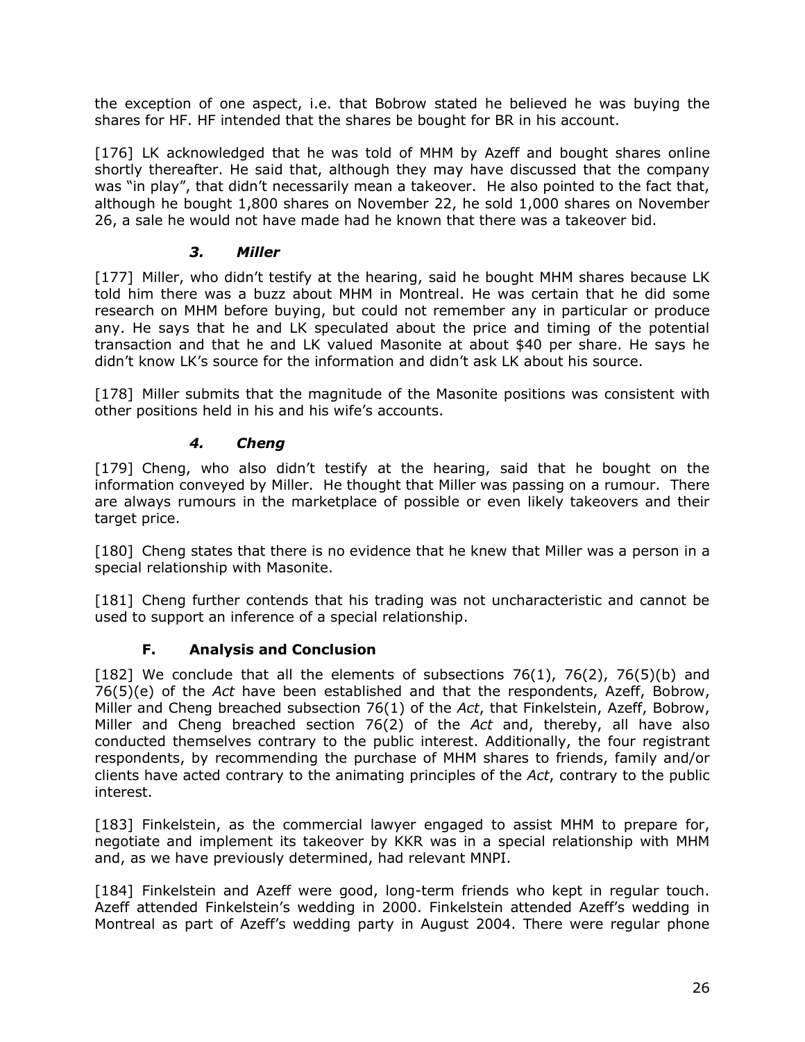the exception of one aspect, i.e. that Bobrow stated he believed he was buying the shares for HF. HF intended that the shares be bought for BR in his account.

[176] LK acknowledged that he was told of MHM by Azeff and bought shares online shortly thereafter. He said that, although they may have discussed that the company was "in play", that didn't necessarily mean a takeover. He also pointed to the fact that, although he bought 1,800 shares on November 22, he sold 1,000 shares on November 26, a sale he would not have made had he known that there was a takeover bid.

### *3. Miller*

[177] Miller, who didn't testify at the hearing, said he bought MHM shares because LK told him there was a buzz about MHM in Montreal. He was certain that he did some research on MHM before buying, but could not remember any in particular or produce any. He says that he and LK speculated about the price and timing of the potential transaction and that he and LK valued Masonite at about $40 per share. He says he didn't know LK's source for the information and didn't ask LK about his source.

[178] Miller submits that the magnitude of the Masonite positions was consistent with other positions held in his and his wife's accounts.

### *4. Cheng*

[179] Cheng, who also didn't testify at the hearing, said that he bought on the information conveyed by Miller. He thought that Miller was passing on a rumour. There are always rumours in the marketplace of possible or even likely takeovers and their target price.

[180] Cheng states that there is no evidence that he knew that Miller was a person in a special relationship with Masonite.

[181] Cheng further contends that his trading was not uncharacteristic and cannot be used to support an inference of a special relationship.

## F. Analysis and Conclusion

[182] We conclude that all the elements of subsections 76(1), 76(2), 76(5)(b) and 76(5)(e) of the *Act* have been established and that the respondents, Azeff, Bobrow, Miller and Cheng breached subsection 76(1) of the *Act*, that Finkelstein, Azeff, Bobrow, Miller and Cheng breached section 76(2) of the *Act* and, thereby, all have also conducted themselves contrary to the public interest. Additionally, the four registrant respondents, by recommending the purchase of MHM shares to friends, family and/or clients have acted contrary to the animating principles of the *Act*, contrary to the public interest.

[183] Finkelstein, as the commercial lawyer engaged to assist MHM to prepare for, negotiate and implement its takeover by KKR was in a special relationship with MHM and, as we have previously determined, had relevant MNPI.

[184] Finkelstein and Azeff were good, long-term friends who kept in regular touch. Azeff attended Finkelstein's wedding in 2000. Finkelstein attended Azeff's wedding in Montreal as part of Azeff's wedding party in August 2004. There were regular phone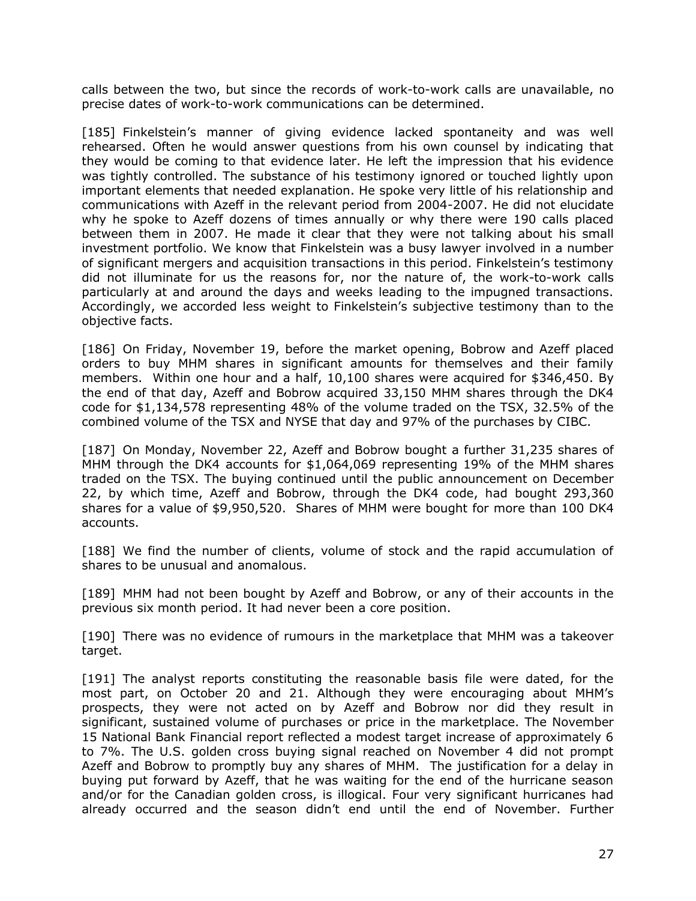calls between the two, but since the records of work-to-work calls are unavailable, no precise dates of work-to-work communications can be determined.

[185] Finkelstein's manner of giving evidence lacked spontaneity and was well rehearsed. Often he would answer questions from his own counsel by indicating that they would be coming to that evidence later. He left the impression that his evidence was tightly controlled. The substance of his testimony ignored or touched lightly upon important elements that needed explanation. He spoke very little of his relationship and communications with Azeff in the relevant period from 2004-2007. He did not elucidate why he spoke to Azeff dozens of times annually or why there were 190 calls placed between them in 2007. He made it clear that they were not talking about his small investment portfolio. We know that Finkelstein was a busy lawyer involved in a number of significant mergers and acquisition transactions in this period. Finkelstein's testimony did not illuminate for us the reasons for, nor the nature of, the work-to-work calls particularly at and around the days and weeks leading to the impugned transactions. Accordingly, we accorded less weight to Finkelstein's subjective testimony than to the objective facts.

[186] On Friday, November 19, before the market opening, Bobrow and Azeff placed orders to buy MHM shares in significant amounts for themselves and their family members. Within one hour and a half, 10,100 shares were acquired for $346,450. By the end of that day, Azeff and Bobrow acquired 33,150 MHM shares through the DK4 code for $1,134,578 representing 48% of the volume traded on the TSX, 32.5% of the combined volume of the TSX and NYSE that day and 97% of the purchases by CIBC.

[187] On Monday, November 22, Azeff and Bobrow bought a further 31,235 shares of MHM through the DK4 accounts for $1,064,069 representing 19% of the MHM shares traded on the TSX. The buying continued until the public announcement on December 22, by which time, Azeff and Bobrow, through the DK4 code, had bought 293,360 shares for a value of $9,950,520. Shares of MHM were bought for more than 100 DK4 accounts.

[188] We find the number of clients, volume of stock and the rapid accumulation of shares to be unusual and anomalous.

[189] MHM had not been bought by Azeff and Bobrow, or any of their accounts in the previous six month period. It had never been a core position.

[190] There was no evidence of rumours in the marketplace that MHM was a takeover target.

[191] The analyst reports constituting the reasonable basis file were dated, for the most part, on October 20 and 21. Although they were encouraging about MHM's prospects, they were not acted on by Azeff and Bobrow nor did they result in significant, sustained volume of purchases or price in the marketplace. The November 15 National Bank Financial report reflected a modest target increase of approximately 6 to 7%. The U.S. golden cross buying signal reached on November 4 did not prompt Azeff and Bobrow to promptly buy any shares of MHM. The justification for a delay in buying put forward by Azeff, that he was waiting for the end of the hurricane season and/or for the Canadian golden cross, is illogical. Four very significant hurricanes had already occurred and the season didn't end until the end of November. Further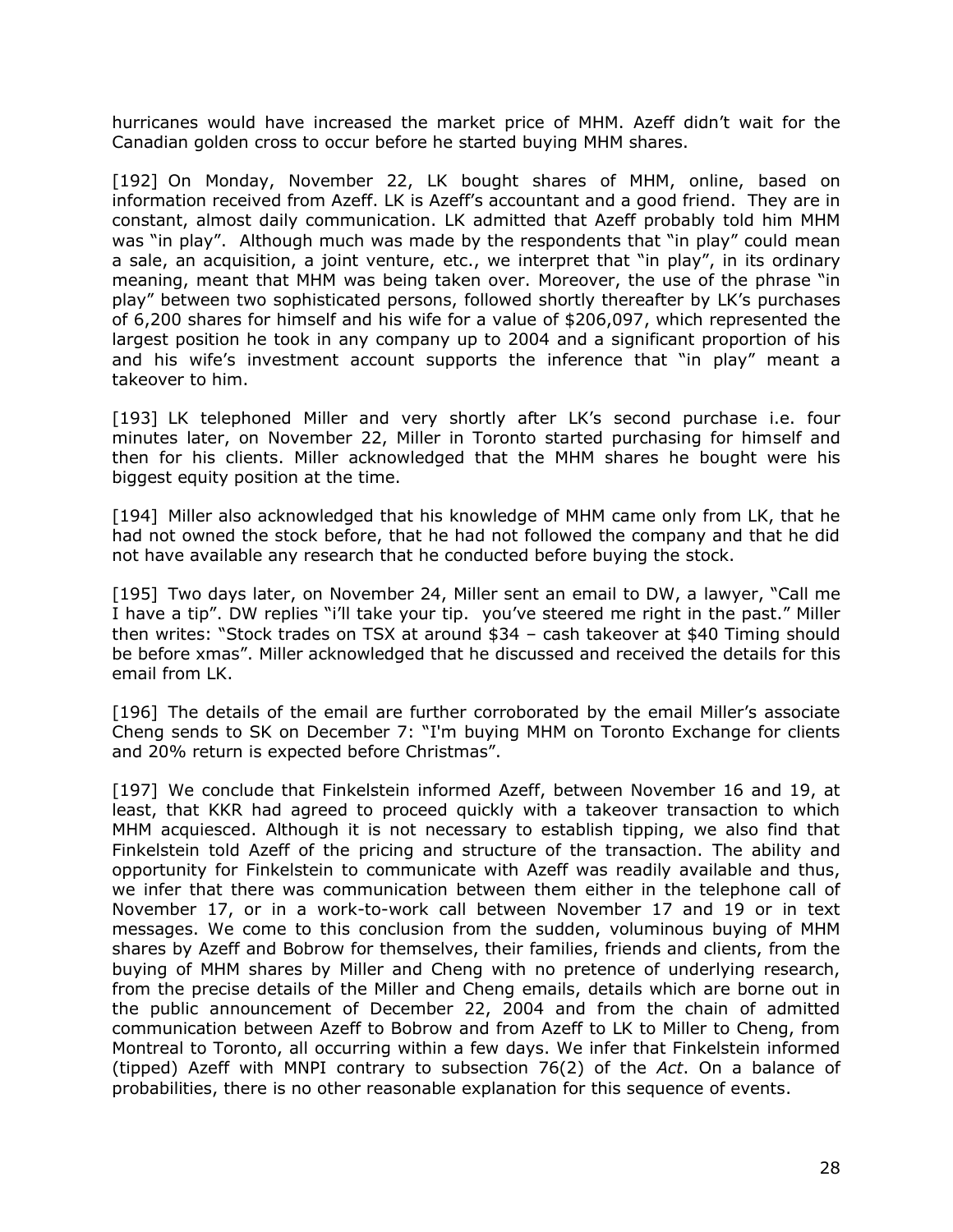hurricanes would have increased the market price of MHM. Azeff didn't wait for the Canadian golden cross to occur before he started buying MHM shares.

[192] On Monday, November 22, LK bought shares of MHM, online, based on information received from Azeff. LK is Azeff's accountant and a good friend. They are in constant, almost daily communication. LK admitted that Azeff probably told him MHM was "in play". Although much was made by the respondents that "in play" could mean a sale, an acquisition, a joint venture, etc., we interpret that "in play", in its ordinary meaning, meant that MHM was being taken over. Moreover, the use of the phrase "in play" between two sophisticated persons, followed shortly thereafter by LK's purchases of 6,200 shares for himself and his wife for a value of $206,097, which represented the largest position he took in any company up to 2004 and a significant proportion of his and his wife's investment account supports the inference that "in play" meant a takeover to him.

[193] LK telephoned Miller and very shortly after LK's second purchase i.e. four minutes later, on November 22, Miller in Toronto started purchasing for himself and then for his clients. Miller acknowledged that the MHM shares he bought were his biggest equity position at the time.

[194] Miller also acknowledged that his knowledge of MHM came only from LK, that he had not owned the stock before, that he had not followed the company and that he did not have available any research that he conducted before buying the stock.

[195] Two days later, on November 24, Miller sent an email to DW, a lawyer, "Call me I have a tip". DW replies "i'll take your tip. you've steered me right in the past." Miller then writes: "Stock trades on TSX at around $34 – cash takeover at $40 Timing should be before xmas". Miller acknowledged that he discussed and received the details for this email from LK.

[196] The details of the email are further corroborated by the email Miller's associate Cheng sends to SK on December 7: "I'm buying MHM on Toronto Exchange for clients and 20% return is expected before Christmas".

[197] We conclude that Finkelstein informed Azeff, between November 16 and 19, at least, that KKR had agreed to proceed quickly with a takeover transaction to which MHM acquiesced. Although it is not necessary to establish tipping, we also find that Finkelstein told Azeff of the pricing and structure of the transaction. The ability and opportunity for Finkelstein to communicate with Azeff was readily available and thus, we infer that there was communication between them either in the telephone call of November 17, or in a work-to-work call between November 17 and 19 or in text messages. We come to this conclusion from the sudden, voluminous buying of MHM shares by Azeff and Bobrow for themselves, their families, friends and clients, from the buying of MHM shares by Miller and Cheng with no pretence of underlying research, from the precise details of the Miller and Cheng emails, details which are borne out in the public announcement of December 22, 2004 and from the chain of admitted communication between Azeff to Bobrow and from Azeff to LK to Miller to Cheng, from Montreal to Toronto, all occurring within a few days. We infer that Finkelstein informed (tipped) Azeff with MNPI contrary to subsection 76(2) of the *Act*. On a balance of probabilities, there is no other reasonable explanation for this sequence of events.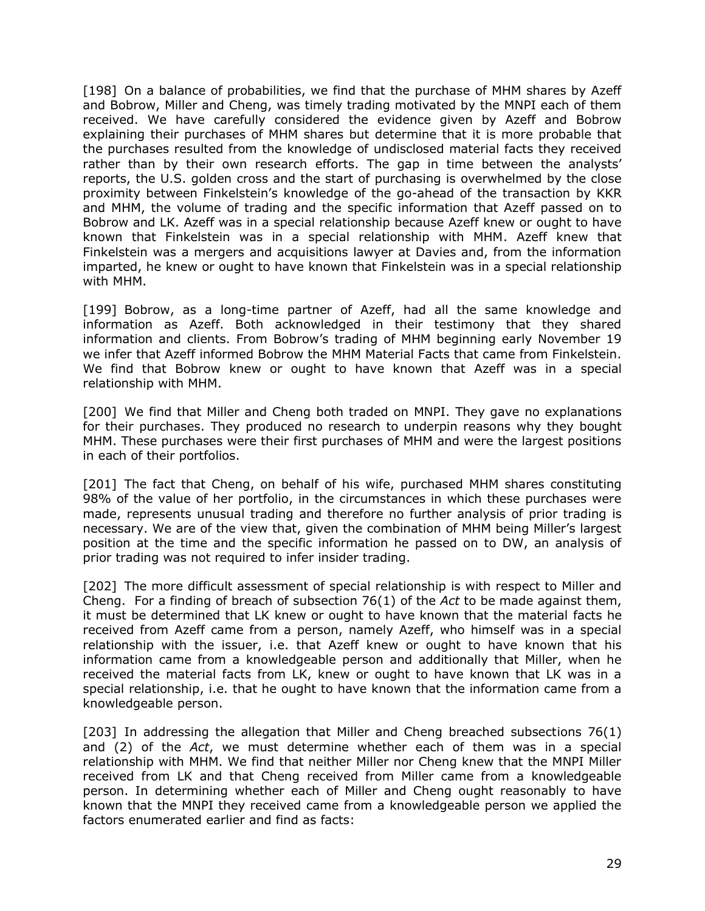[198] On a balance of probabilities, we find that the purchase of MHM shares by Azeff and Bobrow, Miller and Cheng, was timely trading motivated by the MNPI each of them received. We have carefully considered the evidence given by Azeff and Bobrow explaining their purchases of MHM shares but determine that it is more probable that the purchases resulted from the knowledge of undisclosed material facts they received rather than by their own research efforts. The gap in time between the analysts' reports, the U.S. golden cross and the start of purchasing is overwhelmed by the close proximity between Finkelstein's knowledge of the go-ahead of the transaction by KKR and MHM, the volume of trading and the specific information that Azeff passed on to Bobrow and LK. Azeff was in a special relationship because Azeff knew or ought to have known that Finkelstein was in a special relationship with MHM. Azeff knew that Finkelstein was a mergers and acquisitions lawyer at Davies and, from the information imparted, he knew or ought to have known that Finkelstein was in a special relationship with MHM.

[199] Bobrow, as a long-time partner of Azeff, had all the same knowledge and information as Azeff. Both acknowledged in their testimony that they shared information and clients. From Bobrow's trading of MHM beginning early November 19 we infer that Azeff informed Bobrow the MHM Material Facts that came from Finkelstein. We find that Bobrow knew or ought to have known that Azeff was in a special relationship with MHM.

[200] We find that Miller and Cheng both traded on MNPI. They gave no explanations for their purchases. They produced no research to underpin reasons why they bought MHM. These purchases were their first purchases of MHM and were the largest positions in each of their portfolios.

[201] The fact that Cheng, on behalf of his wife, purchased MHM shares constituting 98% of the value of her portfolio, in the circumstances in which these purchases were made, represents unusual trading and therefore no further analysis of prior trading is necessary. We are of the view that, given the combination of MHM being Miller's largest position at the time and the specific information he passed on to DW, an analysis of prior trading was not required to infer insider trading.

[202] The more difficult assessment of special relationship is with respect to Miller and Cheng. For a finding of breach of subsection 76(1) of the *Act* to be made against them, it must be determined that LK knew or ought to have known that the material facts he received from Azeff came from a person, namely Azeff, who himself was in a special relationship with the issuer, i.e. that Azeff knew or ought to have known that his information came from a knowledgeable person and additionally that Miller, when he received the material facts from LK, knew or ought to have known that LK was in a special relationship, i.e. that he ought to have known that the information came from a knowledgeable person.

[203] In addressing the allegation that Miller and Cheng breached subsections 76(1) and (2) of the *Act*, we must determine whether each of them was in a special relationship with MHM. We find that neither Miller nor Cheng knew that the MNPI Miller received from LK and that Cheng received from Miller came from a knowledgeable person. In determining whether each of Miller and Cheng ought reasonably to have known that the MNPI they received came from a knowledgeable person we applied the factors enumerated earlier and find as facts: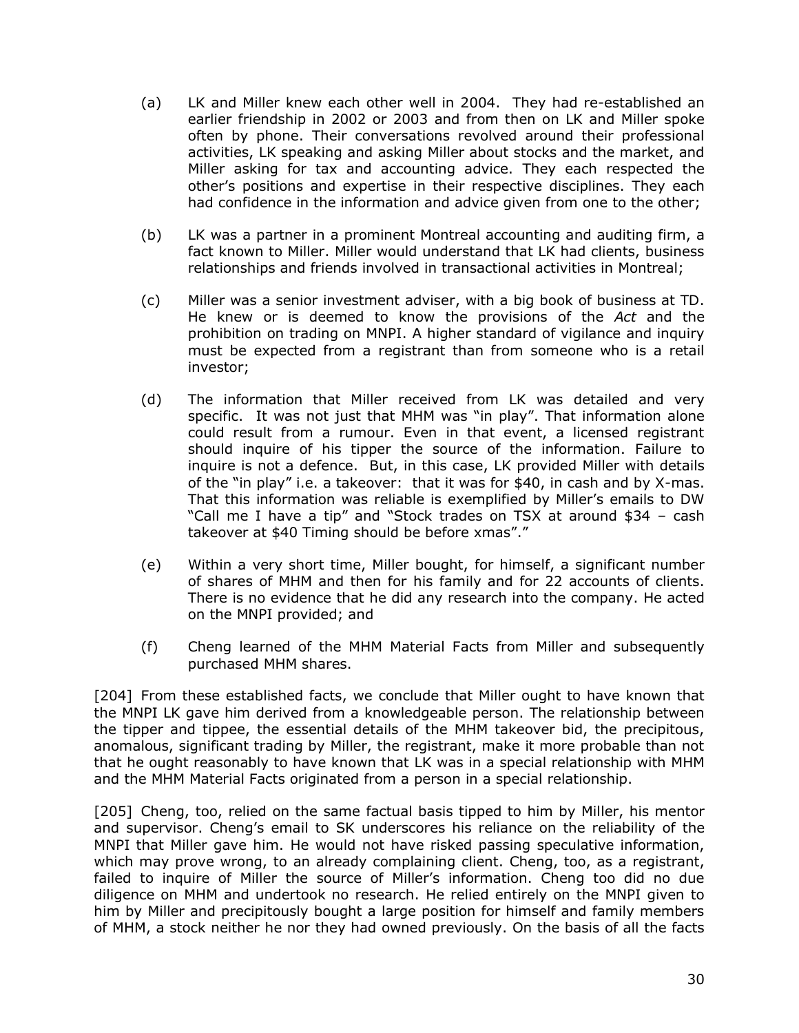(a) LK and Miller knew each other well in 2004. They had re-established an earlier friendship in 2002 or 2003 and from then on LK and Miller spoke often by phone. Their conversations revolved around their professional activities, LK speaking and asking Miller about stocks and the market, and Miller asking for tax and accounting advice. They each respected the other's positions and expertise in their respective disciplines. They each had confidence in the information and advice given from one to the other;

(b) LK was a partner in a prominent Montreal accounting and auditing firm, a fact known to Miller. Miller would understand that LK had clients, business relationships and friends involved in transactional activities in Montreal;

(c) Miller was a senior investment adviser, with a big book of business at TD. He knew or is deemed to know the provisions of the *Act* and the prohibition on trading on MNPI. A higher standard of vigilance and inquiry must be expected from a registrant than from someone who is a retail investor;

(d) The information that Miller received from LK was detailed and very specific. It was not just that MHM was "in play". That information alone could result from a rumour. Even in that event, a licensed registrant should inquire of his tipper the source of the information. Failure to inquire is not a defence. But, in this case, LK provided Miller with details of the "in play" i.e. a takeover: that it was for $40, in cash and by X-mas. That this information was reliable is exemplified by Miller's emails to DW "Call me I have a tip" and "Stock trades on TSX at around $34 – cash takeover at $40 Timing should be before xmas"."

(e) Within a very short time, Miller bought, for himself, a significant number of shares of MHM and then for his family and for 22 accounts of clients. There is no evidence that he did any research into the company. He acted on the MNPI provided; and

(f) Cheng learned of the MHM Material Facts from Miller and subsequently purchased MHM shares.

[204] From these established facts, we conclude that Miller ought to have known that the MNPI LK gave him derived from a knowledgeable person. The relationship between the tipper and tippee, the essential details of the MHM takeover bid, the precipitous, anomalous, significant trading by Miller, the registrant, make it more probable than not that he ought reasonably to have known that LK was in a special relationship with MHM and the MHM Material Facts originated from a person in a special relationship.

[205] Cheng, too, relied on the same factual basis tipped to him by Miller, his mentor and supervisor. Cheng's email to SK underscores his reliance on the reliability of the MNPI that Miller gave him. He would not have risked passing speculative information, which may prove wrong, to an already complaining client. Cheng, too, as a registrant, failed to inquire of Miller the source of Miller's information. Cheng too did no due diligence on MHM and undertook no research. He relied entirely on the MNPI given to him by Miller and precipitously bought a large position for himself and family members of MHM, a stock neither he nor they had owned previously. On the basis of all the facts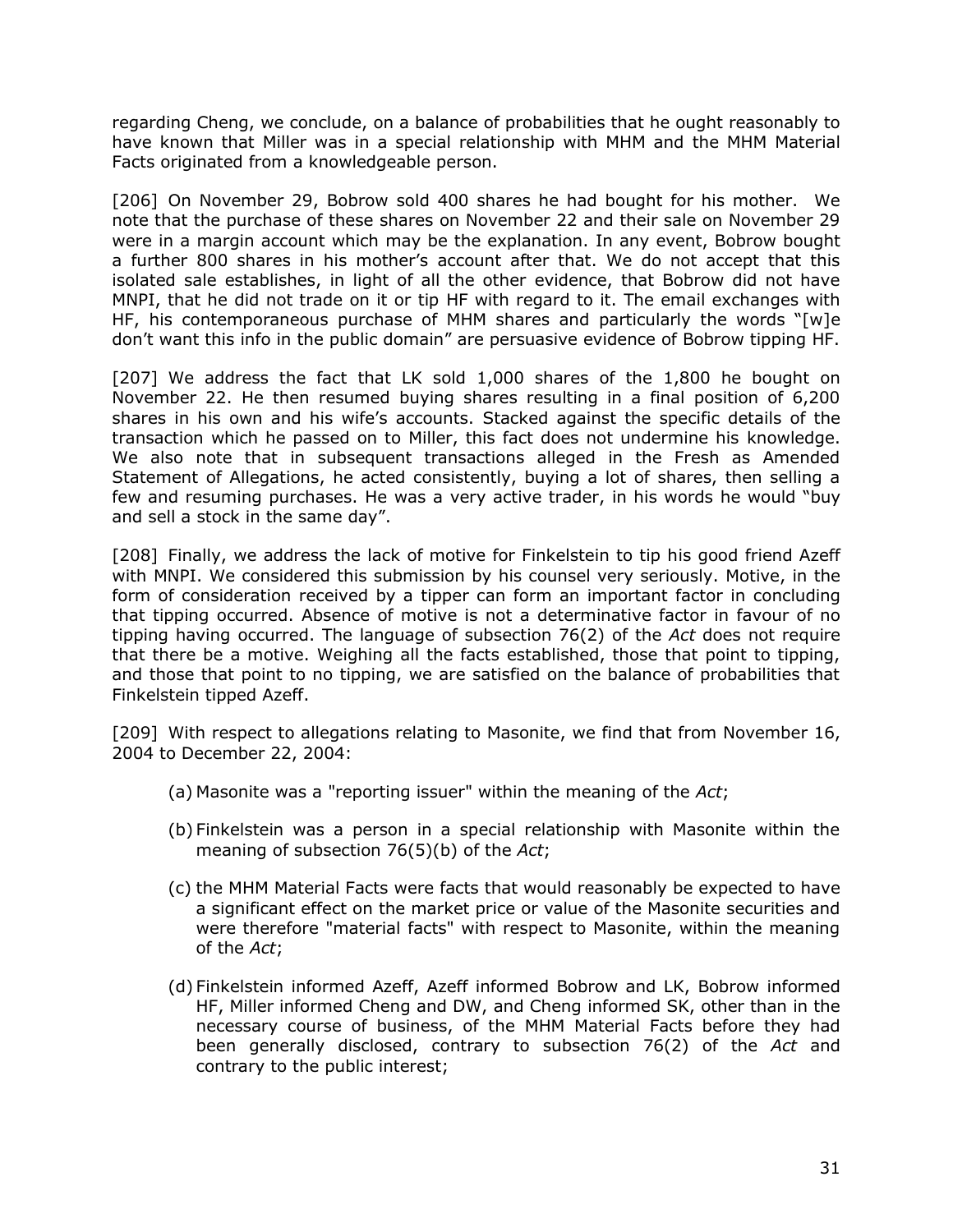regarding Cheng, we conclude, on a balance of probabilities that he ought reasonably to have known that Miller was in a special relationship with MHM and the MHM Material Facts originated from a knowledgeable person.

[206] On November 29, Bobrow sold 400 shares he had bought for his mother. We note that the purchase of these shares on November 22 and their sale on November 29 were in a margin account which may be the explanation. In any event, Bobrow bought a further 800 shares in his mother's account after that. We do not accept that this isolated sale establishes, in light of all the other evidence, that Bobrow did not have MNPI, that he did not trade on it or tip HF with regard to it. The email exchanges with HF, his contemporaneous purchase of MHM shares and particularly the words "[w]e don't want this info in the public domain" are persuasive evidence of Bobrow tipping HF.

[207] We address the fact that LK sold 1,000 shares of the 1,800 he bought on November 22. He then resumed buying shares resulting in a final position of 6,200 shares in his own and his wife's accounts. Stacked against the specific details of the transaction which he passed on to Miller, this fact does not undermine his knowledge. We also note that in subsequent transactions alleged in the Fresh as Amended Statement of Allegations, he acted consistently, buying a lot of shares, then selling a few and resuming purchases. He was a very active trader, in his words he would "buy and sell a stock in the same day".

[208] Finally, we address the lack of motive for Finkelstein to tip his good friend Azeff with MNPI. We considered this submission by his counsel very seriously. Motive, in the form of consideration received by a tipper can form an important factor in concluding that tipping occurred. Absence of motive is not a determinative factor in favour of no tipping having occurred. The language of subsection 76(2) of the *Act* does not require that there be a motive. Weighing all the facts established, those that point to tipping, and those that point to no tipping, we are satisfied on the balance of probabilities that Finkelstein tipped Azeff.

[209] With respect to allegations relating to Masonite, we find that from November 16, 2004 to December 22, 2004:

(a) Masonite was a "reporting issuer" within the meaning of the *Act*;

(b) Finkelstein was a person in a special relationship with Masonite within the meaning of subsection 76(5)(b) of the *Act*;

(c) the MHM Material Facts were facts that would reasonably be expected to have a significant effect on the market price or value of the Masonite securities and were therefore "material facts" with respect to Masonite, within the meaning of the *Act*;

(d) Finkelstein informed Azeff, Azeff informed Bobrow and LK, Bobrow informed HF, Miller informed Cheng and DW, and Cheng informed SK, other than in the necessary course of business, of the MHM Material Facts before they had been generally disclosed, contrary to subsection 76(2) of the *Act* and contrary to the public interest;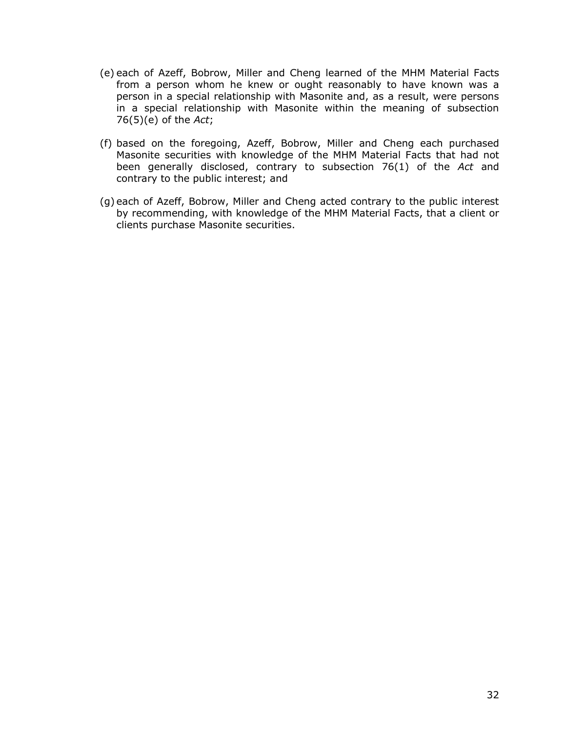(e) each of Azeff, Bobrow, Miller and Cheng learned of the MHM Material Facts from a person whom he knew or ought reasonably to have known was a person in a special relationship with Masonite and, as a result, were persons in a special relationship with Masonite within the meaning of subsection 76(5)(e) of the *Act*;

(f) based on the foregoing, Azeff, Bobrow, Miller and Cheng each purchased Masonite securities with knowledge of the MHM Material Facts that had not been generally disclosed, contrary to subsection 76(1) of the *Act* and contrary to the public interest; and

(g) each of Azeff, Bobrow, Miller and Cheng acted contrary to the public interest by recommending, with knowledge of the MHM Material Facts, that a client or clients purchase Masonite securities.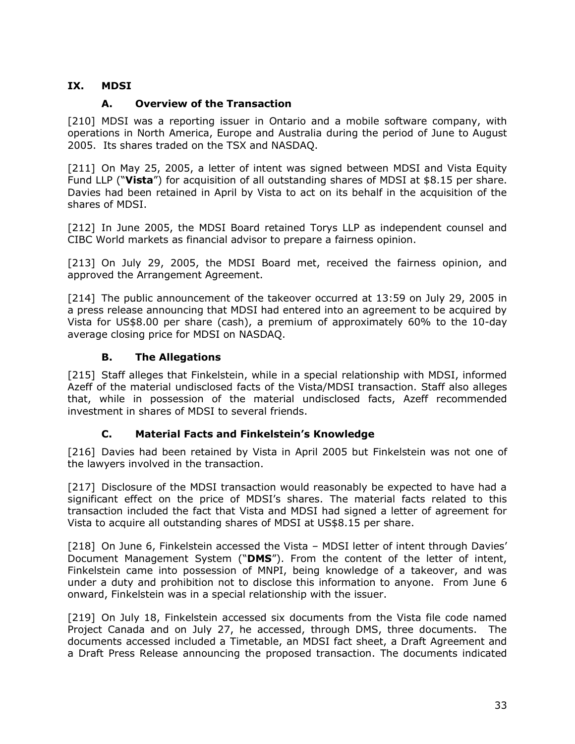## IX. MDSI

### A. Overview of the Transaction

[210] MDSI was a reporting issuer in Ontario and a mobile software company, with operations in North America, Europe and Australia during the period of June to August 2005. Its shares traded on the TSX and NASDAQ.

[211] On May 25, 2005, a letter of intent was signed between MDSI and Vista Equity Fund LLP ("**Vista**") for acquisition of all outstanding shares of MDSI at $8.15 per share. Davies had been retained in April by Vista to act on its behalf in the acquisition of the shares of MDSI.

[212] In June 2005, the MDSI Board retained Torys LLP as independent counsel and CIBC World markets as financial advisor to prepare a fairness opinion.

[213] On July 29, 2005, the MDSI Board met, received the fairness opinion, and approved the Arrangement Agreement.

[214] The public announcement of the takeover occurred at 13:59 on July 29, 2005 in a press release announcing that MDSI had entered into an agreement to be acquired by Vista for US$8.00 per share (cash), a premium of approximately 60% to the 10-day average closing price for MDSI on NASDAQ.

### B. The Allegations

[215] Staff alleges that Finkelstein, while in a special relationship with MDSI, informed Azeff of the material undisclosed facts of the Vista/MDSI transaction. Staff also alleges that, while in possession of the material undisclosed facts, Azeff recommended investment in shares of MDSI to several friends.

### C. Material Facts and Finkelstein's Knowledge

[216] Davies had been retained by Vista in April 2005 but Finkelstein was not one of the lawyers involved in the transaction.

[217] Disclosure of the MDSI transaction would reasonably be expected to have had a significant effect on the price of MDSI's shares. The material facts related to this transaction included the fact that Vista and MDSI had signed a letter of agreement for Vista to acquire all outstanding shares of MDSI at US$8.15 per share.

[218] On June 6, Finkelstein accessed the Vista – MDSI letter of intent through Davies' Document Management System ("**DMS**"). From the content of the letter of intent, Finkelstein came into possession of MNPI, being knowledge of a takeover, and was under a duty and prohibition not to disclose this information to anyone. From June 6 onward, Finkelstein was in a special relationship with the issuer.

[219] On July 18, Finkelstein accessed six documents from the Vista file code named Project Canada and on July 27, he accessed, through DMS, three documents. The documents accessed included a Timetable, an MDSI fact sheet, a Draft Agreement and a Draft Press Release announcing the proposed transaction. The documents indicated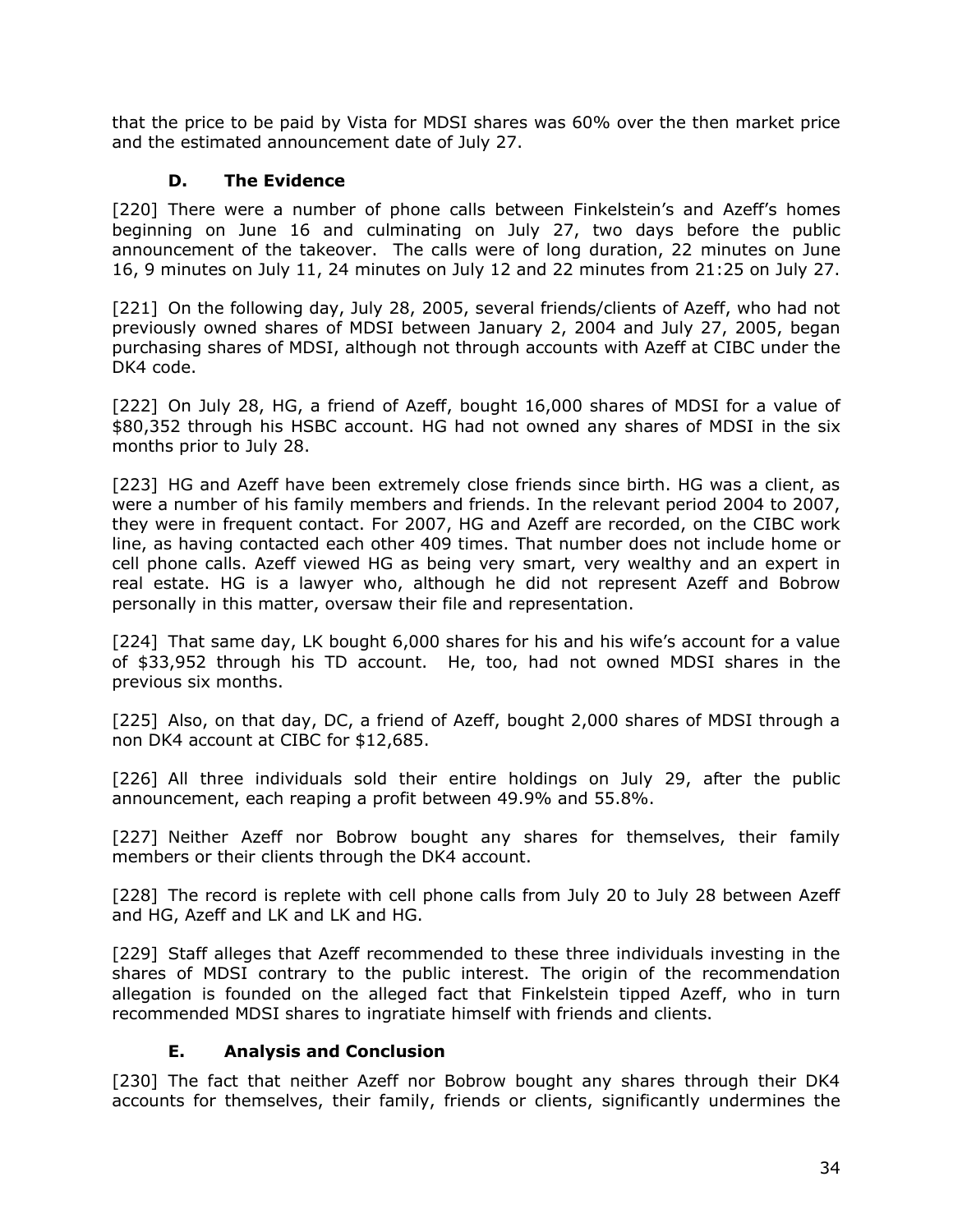that the price to be paid by Vista for MDSI shares was 60% over the then market price and the estimated announcement date of July 27.

### D. The Evidence

[220] There were a number of phone calls between Finkelstein's and Azeff's homes beginning on June 16 and culminating on July 27, two days before the public announcement of the takeover. The calls were of long duration, 22 minutes on June 16, 9 minutes on July 11, 24 minutes on July 12 and 22 minutes from 21:25 on July 27.

[221] On the following day, July 28, 2005, several friends/clients of Azeff, who had not previously owned shares of MDSI between January 2, 2004 and July 27, 2005, began purchasing shares of MDSI, although not through accounts with Azeff at CIBC under the DK4 code.

[222] On July 28, HG, a friend of Azeff, bought 16,000 shares of MDSI for a value of $80,352 through his HSBC account. HG had not owned any shares of MDSI in the six months prior to July 28.

[223] HG and Azeff have been extremely close friends since birth. HG was a client, as were a number of his family members and friends. In the relevant period 2004 to 2007, they were in frequent contact. For 2007, HG and Azeff are recorded, on the CIBC work line, as having contacted each other 409 times. That number does not include home or cell phone calls. Azeff viewed HG as being very smart, very wealthy and an expert in real estate. HG is a lawyer who, although he did not represent Azeff and Bobrow personally in this matter, oversaw their file and representation.

[224] That same day, LK bought 6,000 shares for his and his wife's account for a value of $33,952 through his TD account. He, too, had not owned MDSI shares in the previous six months.

[225] Also, on that day, DC, a friend of Azeff, bought 2,000 shares of MDSI through a non DK4 account at CIBC for $12,685.

[226] All three individuals sold their entire holdings on July 29, after the public announcement, each reaping a profit between 49.9% and 55.8%.

[227] Neither Azeff nor Bobrow bought any shares for themselves, their family members or their clients through the DK4 account.

[228] The record is replete with cell phone calls from July 20 to July 28 between Azeff and HG, Azeff and LK and LK and HG.

[229] Staff alleges that Azeff recommended to these three individuals investing in the shares of MDSI contrary to the public interest. The origin of the recommendation allegation is founded on the alleged fact that Finkelstein tipped Azeff, who in turn recommended MDSI shares to ingratiate himself with friends and clients.

### E. Analysis and Conclusion

[230] The fact that neither Azeff nor Bobrow bought any shares through their DK4 accounts for themselves, their family, friends or clients, significantly undermines the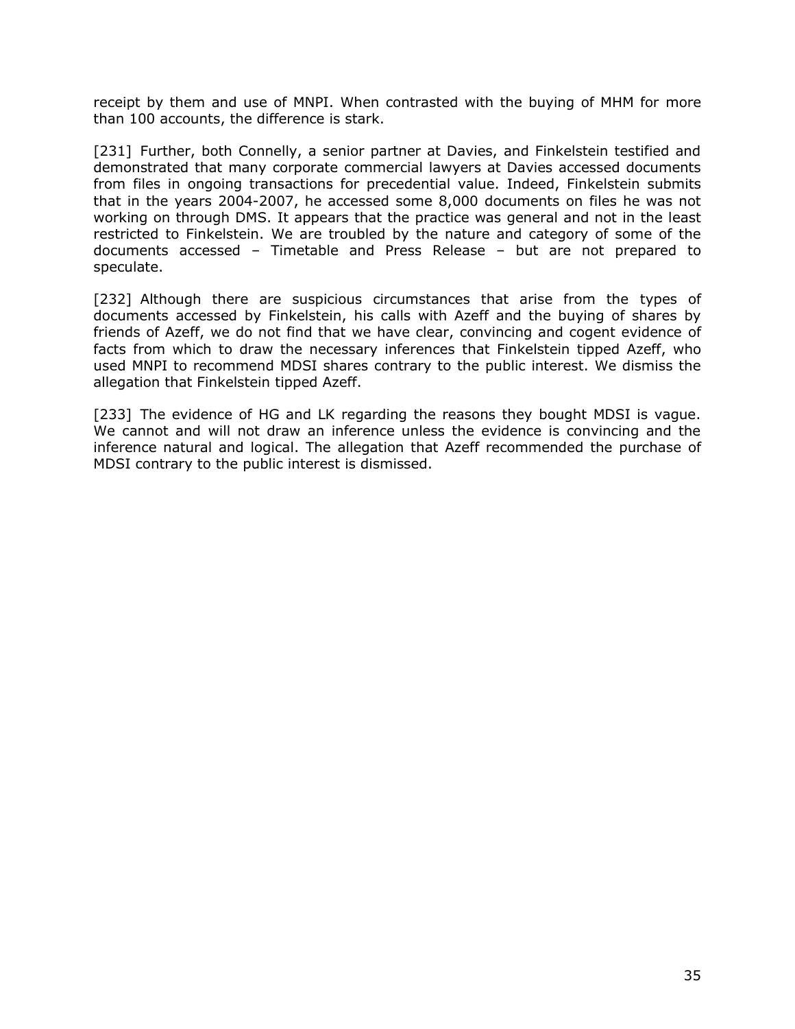receipt by them and use of MNPI. When contrasted with the buying of MHM for more than 100 accounts, the difference is stark.

[231] Further, both Connelly, a senior partner at Davies, and Finkelstein testified and demonstrated that many corporate commercial lawyers at Davies accessed documents from files in ongoing transactions for precedential value. Indeed, Finkelstein submits that in the years 2004-2007, he accessed some 8,000 documents on files he was not working on through DMS. It appears that the practice was general and not in the least restricted to Finkelstein. We are troubled by the nature and category of some of the documents accessed – Timetable and Press Release – but are not prepared to speculate.

[232] Although there are suspicious circumstances that arise from the types of documents accessed by Finkelstein, his calls with Azeff and the buying of shares by friends of Azeff, we do not find that we have clear, convincing and cogent evidence of facts from which to draw the necessary inferences that Finkelstein tipped Azeff, who used MNPI to recommend MDSI shares contrary to the public interest. We dismiss the allegation that Finkelstein tipped Azeff.

[233] The evidence of HG and LK regarding the reasons they bought MDSI is vague. We cannot and will not draw an inference unless the evidence is convincing and the inference natural and logical. The allegation that Azeff recommended the purchase of MDSI contrary to the public interest is dismissed.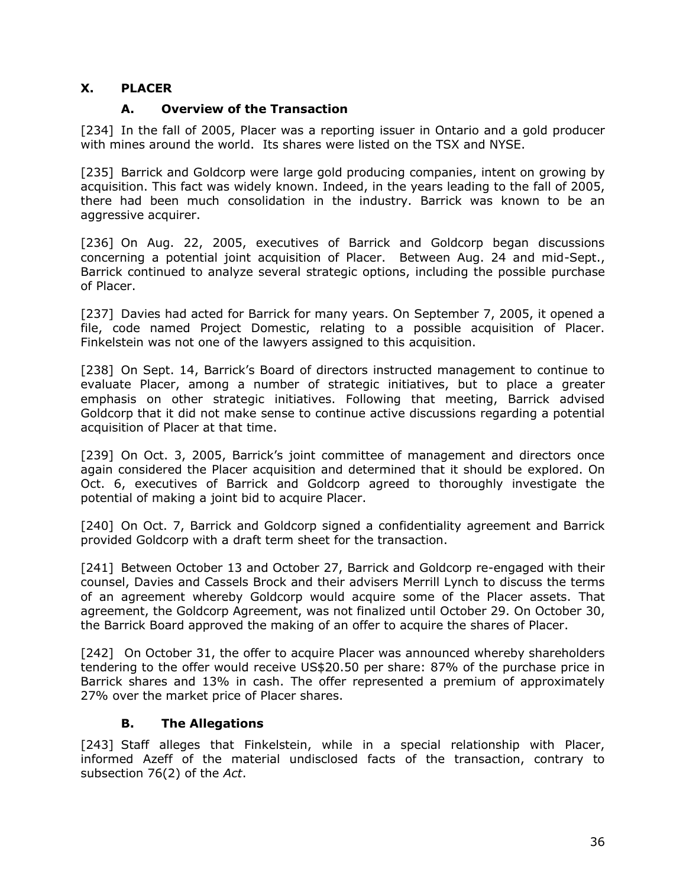## X. PLACER

### A. Overview of the Transaction

[234] In the fall of 2005, Placer was a reporting issuer in Ontario and a gold producer with mines around the world. Its shares were listed on the TSX and NYSE.

[235] Barrick and Goldcorp were large gold producing companies, intent on growing by acquisition. This fact was widely known. Indeed, in the years leading to the fall of 2005, there had been much consolidation in the industry. Barrick was known to be an aggressive acquirer.

[236] On Aug. 22, 2005, executives of Barrick and Goldcorp began discussions concerning a potential joint acquisition of Placer. Between Aug. 24 and mid-Sept., Barrick continued to analyze several strategic options, including the possible purchase of Placer.

[237] Davies had acted for Barrick for many years. On September 7, 2005, it opened a file, code named Project Domestic, relating to a possible acquisition of Placer. Finkelstein was not one of the lawyers assigned to this acquisition.

[238] On Sept. 14, Barrick's Board of directors instructed management to continue to evaluate Placer, among a number of strategic initiatives, but to place a greater emphasis on other strategic initiatives. Following that meeting, Barrick advised Goldcorp that it did not make sense to continue active discussions regarding a potential acquisition of Placer at that time.

[239] On Oct. 3, 2005, Barrick's joint committee of management and directors once again considered the Placer acquisition and determined that it should be explored. On Oct. 6, executives of Barrick and Goldcorp agreed to thoroughly investigate the potential of making a joint bid to acquire Placer.

[240] On Oct. 7, Barrick and Goldcorp signed a confidentiality agreement and Barrick provided Goldcorp with a draft term sheet for the transaction.

[241] Between October 13 and October 27, Barrick and Goldcorp re-engaged with their counsel, Davies and Cassels Brock and their advisers Merrill Lynch to discuss the terms of an agreement whereby Goldcorp would acquire some of the Placer assets. That agreement, the Goldcorp Agreement, was not finalized until October 29. On October 30, the Barrick Board approved the making of an offer to acquire the shares of Placer.

[242] On October 31, the offer to acquire Placer was announced whereby shareholders tendering to the offer would receive US$20.50 per share: 87% of the purchase price in Barrick shares and 13% in cash. The offer represented a premium of approximately 27% over the market price of Placer shares.

### B. The Allegations

[243] Staff alleges that Finkelstein, while in a special relationship with Placer, informed Azeff of the material undisclosed facts of the transaction, contrary to subsection 76(2) of the *Act*.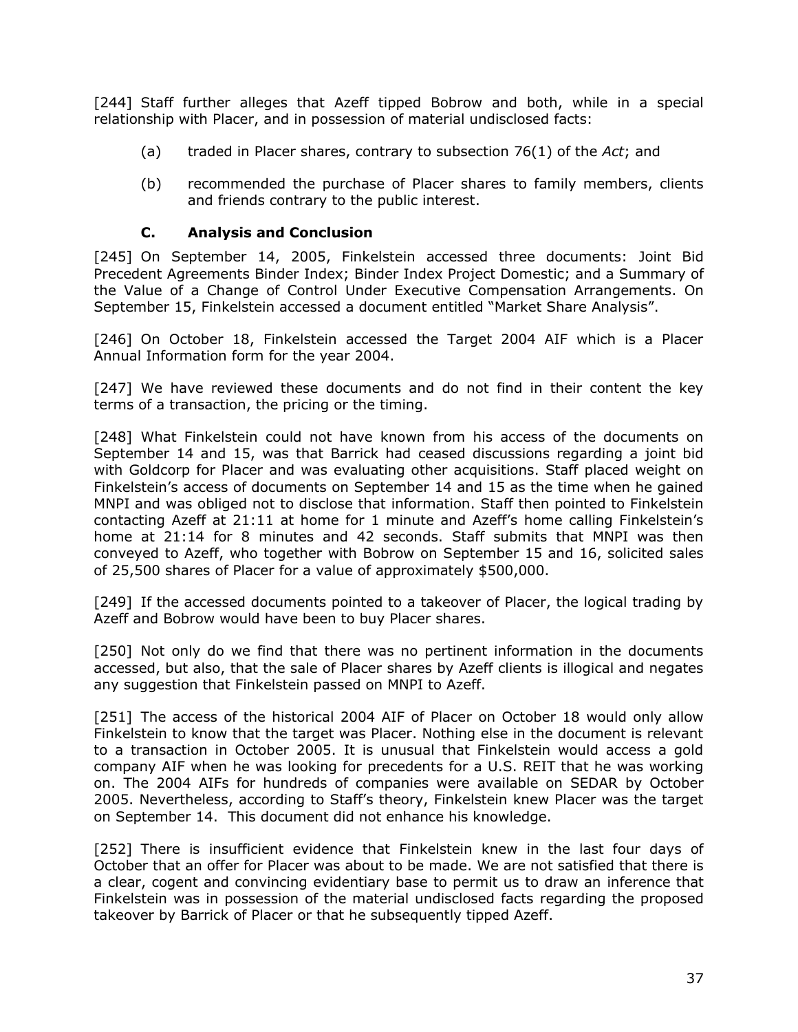[244] Staff further alleges that Azeff tipped Bobrow and both, while in a special relationship with Placer, and in possession of material undisclosed facts:

(a) traded in Placer shares, contrary to subsection 76(1) of the *Act*; and

(b) recommended the purchase of Placer shares to family members, clients and friends contrary to the public interest.

### C. Analysis and Conclusion

[245] On September 14, 2005, Finkelstein accessed three documents: Joint Bid Precedent Agreements Binder Index; Binder Index Project Domestic; and a Summary of the Value of a Change of Control Under Executive Compensation Arrangements. On September 15, Finkelstein accessed a document entitled "Market Share Analysis".

[246] On October 18, Finkelstein accessed the Target 2004 AIF which is a Placer Annual Information form for the year 2004.

[247] We have reviewed these documents and do not find in their content the key terms of a transaction, the pricing or the timing.

[248] What Finkelstein could not have known from his access of the documents on September 14 and 15, was that Barrick had ceased discussions regarding a joint bid with Goldcorp for Placer and was evaluating other acquisitions. Staff placed weight on Finkelstein's access of documents on September 14 and 15 as the time when he gained MNPI and was obliged not to disclose that information. Staff then pointed to Finkelstein contacting Azeff at 21:11 at home for 1 minute and Azeff's home calling Finkelstein's home at 21:14 for 8 minutes and 42 seconds. Staff submits that MNPI was then conveyed to Azeff, who together with Bobrow on September 15 and 16, solicited sales of 25,500 shares of Placer for a value of approximately $500,000.

[249] If the accessed documents pointed to a takeover of Placer, the logical trading by Azeff and Bobrow would have been to buy Placer shares.

[250] Not only do we find that there was no pertinent information in the documents accessed, but also, that the sale of Placer shares by Azeff clients is illogical and negates any suggestion that Finkelstein passed on MNPI to Azeff.

[251] The access of the historical 2004 AIF of Placer on October 18 would only allow Finkelstein to know that the target was Placer. Nothing else in the document is relevant to a transaction in October 2005. It is unusual that Finkelstein would access a gold company AIF when he was looking for precedents for a U.S. REIT that he was working on. The 2004 AIFs for hundreds of companies were available on SEDAR by October 2005. Nevertheless, according to Staff's theory, Finkelstein knew Placer was the target on September 14. This document did not enhance his knowledge.

[252] There is insufficient evidence that Finkelstein knew in the last four days of October that an offer for Placer was about to be made. We are not satisfied that there is a clear, cogent and convincing evidentiary base to permit us to draw an inference that Finkelstein was in possession of the material undisclosed facts regarding the proposed takeover by Barrick of Placer or that he subsequently tipped Azeff.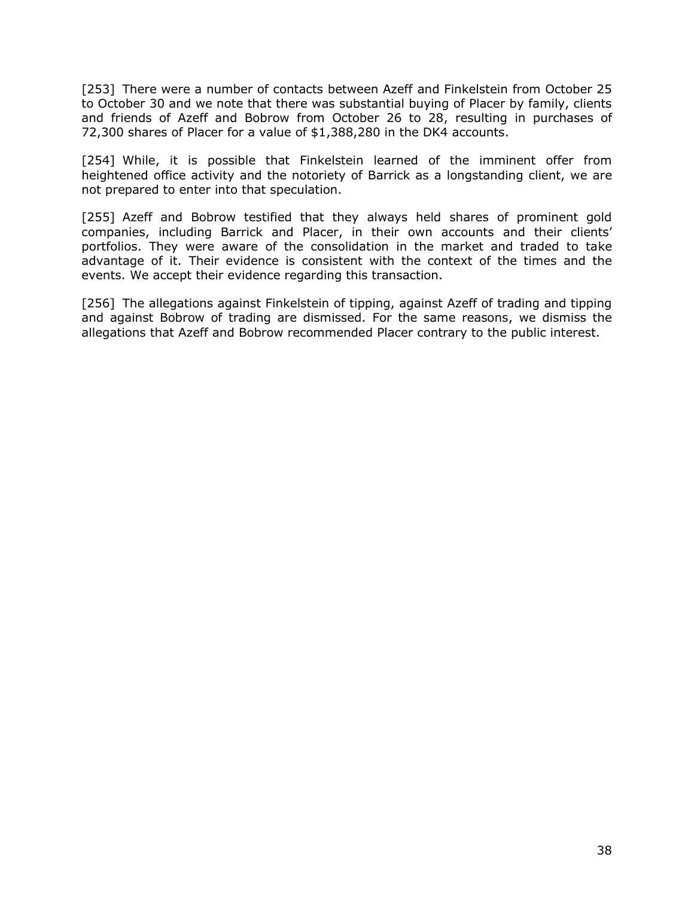[253] There were a number of contacts between Azeff and Finkelstein from October 25 to October 30 and we note that there was substantial buying of Placer by family, clients and friends of Azeff and Bobrow from October 26 to 28, resulting in purchases of 72,300 shares of Placer for a value of $1,388,280 in the DK4 accounts.

[254] While, it is possible that Finkelstein learned of the imminent offer from heightened office activity and the notoriety of Barrick as a longstanding client, we are not prepared to enter into that speculation.

[255] Azeff and Bobrow testified that they always held shares of prominent gold companies, including Barrick and Placer, in their own accounts and their clients' portfolios. They were aware of the consolidation in the market and traded to take advantage of it. Their evidence is consistent with the context of the times and the events. We accept their evidence regarding this transaction.

[256] The allegations against Finkelstein of tipping, against Azeff of trading and tipping and against Bobrow of trading are dismissed. For the same reasons, we dismiss the allegations that Azeff and Bobrow recommended Placer contrary to the public interest.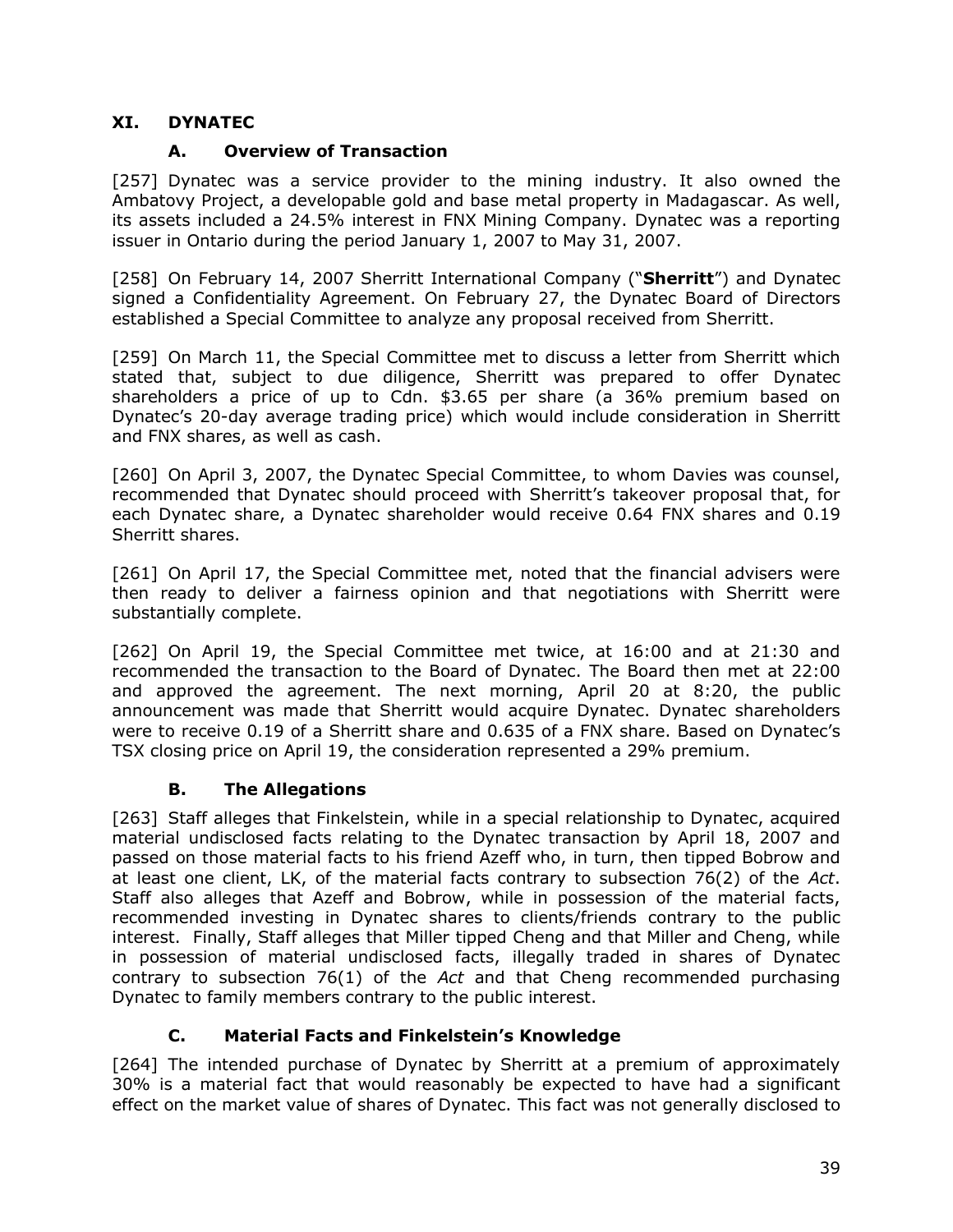## XI. DYNATEC

### A. Overview of Transaction

[257] Dynatec was a service provider to the mining industry. It also owned the Ambatovy Project, a developable gold and base metal property in Madagascar. As well, its assets included a 24.5% interest in FNX Mining Company. Dynatec was a reporting issuer in Ontario during the period January 1, 2007 to May 31, 2007.

[258] On February 14, 2007 Sherritt International Company ("**Sherritt**") and Dynatec signed a Confidentiality Agreement. On February 27, the Dynatec Board of Directors established a Special Committee to analyze any proposal received from Sherritt.

[259] On March 11, the Special Committee met to discuss a letter from Sherritt which stated that, subject to due diligence, Sherritt was prepared to offer Dynatec shareholders a price of up to Cdn. $3.65 per share (a 36% premium based on Dynatec's 20-day average trading price) which would include consideration in Sherritt and FNX shares, as well as cash.

[260] On April 3, 2007, the Dynatec Special Committee, to whom Davies was counsel, recommended that Dynatec should proceed with Sherritt's takeover proposal that, for each Dynatec share, a Dynatec shareholder would receive 0.64 FNX shares and 0.19 Sherritt shares.

[261] On April 17, the Special Committee met, noted that the financial advisers were then ready to deliver a fairness opinion and that negotiations with Sherritt were substantially complete.

[262] On April 19, the Special Committee met twice, at 16:00 and at 21:30 and recommended the transaction to the Board of Dynatec. The Board then met at 22:00 and approved the agreement. The next morning, April 20 at 8:20, the public announcement was made that Sherritt would acquire Dynatec. Dynatec shareholders were to receive 0.19 of a Sherritt share and 0.635 of a FNX share. Based on Dynatec's TSX closing price on April 19, the consideration represented a 29% premium.

### B. The Allegations

[263] Staff alleges that Finkelstein, while in a special relationship to Dynatec, acquired material undisclosed facts relating to the Dynatec transaction by April 18, 2007 and passed on those material facts to his friend Azeff who, in turn, then tipped Bobrow and at least one client, LK, of the material facts contrary to subsection 76(2) of the *Act*. Staff also alleges that Azeff and Bobrow, while in possession of the material facts, recommended investing in Dynatec shares to clients/friends contrary to the public interest. Finally, Staff alleges that Miller tipped Cheng and that Miller and Cheng, while in possession of material undisclosed facts, illegally traded in shares of Dynatec contrary to subsection 76(1) of the *Act* and that Cheng recommended purchasing Dynatec to family members contrary to the public interest.

### C. Material Facts and Finkelstein's Knowledge

[264] The intended purchase of Dynatec by Sherritt at a premium of approximately 30% is a material fact that would reasonably be expected to have had a significant effect on the market value of shares of Dynatec. This fact was not generally disclosed to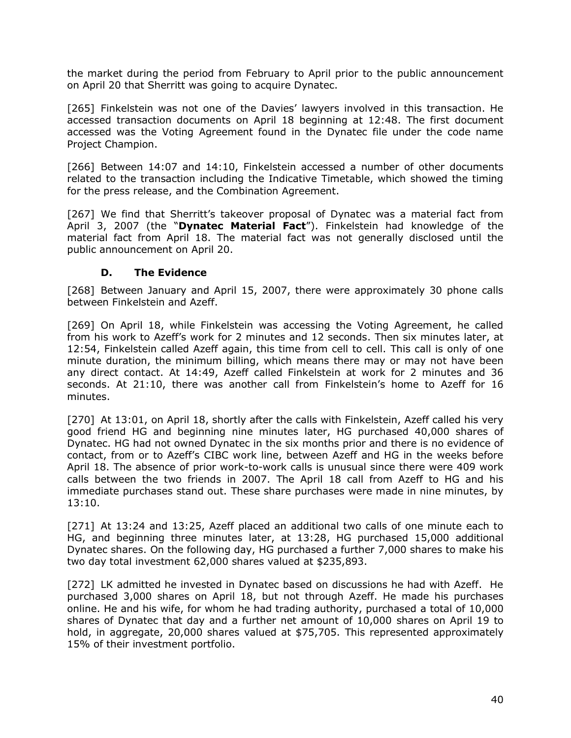the market during the period from February to April prior to the public announcement on April 20 that Sherritt was going to acquire Dynatec.

[265] Finkelstein was not one of the Davies' lawyers involved in this transaction. He accessed transaction documents on April 18 beginning at 12:48. The first document accessed was the Voting Agreement found in the Dynatec file under the code name Project Champion.

[266] Between 14:07 and 14:10, Finkelstein accessed a number of other documents related to the transaction including the Indicative Timetable, which showed the timing for the press release, and the Combination Agreement.

[267] We find that Sherritt's takeover proposal of Dynatec was a material fact from April 3, 2007 (the "**Dynatec Material Fact**"). Finkelstein had knowledge of the material fact from April 18. The material fact was not generally disclosed until the public announcement on April 20.

### D. The Evidence

[268] Between January and April 15, 2007, there were approximately 30 phone calls between Finkelstein and Azeff.

[269] On April 18, while Finkelstein was accessing the Voting Agreement, he called from his work to Azeff's work for 2 minutes and 12 seconds. Then six minutes later, at 12:54, Finkelstein called Azeff again, this time from cell to cell. This call is only of one minute duration, the minimum billing, which means there may or may not have been any direct contact. At 14:49, Azeff called Finkelstein at work for 2 minutes and 36 seconds. At 21:10, there was another call from Finkelstein's home to Azeff for 16 minutes.

[270] At 13:01, on April 18, shortly after the calls with Finkelstein, Azeff called his very good friend HG and beginning nine minutes later, HG purchased 40,000 shares of Dynatec. HG had not owned Dynatec in the six months prior and there is no evidence of contact, from or to Azeff's CIBC work line, between Azeff and HG in the weeks before April 18. The absence of prior work-to-work calls is unusual since there were 409 work calls between the two friends in 2007. The April 18 call from Azeff to HG and his immediate purchases stand out. These share purchases were made in nine minutes, by 13:10.

[271] At 13:24 and 13:25, Azeff placed an additional two calls of one minute each to HG, and beginning three minutes later, at 13:28, HG purchased 15,000 additional Dynatec shares. On the following day, HG purchased a further 7,000 shares to make his two day total investment 62,000 shares valued at $235,893.

[272] LK admitted he invested in Dynatec based on discussions he had with Azeff. He purchased 3,000 shares on April 18, but not through Azeff. He made his purchases online. He and his wife, for whom he had trading authority, purchased a total of 10,000 shares of Dynatec that day and a further net amount of 10,000 shares on April 19 to hold, in aggregate, 20,000 shares valued at $75,705. This represented approximately 15% of their investment portfolio.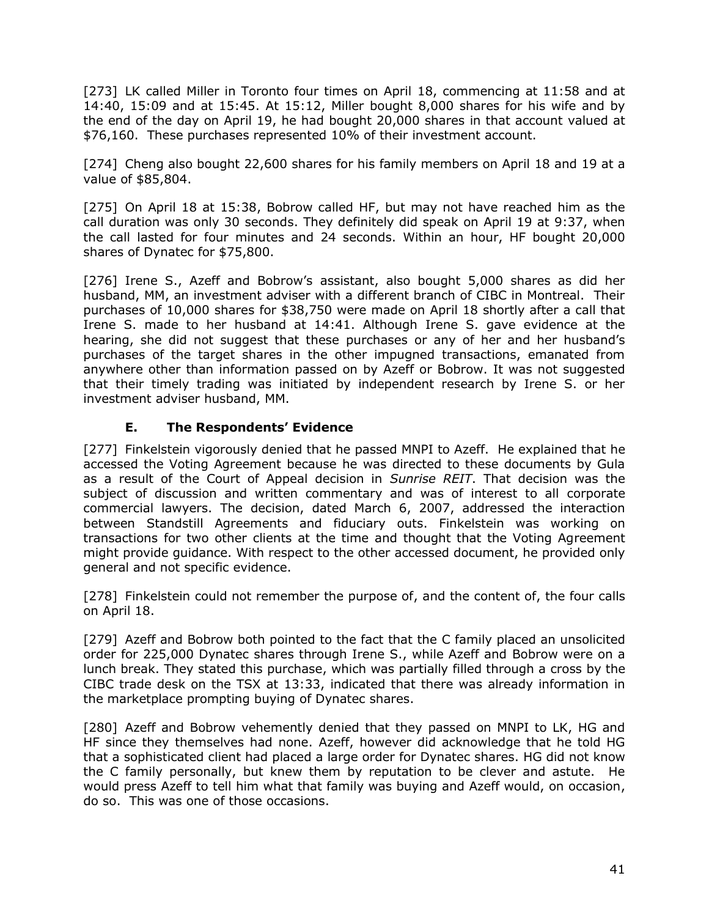[273] LK called Miller in Toronto four times on April 18, commencing at 11:58 and at 14:40, 15:09 and at 15:45. At 15:12, Miller bought 8,000 shares for his wife and by the end of the day on April 19, he had bought 20,000 shares in that account valued at $76,160. These purchases represented 10% of their investment account.

[274] Cheng also bought 22,600 shares for his family members on April 18 and 19 at a value of $85,804.

[275] On April 18 at 15:38, Bobrow called HF, but may not have reached him as the call duration was only 30 seconds. They definitely did speak on April 19 at 9:37, when the call lasted for four minutes and 24 seconds. Within an hour, HF bought 20,000 shares of Dynatec for $75,800.

[276] Irene S., Azeff and Bobrow's assistant, also bought 5,000 shares as did her husband, MM, an investment adviser with a different branch of CIBC in Montreal. Their purchases of 10,000 shares for $38,750 were made on April 18 shortly after a call that Irene S. made to her husband at 14:41. Although Irene S. gave evidence at the hearing, she did not suggest that these purchases or any of her and her husband's purchases of the target shares in the other impugned transactions, emanated from anywhere other than information passed on by Azeff or Bobrow. It was not suggested that their timely trading was initiated by independent research by Irene S. or her investment adviser husband, MM.

### E. The Respondents' Evidence

[277] Finkelstein vigorously denied that he passed MNPI to Azeff. He explained that he accessed the Voting Agreement because he was directed to these documents by Gula as a result of the Court of Appeal decision in *Sunrise REIT*. That decision was the subject of discussion and written commentary and was of interest to all corporate commercial lawyers. The decision, dated March 6, 2007, addressed the interaction between Standstill Agreements and fiduciary outs. Finkelstein was working on transactions for two other clients at the time and thought that the Voting Agreement might provide guidance. With respect to the other accessed document, he provided only general and not specific evidence.

[278] Finkelstein could not remember the purpose of, and the content of, the four calls on April 18.

[279] Azeff and Bobrow both pointed to the fact that the C family placed an unsolicited order for 225,000 Dynatec shares through Irene S., while Azeff and Bobrow were on a lunch break. They stated this purchase, which was partially filled through a cross by the CIBC trade desk on the TSX at 13:33, indicated that there was already information in the marketplace prompting buying of Dynatec shares.

[280] Azeff and Bobrow vehemently denied that they passed on MNPI to LK, HG and HF since they themselves had none. Azeff, however did acknowledge that he told HG that a sophisticated client had placed a large order for Dynatec shares. HG did not know the C family personally, but knew them by reputation to be clever and astute. He would press Azeff to tell him what that family was buying and Azeff would, on occasion, do so. This was one of those occasions.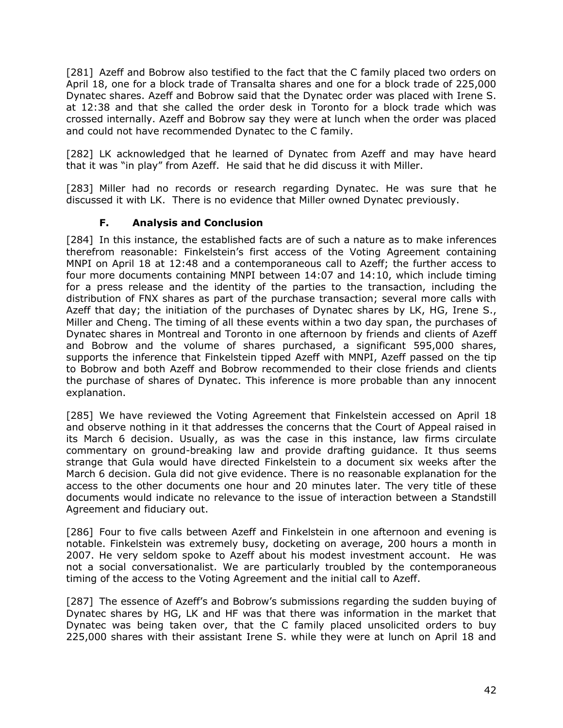[281] Azeff and Bobrow also testified to the fact that the C family placed two orders on April 18, one for a block trade of Transalta shares and one for a block trade of 225,000 Dynatec shares. Azeff and Bobrow said that the Dynatec order was placed with Irene S. at 12:38 and that she called the order desk in Toronto for a block trade which was crossed internally. Azeff and Bobrow say they were at lunch when the order was placed and could not have recommended Dynatec to the C family.

[282] LK acknowledged that he learned of Dynatec from Azeff and may have heard that it was "in play" from Azeff. He said that he did discuss it with Miller.

[283] Miller had no records or research regarding Dynatec. He was sure that he discussed it with LK. There is no evidence that Miller owned Dynatec previously.

### F. Analysis and Conclusion

[284] In this instance, the established facts are of such a nature as to make inferences therefrom reasonable: Finkelstein's first access of the Voting Agreement containing MNPI on April 18 at 12:48 and a contemporaneous call to Azeff; the further access to four more documents containing MNPI between 14:07 and 14:10, which include timing for a press release and the identity of the parties to the transaction, including the distribution of FNX shares as part of the purchase transaction; several more calls with Azeff that day; the initiation of the purchases of Dynatec shares by LK, HG, Irene S., Miller and Cheng. The timing of all these events within a two day span, the purchases of Dynatec shares in Montreal and Toronto in one afternoon by friends and clients of Azeff and Bobrow and the volume of shares purchased, a significant 595,000 shares, supports the inference that Finkelstein tipped Azeff with MNPI, Azeff passed on the tip to Bobrow and both Azeff and Bobrow recommended to their close friends and clients the purchase of shares of Dynatec. This inference is more probable than any innocent explanation.

[285] We have reviewed the Voting Agreement that Finkelstein accessed on April 18 and observe nothing in it that addresses the concerns that the Court of Appeal raised in its March 6 decision. Usually, as was the case in this instance, law firms circulate commentary on ground-breaking law and provide drafting guidance. It thus seems strange that Gula would have directed Finkelstein to a document six weeks after the March 6 decision. Gula did not give evidence. There is no reasonable explanation for the access to the other documents one hour and 20 minutes later. The very title of these documents would indicate no relevance to the issue of interaction between a Standstill Agreement and fiduciary out.

[286] Four to five calls between Azeff and Finkelstein in one afternoon and evening is notable. Finkelstein was extremely busy, docketing on average, 200 hours a month in 2007. He very seldom spoke to Azeff about his modest investment account. He was not a social conversationalist. We are particularly troubled by the contemporaneous timing of the access to the Voting Agreement and the initial call to Azeff.

[287] The essence of Azeff's and Bobrow's submissions regarding the sudden buying of Dynatec shares by HG, LK and HF was that there was information in the market that Dynatec was being taken over, that the C family placed unsolicited orders to buy 225,000 shares with their assistant Irene S. while they were at lunch on April 18 and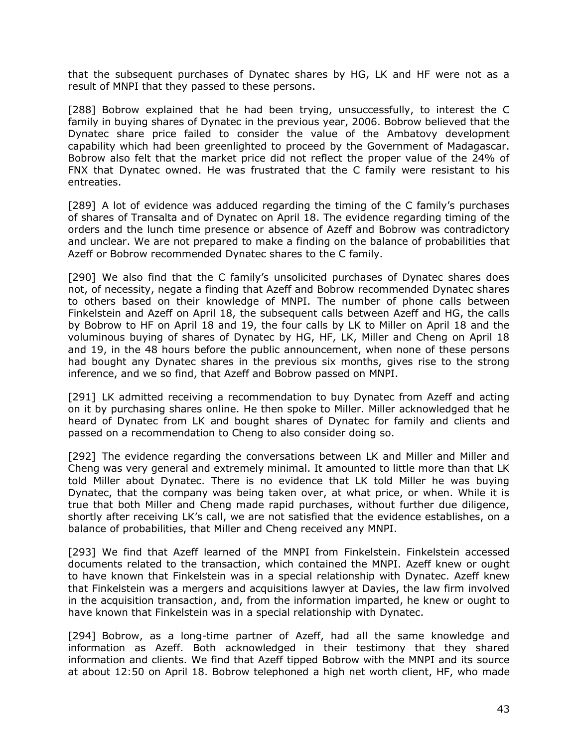that the subsequent purchases of Dynatec shares by HG, LK and HF were not as a result of MNPI that they passed to these persons.

[288] Bobrow explained that he had been trying, unsuccessfully, to interest the C family in buying shares of Dynatec in the previous year, 2006. Bobrow believed that the Dynatec share price failed to consider the value of the Ambatovy development capability which had been greenlighted to proceed by the Government of Madagascar. Bobrow also felt that the market price did not reflect the proper value of the 24% of FNX that Dynatec owned. He was frustrated that the C family were resistant to his entreaties.

[289] A lot of evidence was adduced regarding the timing of the C family's purchases of shares of Transalta and of Dynatec on April 18. The evidence regarding timing of the orders and the lunch time presence or absence of Azeff and Bobrow was contradictory and unclear. We are not prepared to make a finding on the balance of probabilities that Azeff or Bobrow recommended Dynatec shares to the C family.

[290] We also find that the C family's unsolicited purchases of Dynatec shares does not, of necessity, negate a finding that Azeff and Bobrow recommended Dynatec shares to others based on their knowledge of MNPI. The number of phone calls between Finkelstein and Azeff on April 18, the subsequent calls between Azeff and HG, the calls by Bobrow to HF on April 18 and 19, the four calls by LK to Miller on April 18 and the voluminous buying of shares of Dynatec by HG, HF, LK, Miller and Cheng on April 18 and 19, in the 48 hours before the public announcement, when none of these persons had bought any Dynatec shares in the previous six months, gives rise to the strong inference, and we so find, that Azeff and Bobrow passed on MNPI.

[291] LK admitted receiving a recommendation to buy Dynatec from Azeff and acting on it by purchasing shares online. He then spoke to Miller. Miller acknowledged that he heard of Dynatec from LK and bought shares of Dynatec for family and clients and passed on a recommendation to Cheng to also consider doing so.

[292] The evidence regarding the conversations between LK and Miller and Miller and Cheng was very general and extremely minimal. It amounted to little more than that LK told Miller about Dynatec. There is no evidence that LK told Miller he was buying Dynatec, that the company was being taken over, at what price, or when. While it is true that both Miller and Cheng made rapid purchases, without further due diligence, shortly after receiving LK's call, we are not satisfied that the evidence establishes, on a balance of probabilities, that Miller and Cheng received any MNPI.

[293] We find that Azeff learned of the MNPI from Finkelstein. Finkelstein accessed documents related to the transaction, which contained the MNPI. Azeff knew or ought to have known that Finkelstein was in a special relationship with Dynatec. Azeff knew that Finkelstein was a mergers and acquisitions lawyer at Davies, the law firm involved in the acquisition transaction, and, from the information imparted, he knew or ought to have known that Finkelstein was in a special relationship with Dynatec.

[294] Bobrow, as a long-time partner of Azeff, had all the same knowledge and information as Azeff. Both acknowledged in their testimony that they shared information and clients. We find that Azeff tipped Bobrow with the MNPI and its source at about 12:50 on April 18. Bobrow telephoned a high net worth client, HF, who made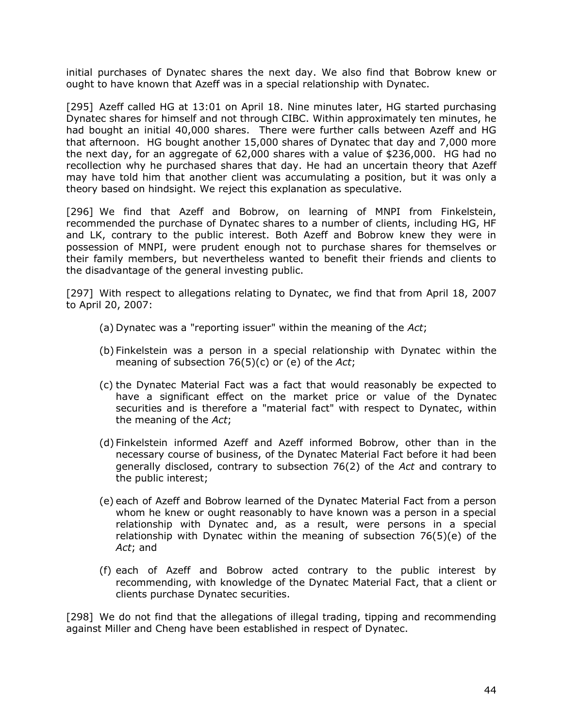initial purchases of Dynatec shares the next day. We also find that Bobrow knew or ought to have known that Azeff was in a special relationship with Dynatec.

[295] Azeff called HG at 13:01 on April 18. Nine minutes later, HG started purchasing Dynatec shares for himself and not through CIBC. Within approximately ten minutes, he had bought an initial 40,000 shares. There were further calls between Azeff and HG that afternoon. HG bought another 15,000 shares of Dynatec that day and 7,000 more the next day, for an aggregate of 62,000 shares with a value of $236,000. HG had no recollection why he purchased shares that day. He had an uncertain theory that Azeff may have told him that another client was accumulating a position, but it was only a theory based on hindsight. We reject this explanation as speculative.

[296] We find that Azeff and Bobrow, on learning of MNPI from Finkelstein, recommended the purchase of Dynatec shares to a number of clients, including HG, HF and LK, contrary to the public interest. Both Azeff and Bobrow knew they were in possession of MNPI, were prudent enough not to purchase shares for themselves or their family members, but nevertheless wanted to benefit their friends and clients to the disadvantage of the general investing public.

[297] With respect to allegations relating to Dynatec, we find that from April 18, 2007 to April 20, 2007:

(a) Dynatec was a "reporting issuer" within the meaning of the *Act*;

(b) Finkelstein was a person in a special relationship with Dynatec within the meaning of subsection 76(5)(c) or (e) of the *Act*;

(c) the Dynatec Material Fact was a fact that would reasonably be expected to have a significant effect on the market price or value of the Dynatec securities and is therefore a "material fact" with respect to Dynatec, within the meaning of the *Act*;

(d) Finkelstein informed Azeff and Azeff informed Bobrow, other than in the necessary course of business, of the Dynatec Material Fact before it had been generally disclosed, contrary to subsection 76(2) of the *Act* and contrary to the public interest;

(e) each of Azeff and Bobrow learned of the Dynatec Material Fact from a person whom he knew or ought reasonably to have known was a person in a special relationship with Dynatec and, as a result, were persons in a special relationship with Dynatec within the meaning of subsection 76(5)(e) of the *Act*; and

(f) each of Azeff and Bobrow acted contrary to the public interest by recommending, with knowledge of the Dynatec Material Fact, that a client or clients purchase Dynatec securities.

[298] We do not find that the allegations of illegal trading, tipping and recommending against Miller and Cheng have been established in respect of Dynatec.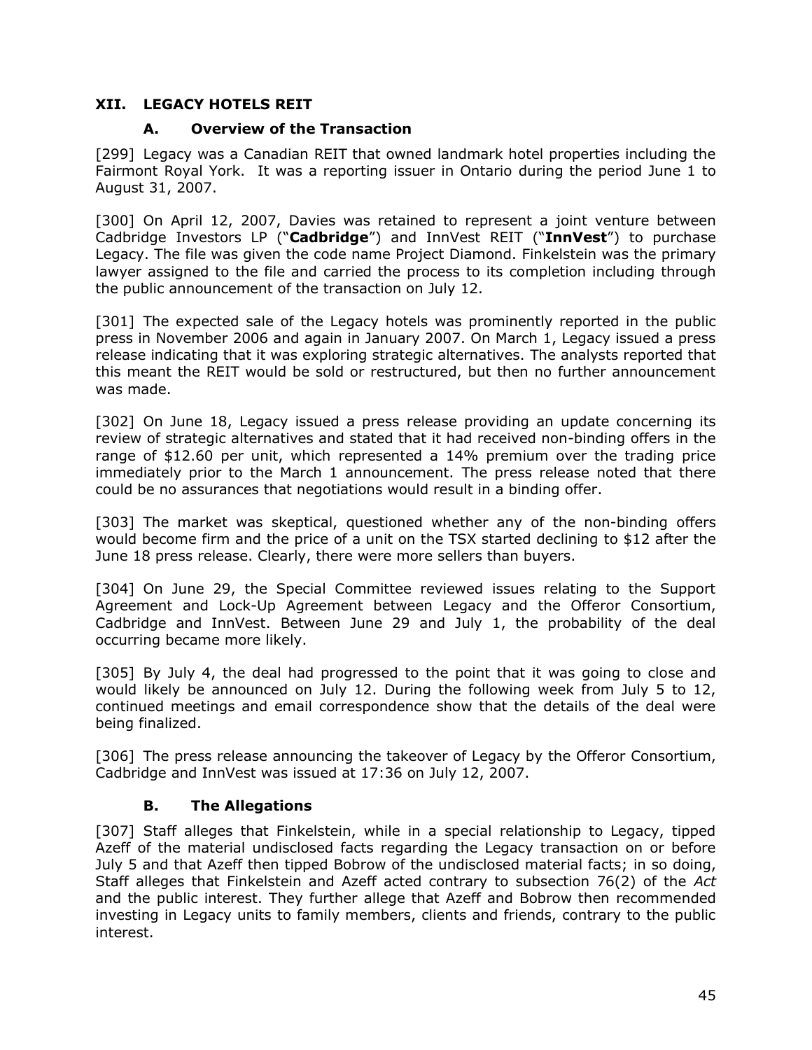## XII. LEGACY HOTELS REIT

### A. Overview of the Transaction

[299] Legacy was a Canadian REIT that owned landmark hotel properties including the Fairmont Royal York. It was a reporting issuer in Ontario during the period June 1 to August 31, 2007.

[300] On April 12, 2007, Davies was retained to represent a joint venture between Cadbridge Investors LP ("**Cadbridge**") and InnVest REIT ("**InnVest**") to purchase Legacy. The file was given the code name Project Diamond. Finkelstein was the primary lawyer assigned to the file and carried the process to its completion including through the public announcement of the transaction on July 12.

[301] The expected sale of the Legacy hotels was prominently reported in the public press in November 2006 and again in January 2007. On March 1, Legacy issued a press release indicating that it was exploring strategic alternatives. The analysts reported that this meant the REIT would be sold or restructured, but then no further announcement was made.

[302] On June 18, Legacy issued a press release providing an update concerning its review of strategic alternatives and stated that it had received non-binding offers in the range of $12.60 per unit, which represented a 14% premium over the trading price immediately prior to the March 1 announcement. The press release noted that there could be no assurances that negotiations would result in a binding offer.

[303] The market was skeptical, questioned whether any of the non-binding offers would become firm and the price of a unit on the TSX started declining to $12 after the June 18 press release. Clearly, there were more sellers than buyers.

[304] On June 29, the Special Committee reviewed issues relating to the Support Agreement and Lock-Up Agreement between Legacy and the Offeror Consortium, Cadbridge and InnVest. Between June 29 and July 1, the probability of the deal occurring became more likely.

[305] By July 4, the deal had progressed to the point that it was going to close and would likely be announced on July 12. During the following week from July 5 to 12, continued meetings and email correspondence show that the details of the deal were being finalized.

[306] The press release announcing the takeover of Legacy by the Offeror Consortium, Cadbridge and InnVest was issued at 17:36 on July 12, 2007.

### B. The Allegations

[307] Staff alleges that Finkelstein, while in a special relationship to Legacy, tipped Azeff of the material undisclosed facts regarding the Legacy transaction on or before July 5 and that Azeff then tipped Bobrow of the undisclosed material facts; in so doing, Staff alleges that Finkelstein and Azeff acted contrary to subsection 76(2) of the *Act* and the public interest. They further allege that Azeff and Bobrow then recommended investing in Legacy units to family members, clients and friends, contrary to the public interest.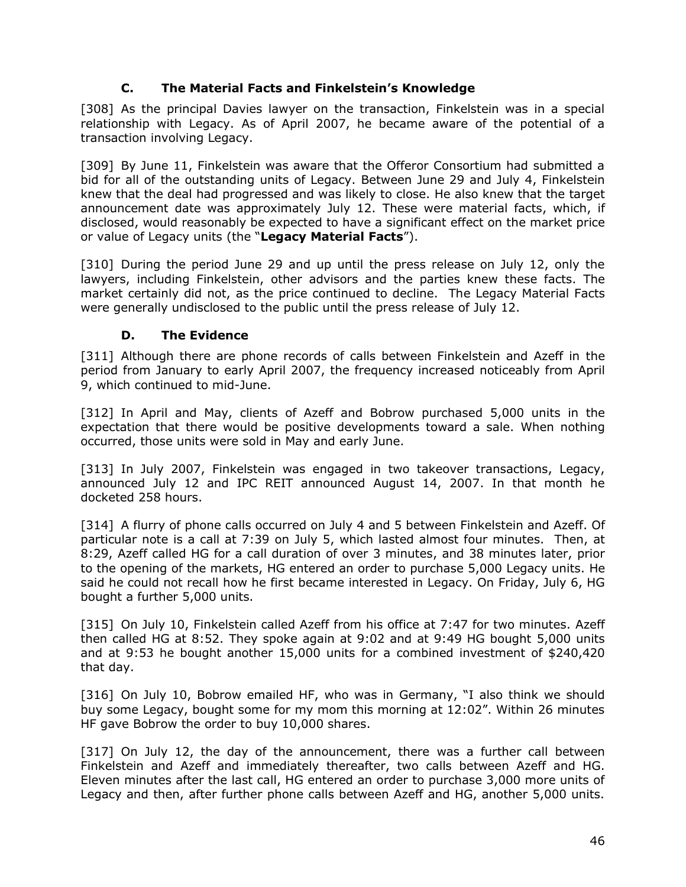### C. The Material Facts and Finkelstein's Knowledge

[308] As the principal Davies lawyer on the transaction, Finkelstein was in a special relationship with Legacy. As of April 2007, he became aware of the potential of a transaction involving Legacy.

[309] By June 11, Finkelstein was aware that the Offeror Consortium had submitted a bid for all of the outstanding units of Legacy. Between June 29 and July 4, Finkelstein knew that the deal had progressed and was likely to close. He also knew that the target announcement date was approximately July 12. These were material facts, which, if disclosed, would reasonably be expected to have a significant effect on the market price or value of Legacy units (the "**Legacy Material Facts**").

[310] During the period June 29 and up until the press release on July 12, only the lawyers, including Finkelstein, other advisors and the parties knew these facts. The market certainly did not, as the price continued to decline. The Legacy Material Facts were generally undisclosed to the public until the press release of July 12.

### D. The Evidence

[311] Although there are phone records of calls between Finkelstein and Azeff in the period from January to early April 2007, the frequency increased noticeably from April 9, which continued to mid-June.

[312] In April and May, clients of Azeff and Bobrow purchased 5,000 units in the expectation that there would be positive developments toward a sale. When nothing occurred, those units were sold in May and early June.

[313] In July 2007, Finkelstein was engaged in two takeover transactions, Legacy, announced July 12 and IPC REIT announced August 14, 2007. In that month he docketed 258 hours.

[314] A flurry of phone calls occurred on July 4 and 5 between Finkelstein and Azeff. Of particular note is a call at 7:39 on July 5, which lasted almost four minutes. Then, at 8:29, Azeff called HG for a call duration of over 3 minutes, and 38 minutes later, prior to the opening of the markets, HG entered an order to purchase 5,000 Legacy units. He said he could not recall how he first became interested in Legacy. On Friday, July 6, HG bought a further 5,000 units.

[315] On July 10, Finkelstein called Azeff from his office at 7:47 for two minutes. Azeff then called HG at 8:52. They spoke again at 9:02 and at 9:49 HG bought 5,000 units and at 9:53 he bought another 15,000 units for a combined investment of $240,420 that day.

[316] On July 10, Bobrow emailed HF, who was in Germany, "I also think we should buy some Legacy, bought some for my mom this morning at 12:02". Within 26 minutes HF gave Bobrow the order to buy 10,000 shares.

[317] On July 12, the day of the announcement, there was a further call between Finkelstein and Azeff and immediately thereafter, two calls between Azeff and HG. Eleven minutes after the last call, HG entered an order to purchase 3,000 more units of Legacy and then, after further phone calls between Azeff and HG, another 5,000 units.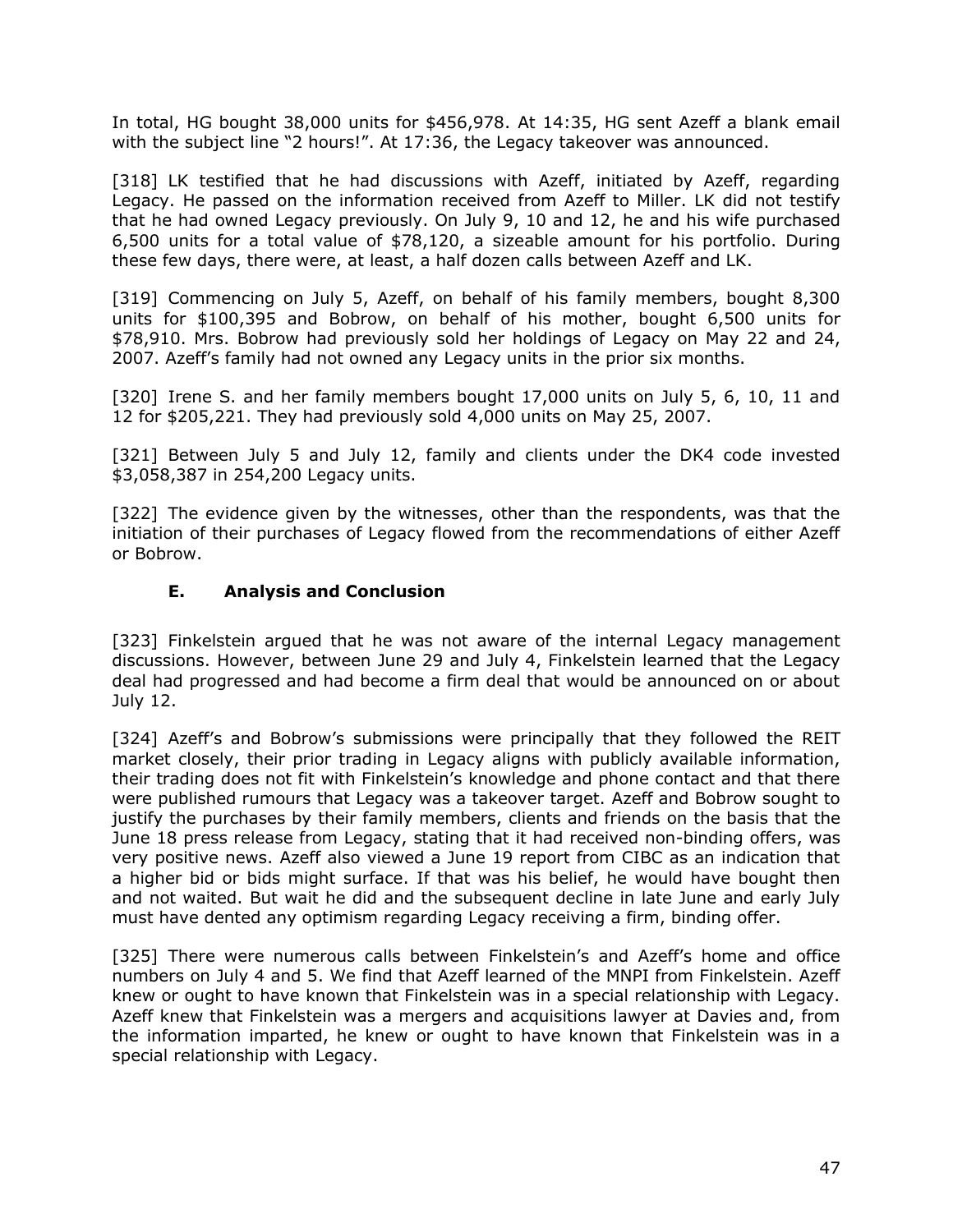In total, HG bought 38,000 units for $456,978. At 14:35, HG sent Azeff a blank email with the subject line "2 hours!". At 17:36, the Legacy takeover was announced.

[318] LK testified that he had discussions with Azeff, initiated by Azeff, regarding Legacy. He passed on the information received from Azeff to Miller. LK did not testify that he had owned Legacy previously. On July 9, 10 and 12, he and his wife purchased 6,500 units for a total value of $78,120, a sizeable amount for his portfolio. During these few days, there were, at least, a half dozen calls between Azeff and LK.

[319] Commencing on July 5, Azeff, on behalf of his family members, bought 8,300 units for $100,395 and Bobrow, on behalf of his mother, bought 6,500 units for $78,910. Mrs. Bobrow had previously sold her holdings of Legacy on May 22 and 24, 2007. Azeff's family had not owned any Legacy units in the prior six months.

[320] Irene S. and her family members bought 17,000 units on July 5, 6, 10, 11 and 12 for $205,221. They had previously sold 4,000 units on May 25, 2007.

[321] Between July 5 and July 12, family and clients under the DK4 code invested $3,058,387 in 254,200 Legacy units.

[322] The evidence given by the witnesses, other than the respondents, was that the initiation of their purchases of Legacy flowed from the recommendations of either Azeff or Bobrow.

### E. Analysis and Conclusion

[323] Finkelstein argued that he was not aware of the internal Legacy management discussions. However, between June 29 and July 4, Finkelstein learned that the Legacy deal had progressed and had become a firm deal that would be announced on or about July 12.

[324] Azeff's and Bobrow's submissions were principally that they followed the REIT market closely, their prior trading in Legacy aligns with publicly available information, their trading does not fit with Finkelstein's knowledge and phone contact and that there were published rumours that Legacy was a takeover target. Azeff and Bobrow sought to justify the purchases by their family members, clients and friends on the basis that the June 18 press release from Legacy, stating that it had received non-binding offers, was very positive news. Azeff also viewed a June 19 report from CIBC as an indication that a higher bid or bids might surface. If that was his belief, he would have bought then and not waited. But wait he did and the subsequent decline in late June and early July must have dented any optimism regarding Legacy receiving a firm, binding offer.

[325] There were numerous calls between Finkelstein's and Azeff's home and office numbers on July 4 and 5. We find that Azeff learned of the MNPI from Finkelstein. Azeff knew or ought to have known that Finkelstein was in a special relationship with Legacy. Azeff knew that Finkelstein was a mergers and acquisitions lawyer at Davies and, from the information imparted, he knew or ought to have known that Finkelstein was in a special relationship with Legacy.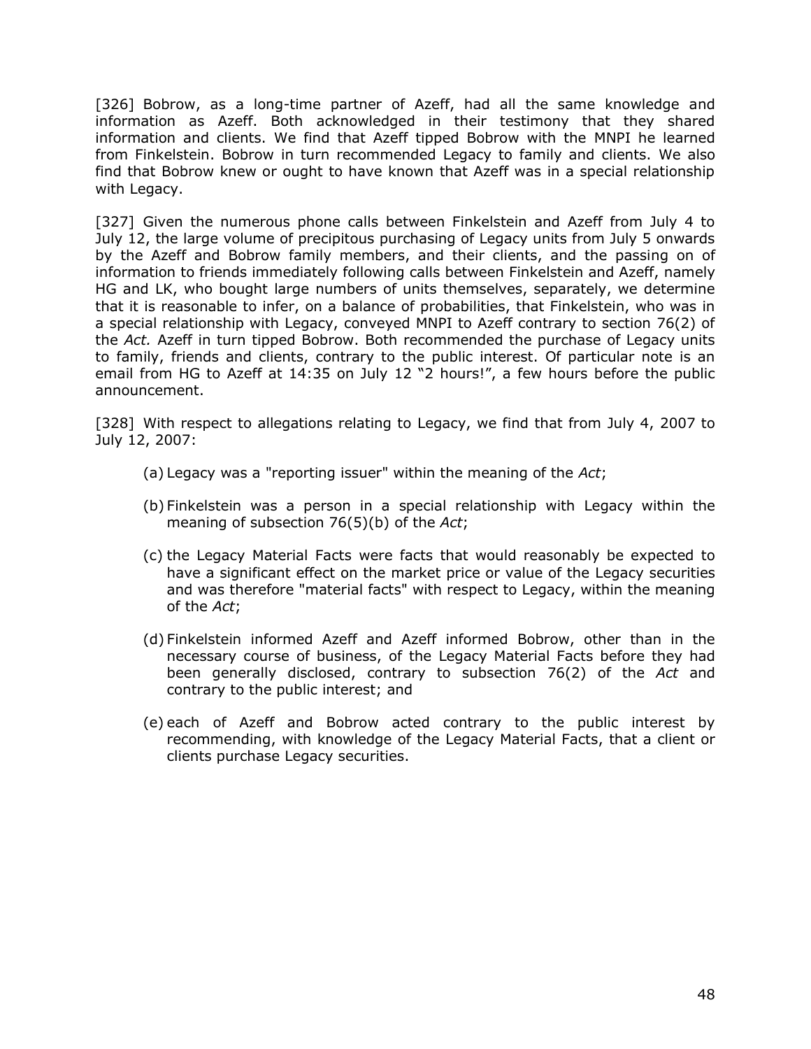[326] Bobrow, as a long-time partner of Azeff, had all the same knowledge and information as Azeff. Both acknowledged in their testimony that they shared information and clients. We find that Azeff tipped Bobrow with the MNPI he learned from Finkelstein. Bobrow in turn recommended Legacy to family and clients. We also find that Bobrow knew or ought to have known that Azeff was in a special relationship with Legacy.

[327] Given the numerous phone calls between Finkelstein and Azeff from July 4 to July 12, the large volume of precipitous purchasing of Legacy units from July 5 onwards by the Azeff and Bobrow family members, and their clients, and the passing on of information to friends immediately following calls between Finkelstein and Azeff, namely HG and LK, who bought large numbers of units themselves, separately, we determine that it is reasonable to infer, on a balance of probabilities, that Finkelstein, who was in a special relationship with Legacy, conveyed MNPI to Azeff contrary to section 76(2) of the *Act.* Azeff in turn tipped Bobrow. Both recommended the purchase of Legacy units to family, friends and clients, contrary to the public interest. Of particular note is an email from HG to Azeff at 14:35 on July 12 "2 hours!", a few hours before the public announcement.

[328] With respect to allegations relating to Legacy, we find that from July 4, 2007 to July 12, 2007:

(a) Legacy was a "reporting issuer" within the meaning of the *Act*;

(b) Finkelstein was a person in a special relationship with Legacy within the meaning of subsection 76(5)(b) of the *Act*;

(c) the Legacy Material Facts were facts that would reasonably be expected to have a significant effect on the market price or value of the Legacy securities and was therefore "material facts" with respect to Legacy, within the meaning of the *Act*;

(d) Finkelstein informed Azeff and Azeff informed Bobrow, other than in the necessary course of business, of the Legacy Material Facts before they had been generally disclosed, contrary to subsection 76(2) of the *Act* and contrary to the public interest; and

(e) each of Azeff and Bobrow acted contrary to the public interest by recommending, with knowledge of the Legacy Material Facts, that a client or clients purchase Legacy securities.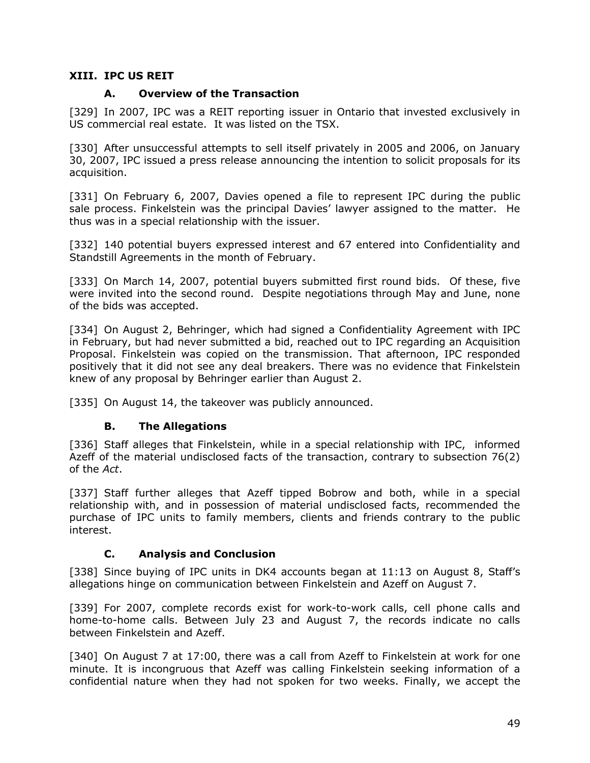## XIII. IPC US REIT

### A. Overview of the Transaction

[329] In 2007, IPC was a REIT reporting issuer in Ontario that invested exclusively in US commercial real estate. It was listed on the TSX.

[330] After unsuccessful attempts to sell itself privately in 2005 and 2006, on January 30, 2007, IPC issued a press release announcing the intention to solicit proposals for its acquisition.

[331] On February 6, 2007, Davies opened a file to represent IPC during the public sale process. Finkelstein was the principal Davies' lawyer assigned to the matter. He thus was in a special relationship with the issuer.

[332] 140 potential buyers expressed interest and 67 entered into Confidentiality and Standstill Agreements in the month of February.

[333] On March 14, 2007, potential buyers submitted first round bids. Of these, five were invited into the second round. Despite negotiations through May and June, none of the bids was accepted.

[334] On August 2, Behringer, which had signed a Confidentiality Agreement with IPC in February, but had never submitted a bid, reached out to IPC regarding an Acquisition Proposal. Finkelstein was copied on the transmission. That afternoon, IPC responded positively that it did not see any deal breakers. There was no evidence that Finkelstein knew of any proposal by Behringer earlier than August 2.

[335] On August 14, the takeover was publicly announced.

### B. The Allegations

[336] Staff alleges that Finkelstein, while in a special relationship with IPC, informed Azeff of the material undisclosed facts of the transaction, contrary to subsection 76(2) of the *Act*.

[337] Staff further alleges that Azeff tipped Bobrow and both, while in a special relationship with, and in possession of material undisclosed facts, recommended the purchase of IPC units to family members, clients and friends contrary to the public interest.

### C. Analysis and Conclusion

[338] Since buying of IPC units in DK4 accounts began at 11:13 on August 8, Staff's allegations hinge on communication between Finkelstein and Azeff on August 7.

[339] For 2007, complete records exist for work-to-work calls, cell phone calls and home-to-home calls. Between July 23 and August 7, the records indicate no calls between Finkelstein and Azeff.

[340] On August 7 at 17:00, there was a call from Azeff to Finkelstein at work for one minute. It is incongruous that Azeff was calling Finkelstein seeking information of a confidential nature when they had not spoken for two weeks. Finally, we accept the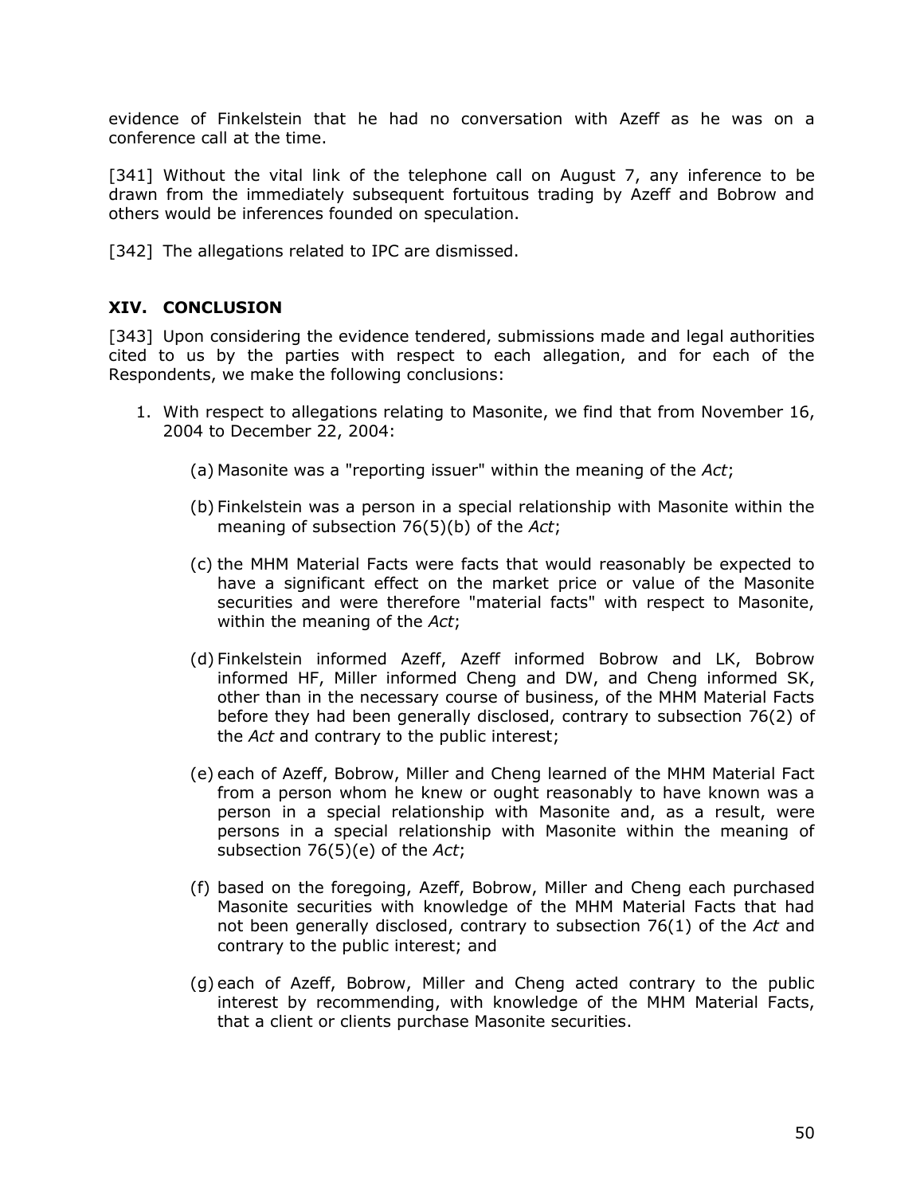evidence of Finkelstein that he had no conversation with Azeff as he was on a conference call at the time.

[341] Without the vital link of the telephone call on August 7, any inference to be drawn from the immediately subsequent fortuitous trading by Azeff and Bobrow and others would be inferences founded on speculation.

[342] The allegations related to IPC are dismissed.

## XIV. CONCLUSION

[343] Upon considering the evidence tendered, submissions made and legal authorities cited to us by the parties with respect to each allegation, and for each of the Respondents, we make the following conclusions:

1. With respect to allegations relating to Masonite, we find that from November 16, 2004 to December 22, 2004:

    (a) Masonite was a "reporting issuer" within the meaning of the *Act*;

    (b) Finkelstein was a person in a special relationship with Masonite within the meaning of subsection 76(5)(b) of the *Act*;

    (c) the MHM Material Facts were facts that would reasonably be expected to have a significant effect on the market price or value of the Masonite securities and were therefore "material facts" with respect to Masonite, within the meaning of the *Act*;

    (d) Finkelstein informed Azeff, Azeff informed Bobrow and LK, Bobrow informed HF, Miller informed Cheng and DW, and Cheng informed SK, other than in the necessary course of business, of the MHM Material Facts before they had been generally disclosed, contrary to subsection 76(2) of the *Act* and contrary to the public interest;

    (e) each of Azeff, Bobrow, Miller and Cheng learned of the MHM Material Fact from a person whom he knew or ought reasonably to have known was a person in a special relationship with Masonite and, as a result, were persons in a special relationship with Masonite within the meaning of subsection 76(5)(e) of the *Act*;

    (f) based on the foregoing, Azeff, Bobrow, Miller and Cheng each purchased Masonite securities with knowledge of the MHM Material Facts that had not been generally disclosed, contrary to subsection 76(1) of the *Act* and contrary to the public interest; and

    (g) each of Azeff, Bobrow, Miller and Cheng acted contrary to the public interest by recommending, with knowledge of the MHM Material Facts, that a client or clients purchase Masonite securities.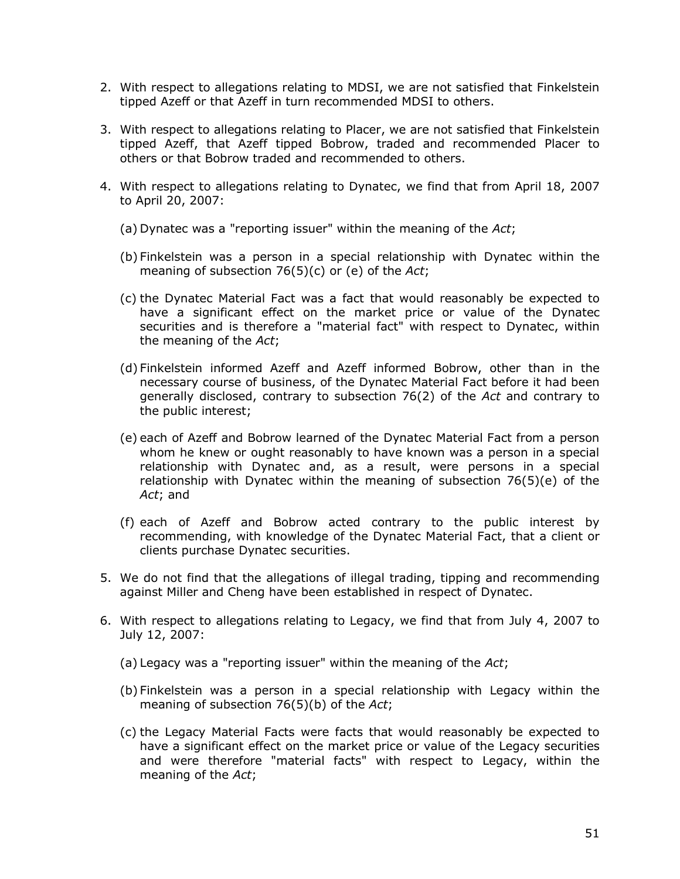2. With respect to allegations relating to MDSI, we are not satisfied that Finkelstein tipped Azeff or that Azeff in turn recommended MDSI to others.

3. With respect to allegations relating to Placer, we are not satisfied that Finkelstein tipped Azeff, that Azeff tipped Bobrow, traded and recommended Placer to others or that Bobrow traded and recommended to others.

4. With respect to allegations relating to Dynatec, we find that from April 18, 2007 to April 20, 2007:

   (a) Dynatec was a "reporting issuer" within the meaning of the *Act*;

   (b) Finkelstein was a person in a special relationship with Dynatec within the meaning of subsection 76(5)(c) or (e) of the *Act*;

   (c) the Dynatec Material Fact was a fact that would reasonably be expected to have a significant effect on the market price or value of the Dynatec securities and is therefore a "material fact" with respect to Dynatec, within the meaning of the *Act*;

   (d) Finkelstein informed Azeff and Azeff informed Bobrow, other than in the necessary course of business, of the Dynatec Material Fact before it had been generally disclosed, contrary to subsection 76(2) of the *Act* and contrary to the public interest;

   (e) each of Azeff and Bobrow learned of the Dynatec Material Fact from a person whom he knew or ought reasonably to have known was a person in a special relationship with Dynatec and, as a result, were persons in a special relationship with Dynatec within the meaning of subsection 76(5)(e) of the *Act*; and

   (f) each of Azeff and Bobrow acted contrary to the public interest by recommending, with knowledge of the Dynatec Material Fact, that a client or clients purchase Dynatec securities.

5. We do not find that the allegations of illegal trading, tipping and recommending against Miller and Cheng have been established in respect of Dynatec.

6. With respect to allegations relating to Legacy, we find that from July 4, 2007 to July 12, 2007:

   (a) Legacy was a "reporting issuer" within the meaning of the *Act*;

   (b) Finkelstein was a person in a special relationship with Legacy within the meaning of subsection 76(5)(b) of the *Act*;

   (c) the Legacy Material Facts were facts that would reasonably be expected to have a significant effect on the market price or value of the Legacy securities and were therefore "material facts" with respect to Legacy, within the meaning of the *Act*;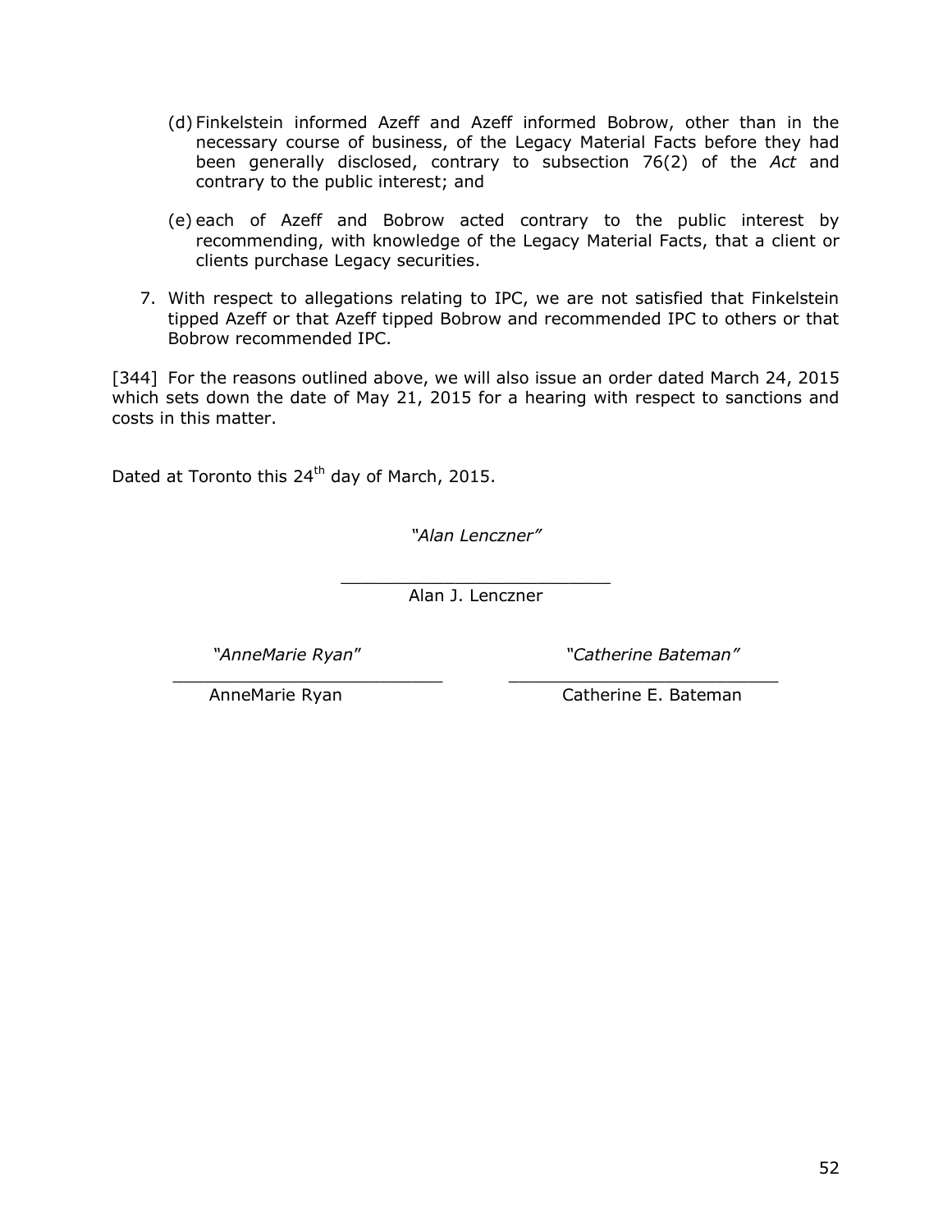(d) Finkelstein informed Azeff and Azeff informed Bobrow, other than in the necessary course of business, of the Legacy Material Facts before they had been generally disclosed, contrary to subsection 76(2) of the *Act* and contrary to the public interest; and

(e) each of Azeff and Bobrow acted contrary to the public interest by recommending, with knowledge of the Legacy Material Facts, that a client or clients purchase Legacy securities.

7. With respect to allegations relating to IPC, we are not satisfied that Finkelstein tipped Azeff or that Azeff tipped Bobrow and recommended IPC to others or that Bobrow recommended IPC.

[344] For the reasons outlined above, we will also issue an order dated March 24, 2015 which sets down the date of May 21, 2015 for a hearing with respect to sanctions and costs in this matter.

Dated at Toronto this 24th day of March, 2015.

*"Alan Lenczner"*

Alan J. Lenczner

*"AnneMarie Ryan"*

AnneMarie Ryan

*"Catherine Bateman"*

Catherine E. Bateman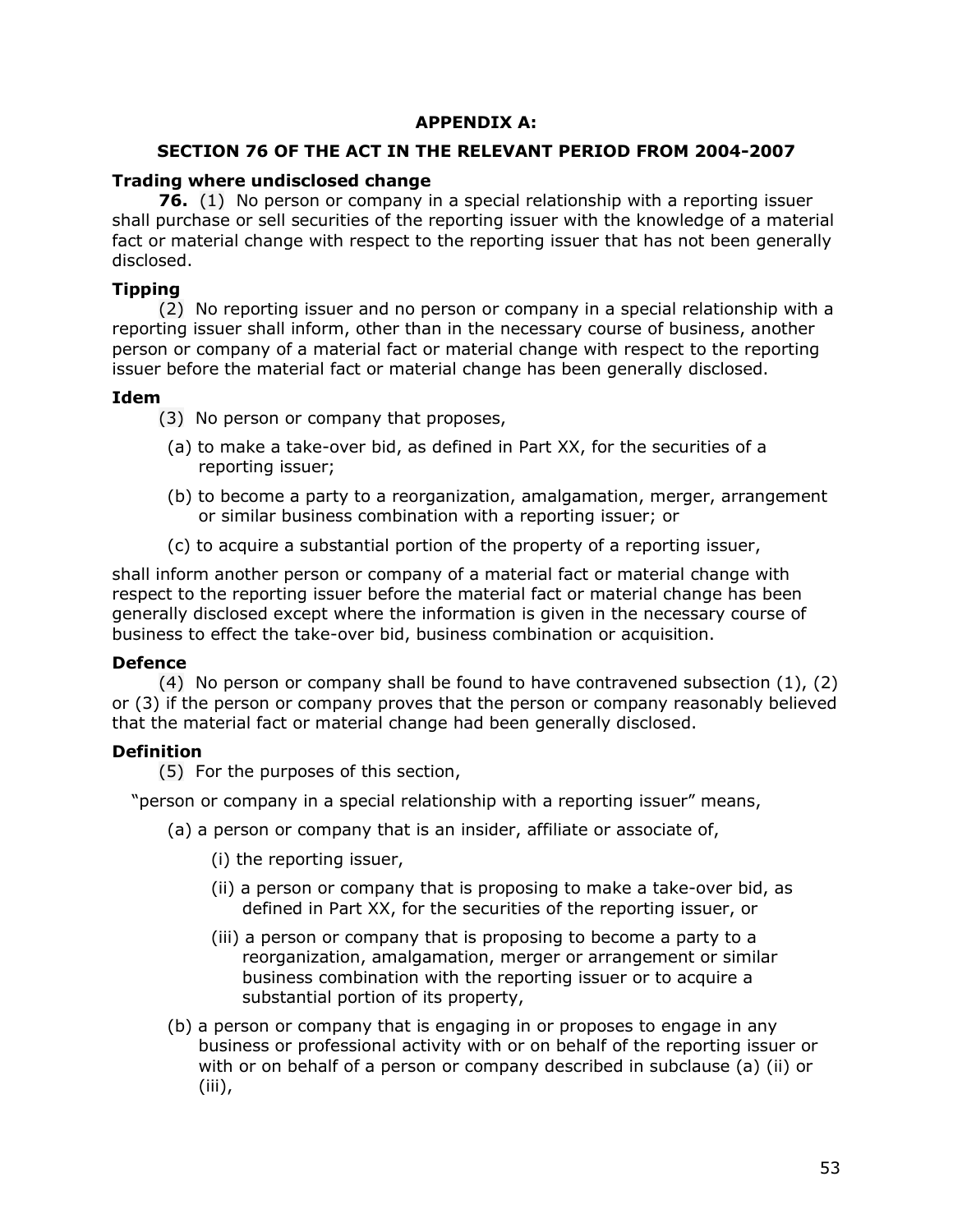## APPENDIX A:

## SECTION 76 OF THE ACT IN THE RELEVANT PERIOD FROM 2004-2007

**Trading where undisclosed change**

**76.** (1) No person or company in a special relationship with a reporting issuer shall purchase or sell securities of the reporting issuer with the knowledge of a material fact or material change with respect to the reporting issuer that has not been generally disclosed.

**Tipping**

(2) No reporting issuer and no person or company in a special relationship with a reporting issuer shall inform, other than in the necessary course of business, another person or company of a material fact or material change with respect to the reporting issuer before the material fact or material change has been generally disclosed.

**Idem**

(3) No person or company that proposes,

(a) to make a take-over bid, as defined in Part XX, for the securities of a reporting issuer;

(b) to become a party to a reorganization, amalgamation, merger, arrangement or similar business combination with a reporting issuer; or

(c) to acquire a substantial portion of the property of a reporting issuer,

shall inform another person or company of a material fact or material change with respect to the reporting issuer before the material fact or material change has been generally disclosed except where the information is given in the necessary course of business to effect the take-over bid, business combination or acquisition.

**Defence**

(4) No person or company shall be found to have contravened subsection (1), (2) or (3) if the person or company proves that the person or company reasonably believed that the material fact or material change had been generally disclosed.

**Definition**

(5) For the purposes of this section,

"person or company in a special relationship with a reporting issuer" means,

(a) a person or company that is an insider, affiliate or associate of,

(i) the reporting issuer,

(ii) a person or company that is proposing to make a take-over bid, as defined in Part XX, for the securities of the reporting issuer, or

(iii) a person or company that is proposing to become a party to a reorganization, amalgamation, merger or arrangement or similar business combination with the reporting issuer or to acquire a substantial portion of its property,

(b) a person or company that is engaging in or proposes to engage in any business or professional activity with or on behalf of the reporting issuer or with or on behalf of a person or company described in subclause (a) (ii) or (iii),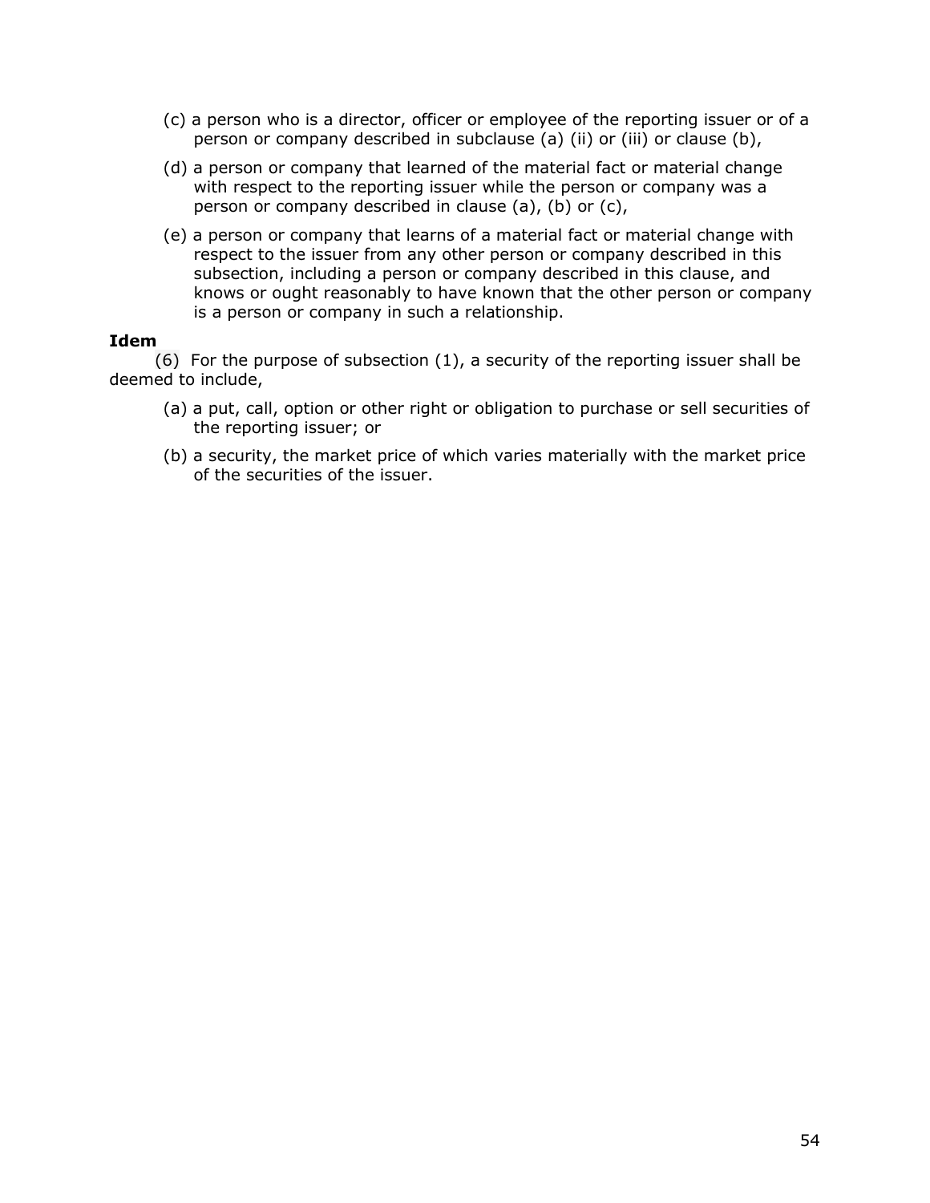(c) a person who is a director, officer or employee of the reporting issuer or of a person or company described in subclause (a) (ii) or (iii) or clause (b),

(d) a person or company that learned of the material fact or material change with respect to the reporting issuer while the person or company was a person or company described in clause (a), (b) or (c),

(e) a person or company that learns of a material fact or material change with respect to the issuer from any other person or company described in this subsection, including a person or company described in this clause, and knows or ought reasonably to have known that the other person or company is a person or company in such a relationship.

**Idem**

(6) For the purpose of subsection (1), a security of the reporting issuer shall be deemed to include,

(a) a put, call, option or other right or obligation to purchase or sell securities of the reporting issuer; or

(b) a security, the market price of which varies materially with the market price of the securities of the issuer.